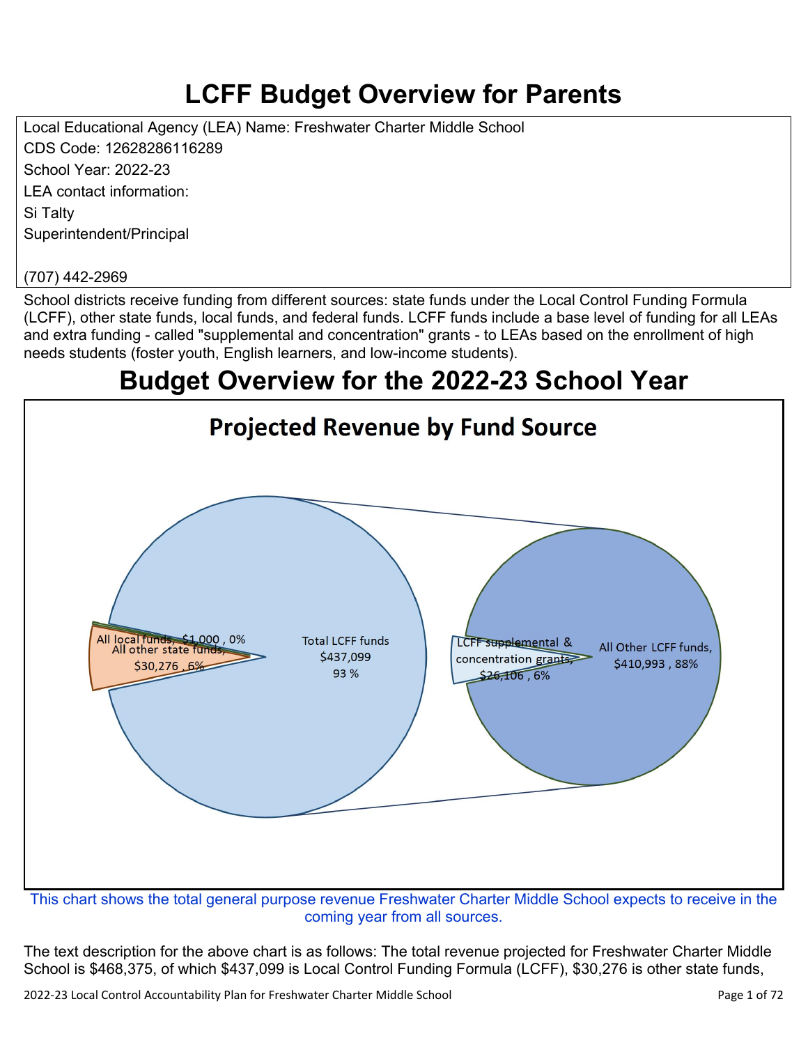# LCFF Budget Overview for Parents

Local Educational Agency (LEA) Name: Freshwater Charter Middle School
CDS Code: 12628286116289
School Year: 2022-23
LEA contact information:
Si Talty
Superintendent/Principal

(707) 442-2969

School districts receive funding from different sources: state funds under the Local Control Funding Formula (LCFF), other state funds, local funds, and federal funds. LCFF funds include a base level of funding for all LEAs and extra funding - called "supplemental and concentration" grants - to LEAs based on the enrollment of high needs students (foster youth, English learners, and low-income students).

# Budget Overview for the 2022-23 School Year

## Projected Revenue by Fund Source

All local funds, $1,000 , 0%
All other state funds, $30,276 , 6%
Total LCFF funds $437,099 93 %
LCFF supplemental & concentration grants, $26,106 , 6%
All Other LCFF funds, $410,993 , 88%

This chart shows the total general purpose revenue Freshwater Charter Middle School expects to receive in the coming year from all sources.

The text description for the above chart is as follows: The total revenue projected for Freshwater Charter Middle School is $468,375, of which $437,099 is Local Control Funding Formula (LCFF), $30,276 is other state funds,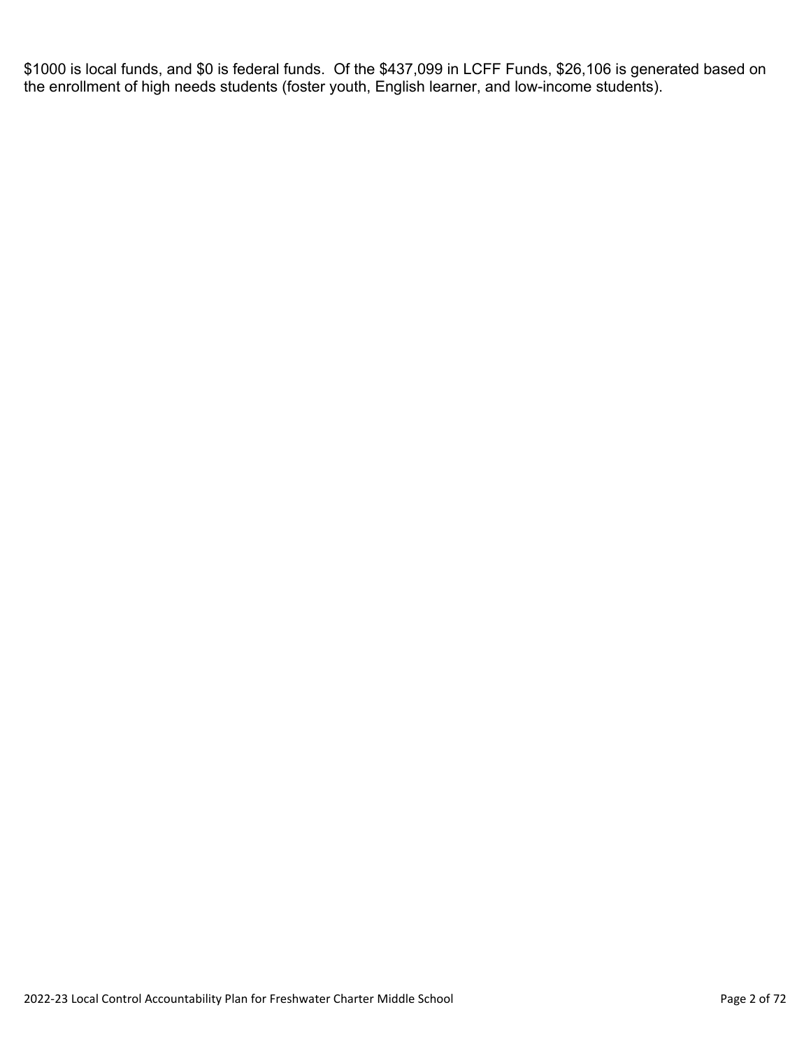$1000 is local funds, and $0 is federal funds.  Of the $437,099 in LCFF Funds, $26,106 is generated based on the enrollment of high needs students (foster youth, English learner, and low-income students).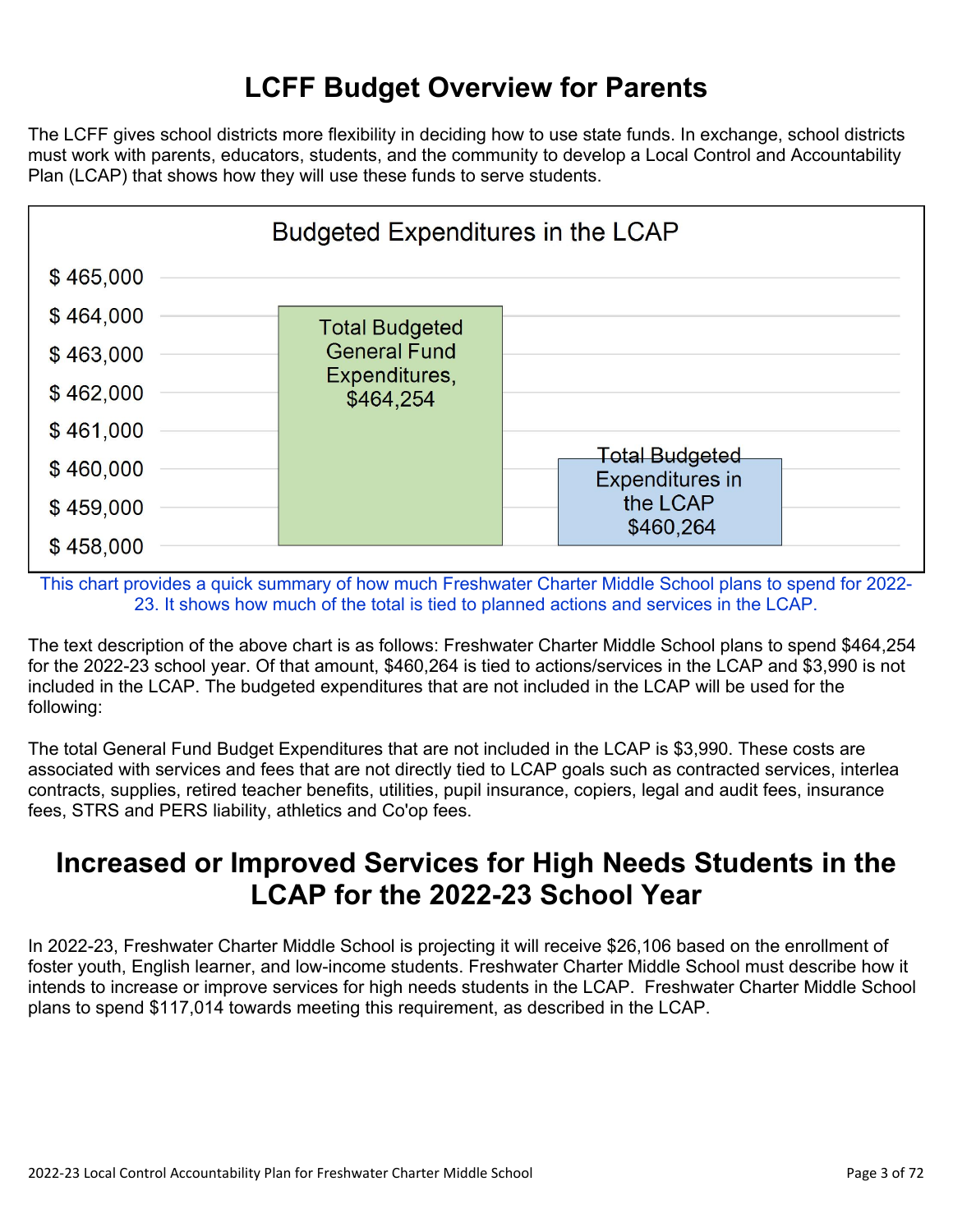# LCFF Budget Overview for Parents

The LCFF gives school districts more flexibility in deciding how to use state funds. In exchange, school districts must work with parents, educators, students, and the community to develop a Local Control and Accountability Plan (LCAP) that shows how they will use these funds to serve students.

**Budgeted Expenditures in the LCAP**

| Category | Amount |
| --- | --- |
| Total Budgeted General Fund Expenditures | $464,254 |
| Total Budgeted Expenditures in the LCAP | $460,264 |

This chart provides a quick summary of how much Freshwater Charter Middle School plans to spend for 2022-23. It shows how much of the total is tied to planned actions and services in the LCAP.

The text description of the above chart is as follows: Freshwater Charter Middle School plans to spend $464,254 for the 2022-23 school year. Of that amount, $460,264 is tied to actions/services in the LCAP and $3,990 is not included in the LCAP. The budgeted expenditures that are not included in the LCAP will be used for the following:

The total General Fund Budget Expenditures that are not included in the LCAP is $3,990. These costs are associated with services and fees that are not directly tied to LCAP goals such as contracted services, interlea contracts, supplies, retired teacher benefits, utilities, pupil insurance, copiers, legal and audit fees, insurance fees, STRS and PERS liability, athletics and Co'op fees.

# Increased or Improved Services for High Needs Students in the LCAP for the 2022-23 School Year

In 2022-23, Freshwater Charter Middle School is projecting it will receive $26,106 based on the enrollment of foster youth, English learner, and low-income students. Freshwater Charter Middle School must describe how it intends to increase or improve services for high needs students in the LCAP. Freshwater Charter Middle School plans to spend $117,014 towards meeting this requirement, as described in the LCAP.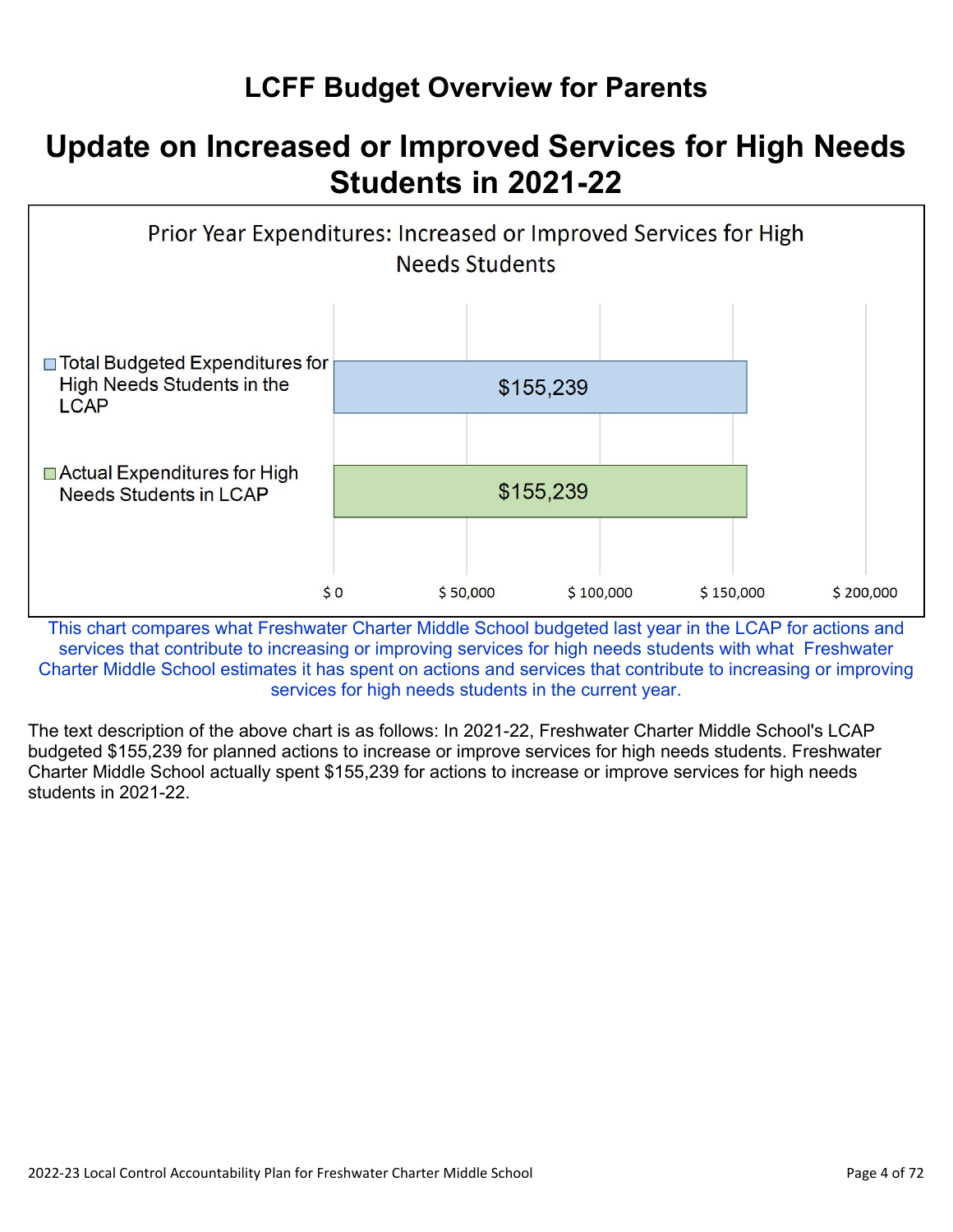# LCFF Budget Overview for Parents

## Update on Increased or Improved Services for High Needs Students in 2021-22

Prior Year Expenditures: Increased or Improved Services for High Needs Students

| Category | Amount |
|---|---|
| Total Budgeted Expenditures for High Needs Students in the LCAP | $155,239 |
| Actual Expenditures for High Needs Students in LCAP | $155,239 |

This chart compares what Freshwater Charter Middle School budgeted last year in the LCAP for actions and services that contribute to increasing or improving services for high needs students with what Freshwater Charter Middle School estimates it has spent on actions and services that contribute to increasing or improving services for high needs students in the current year.

The text description of the above chart is as follows: In 2021-22, Freshwater Charter Middle School's LCAP budgeted $155,239 for planned actions to increase or improve services for high needs students. Freshwater Charter Middle School actually spent $155,239 for actions to increase or improve services for high needs students in 2021-22.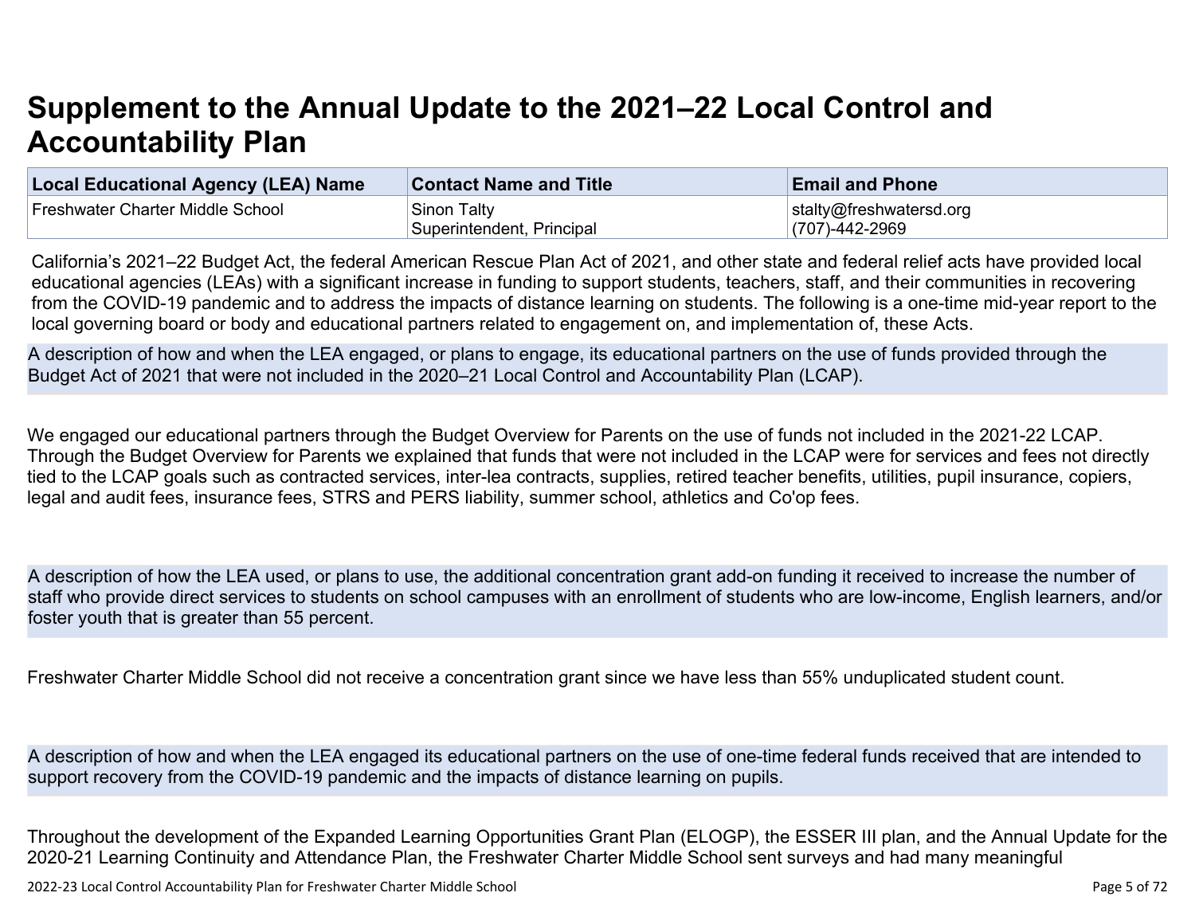# Supplement to the Annual Update to the 2021–22 Local Control and Accountability Plan

| Local Educational Agency (LEA) Name | Contact Name and Title | Email and Phone |
| --- | --- | --- |
| Freshwater Charter Middle School | Sinon Talty<br>Superintendent, Principal | stalty@freshwatersd.org<br>(707)-442-2969 |

California's 2021–22 Budget Act, the federal American Rescue Plan Act of 2021, and other state and federal relief acts have provided local educational agencies (LEAs) with a significant increase in funding to support students, teachers, staff, and their communities in recovering from the COVID-19 pandemic and to address the impacts of distance learning on students. The following is a one-time mid-year report to the local governing board or body and educational partners related to engagement on, and implementation of, these Acts.

A description of how and when the LEA engaged, or plans to engage, its educational partners on the use of funds provided through the Budget Act of 2021 that were not included in the 2020–21 Local Control and Accountability Plan (LCAP).

We engaged our educational partners through the Budget Overview for Parents on the use of funds not included in the 2021-22 LCAP. Through the Budget Overview for Parents we explained that funds that were not included in the LCAP were for services and fees not directly tied to the LCAP goals such as contracted services, inter-lea contracts, supplies, retired teacher benefits, utilities, pupil insurance, copiers, legal and audit fees, insurance fees, STRS and PERS liability, summer school, athletics and Co'op fees.

A description of how the LEA used, or plans to use, the additional concentration grant add-on funding it received to increase the number of staff who provide direct services to students on school campuses with an enrollment of students who are low-income, English learners, and/or foster youth that is greater than 55 percent.

Freshwater Charter Middle School did not receive a concentration grant since we have less than 55% unduplicated student count.

A description of how and when the LEA engaged its educational partners on the use of one-time federal funds received that are intended to support recovery from the COVID-19 pandemic and the impacts of distance learning on pupils.

Throughout the development of the Expanded Learning Opportunities Grant Plan (ELOGP), the ESSER III plan, and the Annual Update for the 2020-21 Learning Continuity and Attendance Plan, the Freshwater Charter Middle School sent surveys and had many meaningful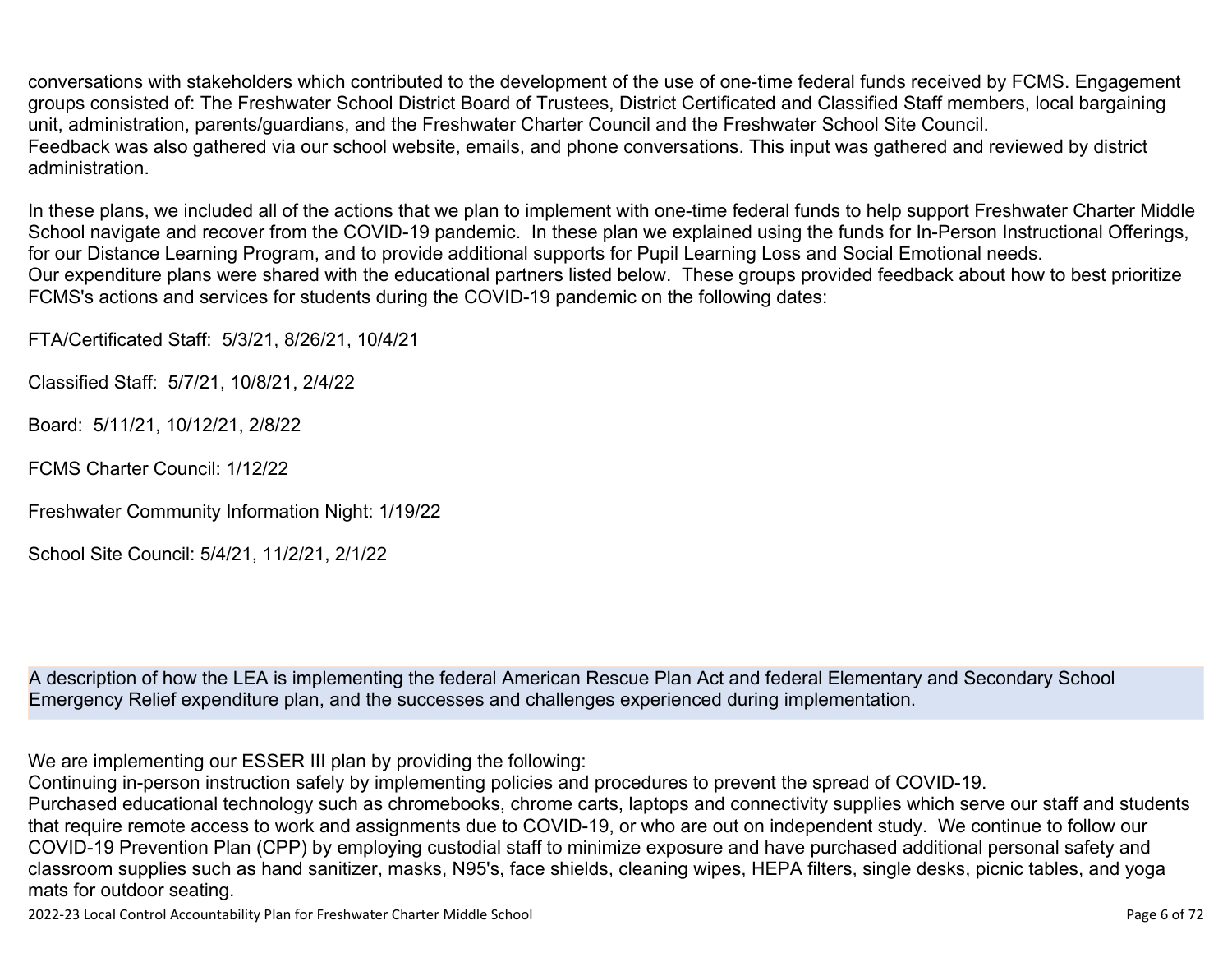conversations with stakeholders which contributed to the development of the use of one-time federal funds received by FCMS. Engagement groups consisted of: The Freshwater School District Board of Trustees, District Certificated and Classified Staff members, local bargaining unit, administration, parents/guardians, and the Freshwater Charter Council and the Freshwater School Site Council.
Feedback was also gathered via our school website, emails, and phone conversations. This input was gathered and reviewed by district administration.

In these plans, we included all of the actions that we plan to implement with one-time federal funds to help support Freshwater Charter Middle School navigate and recover from the COVID-19 pandemic. In these plan we explained using the funds for In-Person Instructional Offerings, for our Distance Learning Program, and to provide additional supports for Pupil Learning Loss and Social Emotional needs.
Our expenditure plans were shared with the educational partners listed below. These groups provided feedback about how to best prioritize FCMS's actions and services for students during the COVID-19 pandemic on the following dates:

FTA/Certificated Staff: 5/3/21, 8/26/21, 10/4/21

Classified Staff: 5/7/21, 10/8/21, 2/4/22

Board: 5/11/21, 10/12/21, 2/8/22

FCMS Charter Council: 1/12/22

Freshwater Community Information Night: 1/19/22

School Site Council: 5/4/21, 11/2/21, 2/1/22

A description of how the LEA is implementing the federal American Rescue Plan Act and federal Elementary and Secondary School Emergency Relief expenditure plan, and the successes and challenges experienced during implementation.

We are implementing our ESSER III plan by providing the following:
Continuing in-person instruction safely by implementing policies and procedures to prevent the spread of COVID-19.
Purchased educational technology such as chromebooks, chrome carts, laptops and connectivity supplies which serve our staff and students that require remote access to work and assignments due to COVID-19, or who are out on independent study. We continue to follow our COVID-19 Prevention Plan (CPP) by employing custodial staff to minimize exposure and have purchased additional personal safety and classroom supplies such as hand sanitizer, masks, N95's, face shields, cleaning wipes, HEPA filters, single desks, picnic tables, and yoga mats for outdoor seating.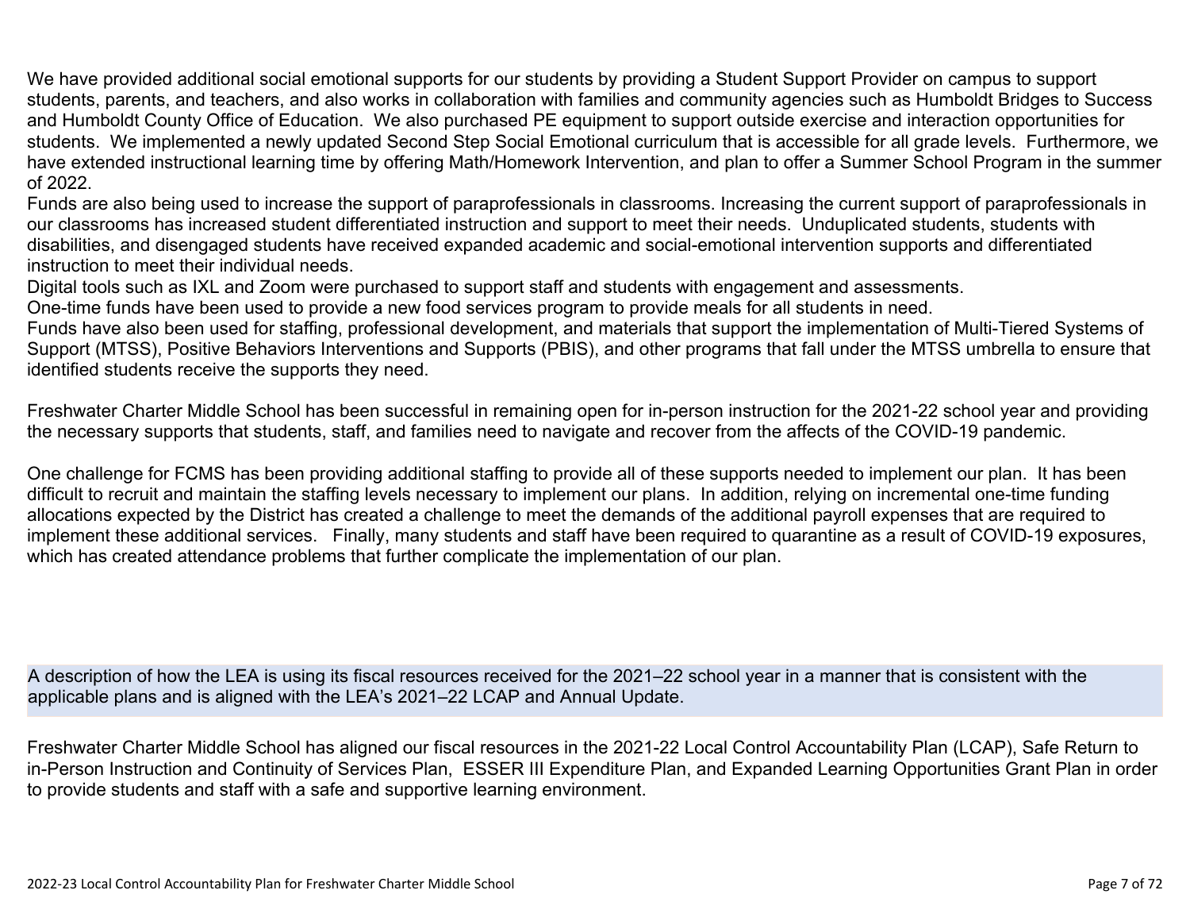We have provided additional social emotional supports for our students by providing a Student Support Provider on campus to support students, parents, and teachers, and also works in collaboration with families and community agencies such as Humboldt Bridges to Success and Humboldt County Office of Education. We also purchased PE equipment to support outside exercise and interaction opportunities for students. We implemented a newly updated Second Step Social Emotional curriculum that is accessible for all grade levels. Furthermore, we have extended instructional learning time by offering Math/Homework Intervention, and plan to offer a Summer School Program in the summer of 2022.

Funds are also being used to increase the support of paraprofessionals in classrooms. Increasing the current support of paraprofessionals in our classrooms has increased student differentiated instruction and support to meet their needs. Unduplicated students, students with disabilities, and disengaged students have received expanded academic and social-emotional intervention supports and differentiated instruction to meet their individual needs.

Digital tools such as IXL and Zoom were purchased to support staff and students with engagement and assessments.

One-time funds have been used to provide a new food services program to provide meals for all students in need.

Funds have also been used for staffing, professional development, and materials that support the implementation of Multi-Tiered Systems of Support (MTSS), Positive Behaviors Interventions and Supports (PBIS), and other programs that fall under the MTSS umbrella to ensure that identified students receive the supports they need.

Freshwater Charter Middle School has been successful in remaining open for in-person instruction for the 2021-22 school year and providing the necessary supports that students, staff, and families need to navigate and recover from the affects of the COVID-19 pandemic.

One challenge for FCMS has been providing additional staffing to provide all of these supports needed to implement our plan. It has been difficult to recruit and maintain the staffing levels necessary to implement our plans. In addition, relying on incremental one-time funding allocations expected by the District has created a challenge to meet the demands of the additional payroll expenses that are required to implement these additional services. Finally, many students and staff have been required to quarantine as a result of COVID-19 exposures, which has created attendance problems that further complicate the implementation of our plan.

A description of how the LEA is using its fiscal resources received for the 2021–22 school year in a manner that is consistent with the applicable plans and is aligned with the LEA's 2021–22 LCAP and Annual Update.

Freshwater Charter Middle School has aligned our fiscal resources in the 2021-22 Local Control Accountability Plan (LCAP), Safe Return to in-Person Instruction and Continuity of Services Plan, ESSER III Expenditure Plan, and Expanded Learning Opportunities Grant Plan in order to provide students and staff with a safe and supportive learning environment.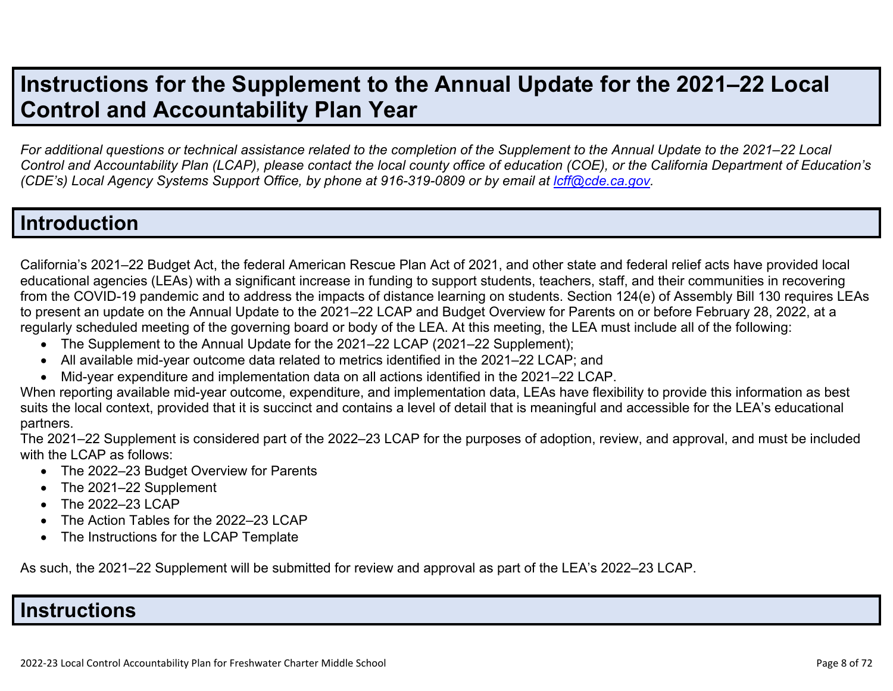# Instructions for the Supplement to the Annual Update for the 2021–22 Local Control and Accountability Plan Year

*For additional questions or technical assistance related to the completion of the Supplement to the Annual Update to the 2021–22 Local Control and Accountability Plan (LCAP), please contact the local county office of education (COE), or the California Department of Education's (CDE's) Local Agency Systems Support Office, by phone at 916-319-0809 or by email at [lcff@cde.ca.gov](mailto:lcff@cde.ca.gov).*

## Introduction

California's 2021–22 Budget Act, the federal American Rescue Plan Act of 2021, and other state and federal relief acts have provided local educational agencies (LEAs) with a significant increase in funding to support students, teachers, staff, and their communities in recovering from the COVID-19 pandemic and to address the impacts of distance learning on students. Section 124(e) of Assembly Bill 130 requires LEAs to present an update on the Annual Update to the 2021–22 LCAP and Budget Overview for Parents on or before February 28, 2022, at a regularly scheduled meeting of the governing board or body of the LEA. At this meeting, the LEA must include all of the following:

- The Supplement to the Annual Update for the 2021–22 LCAP (2021–22 Supplement);
- All available mid-year outcome data related to metrics identified in the 2021–22 LCAP; and
- Mid-year expenditure and implementation data on all actions identified in the 2021–22 LCAP.

When reporting available mid-year outcome, expenditure, and implementation data, LEAs have flexibility to provide this information as best suits the local context, provided that it is succinct and contains a level of detail that is meaningful and accessible for the LEA's educational partners.

The 2021–22 Supplement is considered part of the 2022–23 LCAP for the purposes of adoption, review, and approval, and must be included with the LCAP as follows:

- The 2022–23 Budget Overview for Parents
- The 2021–22 Supplement
- The 2022–23 LCAP
- The Action Tables for the 2022–23 LCAP
- The Instructions for the LCAP Template

As such, the 2021–22 Supplement will be submitted for review and approval as part of the LEA's 2022–23 LCAP.

## Instructions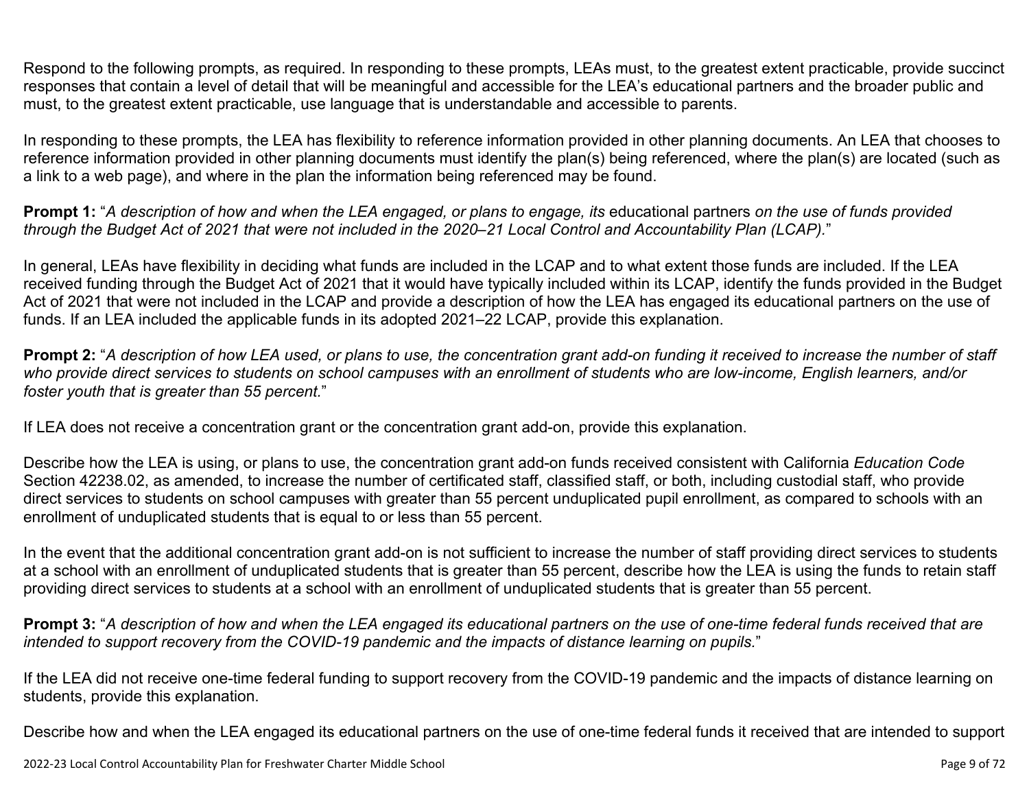Respond to the following prompts, as required. In responding to these prompts, LEAs must, to the greatest extent practicable, provide succinct responses that contain a level of detail that will be meaningful and accessible for the LEA's educational partners and the broader public and must, to the greatest extent practicable, use language that is understandable and accessible to parents.

In responding to these prompts, the LEA has flexibility to reference information provided in other planning documents. An LEA that chooses to reference information provided in other planning documents must identify the plan(s) being referenced, where the plan(s) are located (such as a link to a web page), and where in the plan the information being referenced may be found.

**Prompt 1:** "*A description of how and when the LEA engaged, or plans to engage, its* educational partners *on the use of funds provided through the Budget Act of 2021 that were not included in the 2020–21 Local Control and Accountability Plan (LCAP).*"

In general, LEAs have flexibility in deciding what funds are included in the LCAP and to what extent those funds are included. If the LEA received funding through the Budget Act of 2021 that it would have typically included within its LCAP, identify the funds provided in the Budget Act of 2021 that were not included in the LCAP and provide a description of how the LEA has engaged its educational partners on the use of funds. If an LEA included the applicable funds in its adopted 2021–22 LCAP, provide this explanation.

**Prompt 2:** "*A description of how LEA used, or plans to use, the concentration grant add-on funding it received to increase the number of staff who provide direct services to students on school campuses with an enrollment of students who are low-income, English learners, and/or foster youth that is greater than 55 percent.*"

If LEA does not receive a concentration grant or the concentration grant add-on, provide this explanation.

Describe how the LEA is using, or plans to use, the concentration grant add-on funds received consistent with California *Education Code* Section 42238.02, as amended, to increase the number of certificated staff, classified staff, or both, including custodial staff, who provide direct services to students on school campuses with greater than 55 percent unduplicated pupil enrollment, as compared to schools with an enrollment of unduplicated students that is equal to or less than 55 percent.

In the event that the additional concentration grant add-on is not sufficient to increase the number of staff providing direct services to students at a school with an enrollment of unduplicated students that is greater than 55 percent, describe how the LEA is using the funds to retain staff providing direct services to students at a school with an enrollment of unduplicated students that is greater than 55 percent.

**Prompt 3:** "*A description of how and when the LEA engaged its educational partners on the use of one-time federal funds received that are intended to support recovery from the COVID-19 pandemic and the impacts of distance learning on pupils.*"

If the LEA did not receive one-time federal funding to support recovery from the COVID-19 pandemic and the impacts of distance learning on students, provide this explanation.

Describe how and when the LEA engaged its educational partners on the use of one-time federal funds it received that are intended to support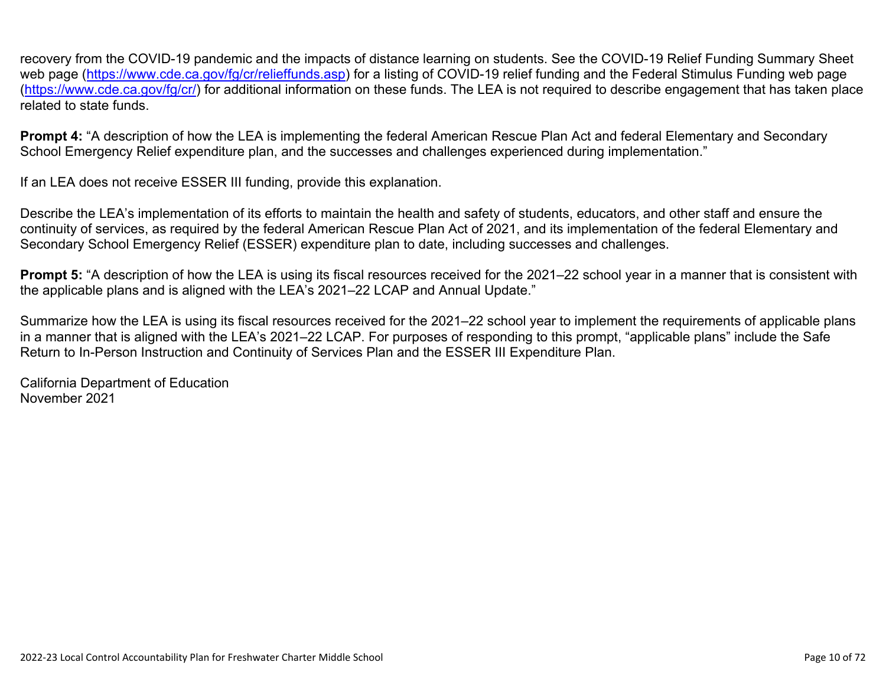recovery from the COVID-19 pandemic and the impacts of distance learning on students. See the COVID-19 Relief Funding Summary Sheet web page ([https://www.cde.ca.gov/fg/cr/relieffunds.asp](https://www.cde.ca.gov/fg/cr/relieffunds.asp)) for a listing of COVID-19 relief funding and the Federal Stimulus Funding web page ([https://www.cde.ca.gov/fg/cr/](https://www.cde.ca.gov/fg/cr/)) for additional information on these funds. The LEA is not required to describe engagement that has taken place related to state funds.

**Prompt 4:** "A description of how the LEA is implementing the federal American Rescue Plan Act and federal Elementary and Secondary School Emergency Relief expenditure plan, and the successes and challenges experienced during implementation."

If an LEA does not receive ESSER III funding, provide this explanation.

Describe the LEA's implementation of its efforts to maintain the health and safety of students, educators, and other staff and ensure the continuity of services, as required by the federal American Rescue Plan Act of 2021, and its implementation of the federal Elementary and Secondary School Emergency Relief (ESSER) expenditure plan to date, including successes and challenges.

**Prompt 5:** "A description of how the LEA is using its fiscal resources received for the 2021–22 school year in a manner that is consistent with the applicable plans and is aligned with the LEA's 2021–22 LCAP and Annual Update."

Summarize how the LEA is using its fiscal resources received for the 2021–22 school year to implement the requirements of applicable plans in a manner that is aligned with the LEA's 2021–22 LCAP. For purposes of responding to this prompt, "applicable plans" include the Safe Return to In-Person Instruction and Continuity of Services Plan and the ESSER III Expenditure Plan.

California Department of Education
November 2021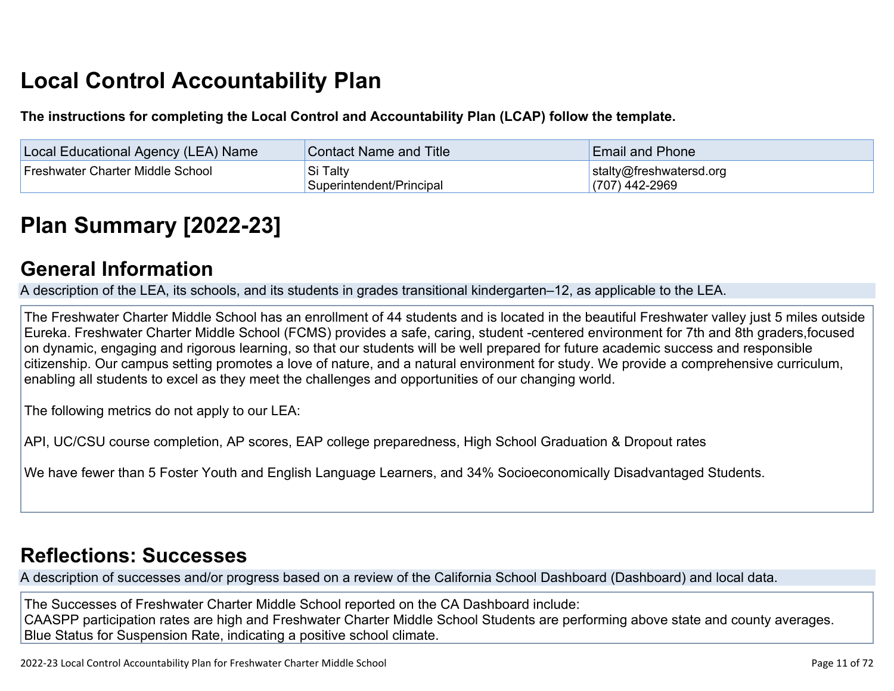# Local Control Accountability Plan

**The instructions for completing the Local Control and Accountability Plan (LCAP) follow the template.**

| Local Educational Agency (LEA) Name | Contact Name and Title | Email and Phone |
|---|---|---|
| Freshwater Charter Middle School | Si Talty<br>Superintendent/Principal | stalty@freshwatersd.org<br>(707) 442-2969 |

# Plan Summary [2022-23]

## General Information

A description of the LEA, its schools, and its students in grades transitional kindergarten–12, as applicable to the LEA.

The Freshwater Charter Middle School has an enrollment of 44 students and is located in the beautiful Freshwater valley just 5 miles outside Eureka. Freshwater Charter Middle School (FCMS) provides a safe, caring, student -centered environment for 7th and 8th graders,focused on dynamic, engaging and rigorous learning, so that our students will be well prepared for future academic success and responsible citizenship. Our campus setting promotes a love of nature, and a natural environment for study. We provide a comprehensive curriculum, enabling all students to excel as they meet the challenges and opportunities of our changing world.

The following metrics do not apply to our LEA:

API, UC/CSU course completion, AP scores, EAP college preparedness, High School Graduation & Dropout rates

We have fewer than 5 Foster Youth and English Language Learners, and 34% Socioeconomically Disadvantaged Students.

## Reflections: Successes

A description of successes and/or progress based on a review of the California School Dashboard (Dashboard) and local data.

The Successes of Freshwater Charter Middle School reported on the CA Dashboard include:
CAASPP participation rates are high and Freshwater Charter Middle School Students are performing above state and county averages.
Blue Status for Suspension Rate, indicating a positive school climate.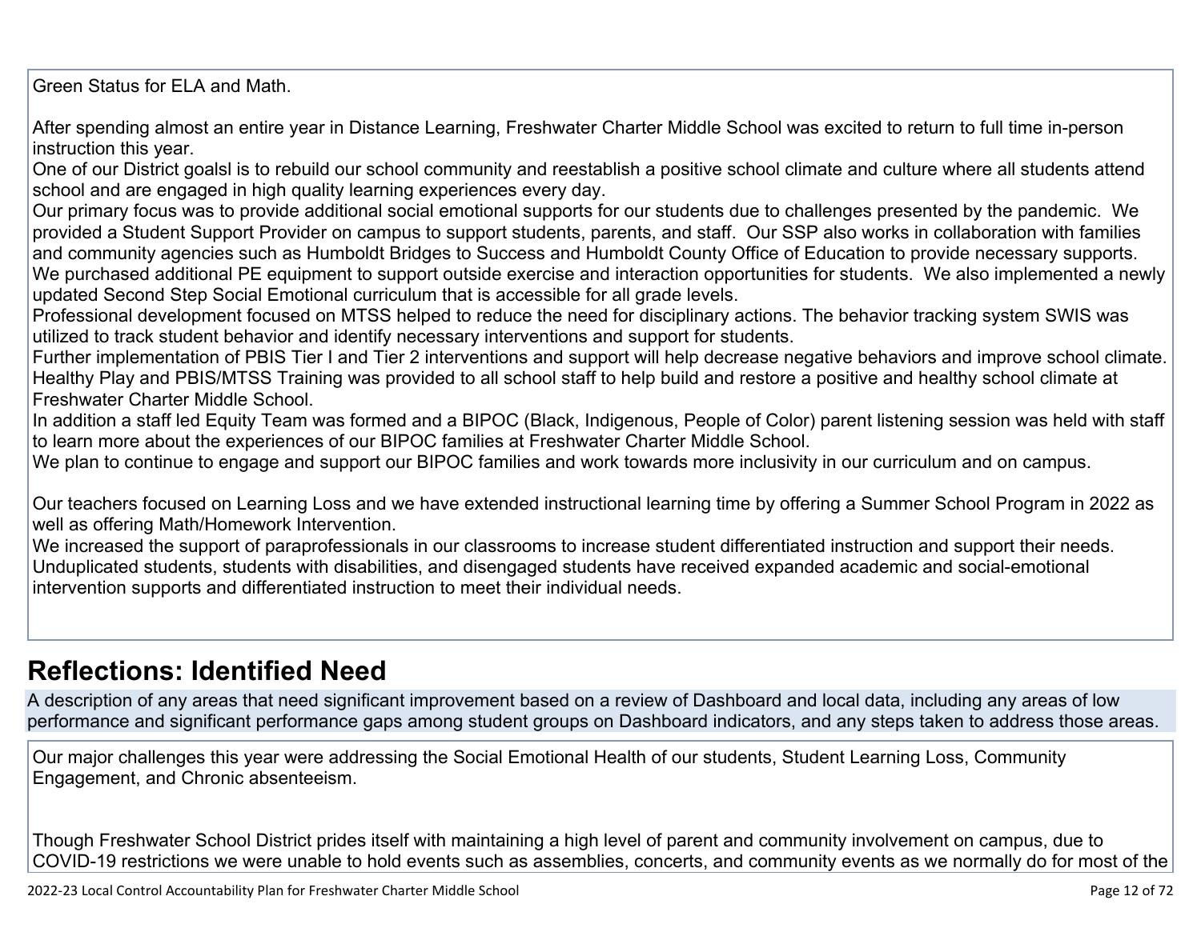Green Status for ELA and Math.

After spending almost an entire year in Distance Learning, Freshwater Charter Middle School was excited to return to full time in-person instruction this year.
One of our District goalsl is to rebuild our school community and reestablish a positive school climate and culture where all students attend school and are engaged in high quality learning experiences every day.
Our primary focus was to provide additional social emotional supports for our students due to challenges presented by the pandemic. We provided a Student Support Provider on campus to support students, parents, and staff. Our SSP also works in collaboration with families and community agencies such as Humboldt Bridges to Success and Humboldt County Office of Education to provide necessary supports.
We purchased additional PE equipment to support outside exercise and interaction opportunities for students. We also implemented a newly updated Second Step Social Emotional curriculum that is accessible for all grade levels.
Professional development focused on MTSS helped to reduce the need for disciplinary actions. The behavior tracking system SWIS was utilized to track student behavior and identify necessary interventions and support for students.
Further implementation of PBIS Tier I and Tier 2 interventions and support will help decrease negative behaviors and improve school climate.
Healthy Play and PBIS/MTSS Training was provided to all school staff to help build and restore a positive and healthy school climate at Freshwater Charter Middle School.
In addition a staff led Equity Team was formed and a BIPOC (Black, Indigenous, People of Color) parent listening session was held with staff to learn more about the experiences of our BIPOC families at Freshwater Charter Middle School.
We plan to continue to engage and support our BIPOC families and work towards more inclusivity in our curriculum and on campus.

Our teachers focused on Learning Loss and we have extended instructional learning time by offering a Summer School Program in 2022 as well as offering Math/Homework Intervention.
We increased the support of paraprofessionals in our classrooms to increase student differentiated instruction and support their needs.
Unduplicated students, students with disabilities, and disengaged students have received expanded academic and social-emotional intervention supports and differentiated instruction to meet their individual needs.

## Reflections: Identified Need

A description of any areas that need significant improvement based on a review of Dashboard and local data, including any areas of low performance and significant performance gaps among student groups on Dashboard indicators, and any steps taken to address those areas.

Our major challenges this year were addressing the Social Emotional Health of our students, Student Learning Loss, Community Engagement, and Chronic absenteeism.

Though Freshwater School District prides itself with maintaining a high level of parent and community involvement on campus, due to COVID-19 restrictions we were unable to hold events such as assemblies, concerts, and community events as we normally do for most of the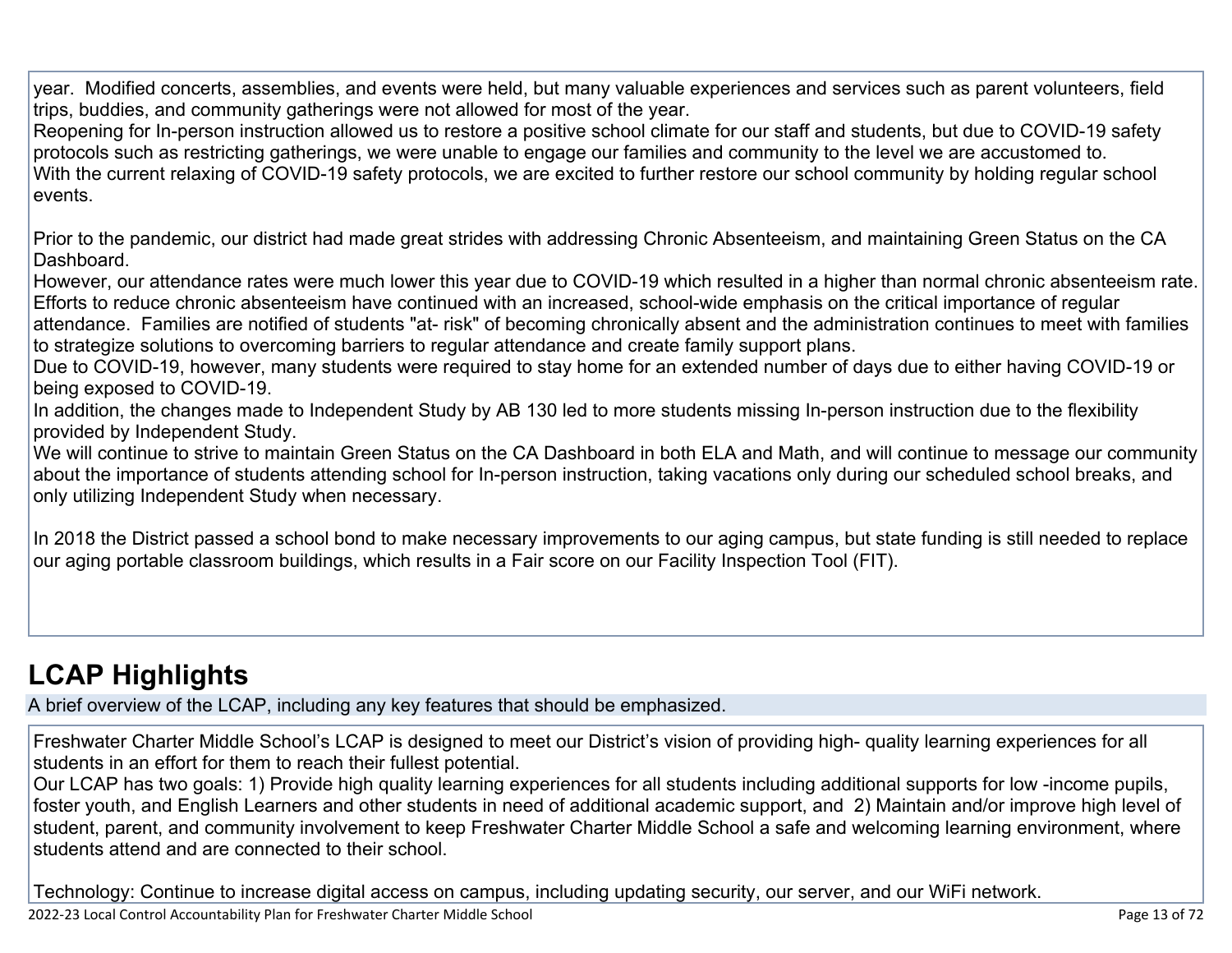year. Modified concerts, assemblies, and events were held, but many valuable experiences and services such as parent volunteers, field trips, buddies, and community gatherings were not allowed for most of the year.
Reopening for In-person instruction allowed us to restore a positive school climate for our staff and students, but due to COVID-19 safety protocols such as restricting gatherings, we were unable to engage our families and community to the level we are accustomed to.
With the current relaxing of COVID-19 safety protocols, we are excited to further restore our school community by holding regular school events.

Prior to the pandemic, our district had made great strides with addressing Chronic Absenteeism, and maintaining Green Status on the CA Dashboard.
However, our attendance rates were much lower this year due to COVID-19 which resulted in a higher than normal chronic absenteeism rate. Efforts to reduce chronic absenteeism have continued with an increased, school-wide emphasis on the critical importance of regular attendance. Families are notified of students "at- risk" of becoming chronically absent and the administration continues to meet with families to strategize solutions to overcoming barriers to regular attendance and create family support plans.
Due to COVID-19, however, many students were required to stay home for an extended number of days due to either having COVID-19 or being exposed to COVID-19.
In addition, the changes made to Independent Study by AB 130 led to more students missing In-person instruction due to the flexibility provided by Independent Study.
We will continue to strive to maintain Green Status on the CA Dashboard in both ELA and Math, and will continue to message our community about the importance of students attending school for In-person instruction, taking vacations only during our scheduled school breaks, and only utilizing Independent Study when necessary.

In 2018 the District passed a school bond to make necessary improvements to our aging campus, but state funding is still needed to replace our aging portable classroom buildings, which results in a Fair score on our Facility Inspection Tool (FIT).

# LCAP Highlights

A brief overview of the LCAP, including any key features that should be emphasized.

Freshwater Charter Middle School's LCAP is designed to meet our District's vision of providing high- quality learning experiences for all students in an effort for them to reach their fullest potential.
Our LCAP has two goals: 1) Provide high quality learning experiences for all students including additional supports for low -income pupils, foster youth, and English Learners and other students in need of additional academic support, and 2) Maintain and/or improve high level of student, parent, and community involvement to keep Freshwater Charter Middle School a safe and welcoming learning environment, where students attend and are connected to their school.

Technology: Continue to increase digital access on campus, including updating security, our server, and our WiFi network.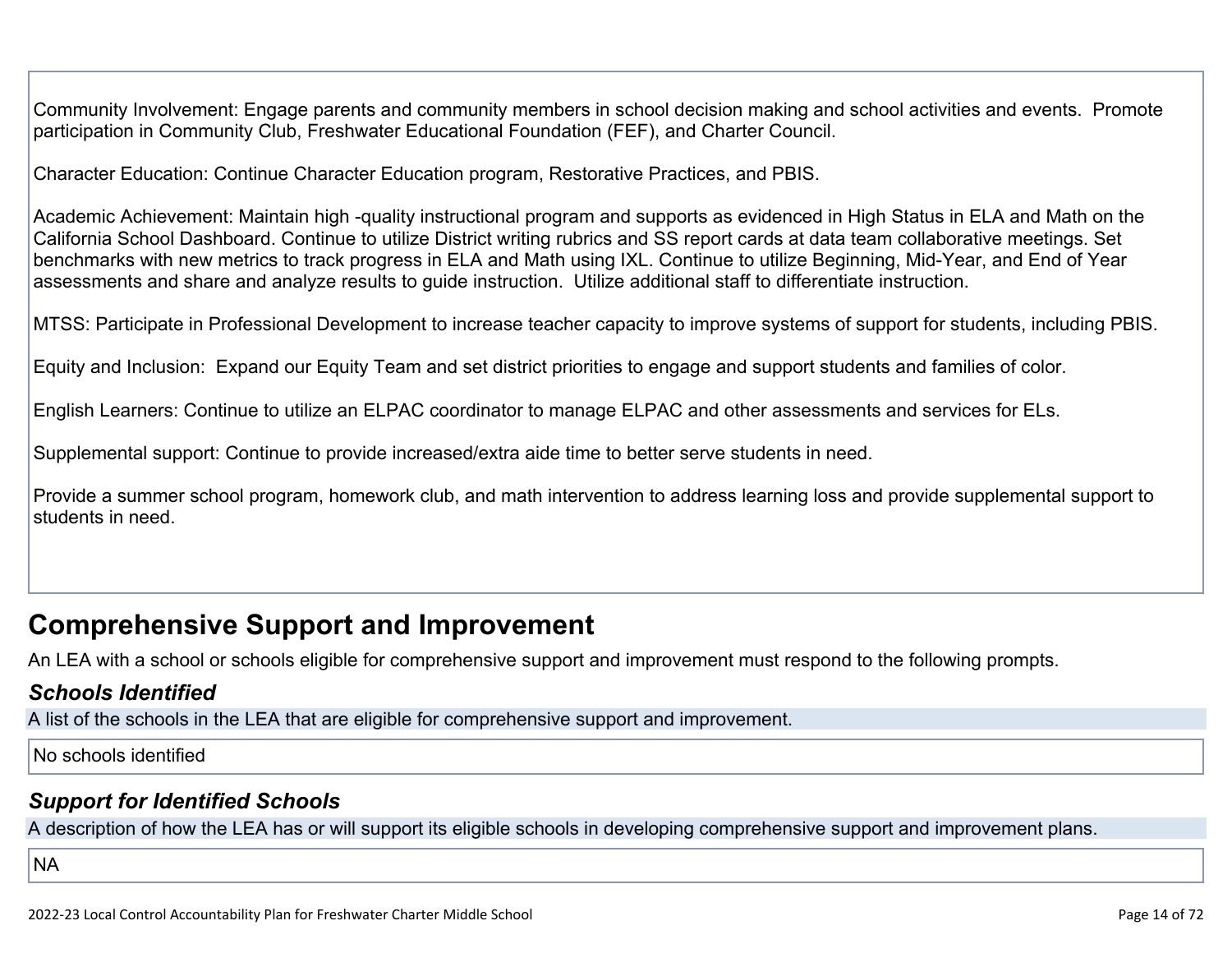Community Involvement: Engage parents and community members in school decision making and school activities and events. Promote participation in Community Club, Freshwater Educational Foundation (FEF), and Charter Council.

Character Education: Continue Character Education program, Restorative Practices, and PBIS.

Academic Achievement: Maintain high -quality instructional program and supports as evidenced in High Status in ELA and Math on the California School Dashboard. Continue to utilize District writing rubrics and SS report cards at data team collaborative meetings. Set benchmarks with new metrics to track progress in ELA and Math using IXL. Continue to utilize Beginning, Mid-Year, and End of Year assessments and share and analyze results to guide instruction. Utilize additional staff to differentiate instruction.

MTSS: Participate in Professional Development to increase teacher capacity to improve systems of support for students, including PBIS.

Equity and Inclusion: Expand our Equity Team and set district priorities to engage and support students and families of color.

English Learners: Continue to utilize an ELPAC coordinator to manage ELPAC and other assessments and services for ELs.

Supplemental support: Continue to provide increased/extra aide time to better serve students in need.

Provide a summer school program, homework club, and math intervention to address learning loss and provide supplemental support to students in need.

## Comprehensive Support and Improvement

An LEA with a school or schools eligible for comprehensive support and improvement must respond to the following prompts.

### *Schools Identified*

A list of the schools in the LEA that are eligible for comprehensive support and improvement.

No schools identified

### *Support for Identified Schools*

A description of how the LEA has or will support its eligible schools in developing comprehensive support and improvement plans.

NA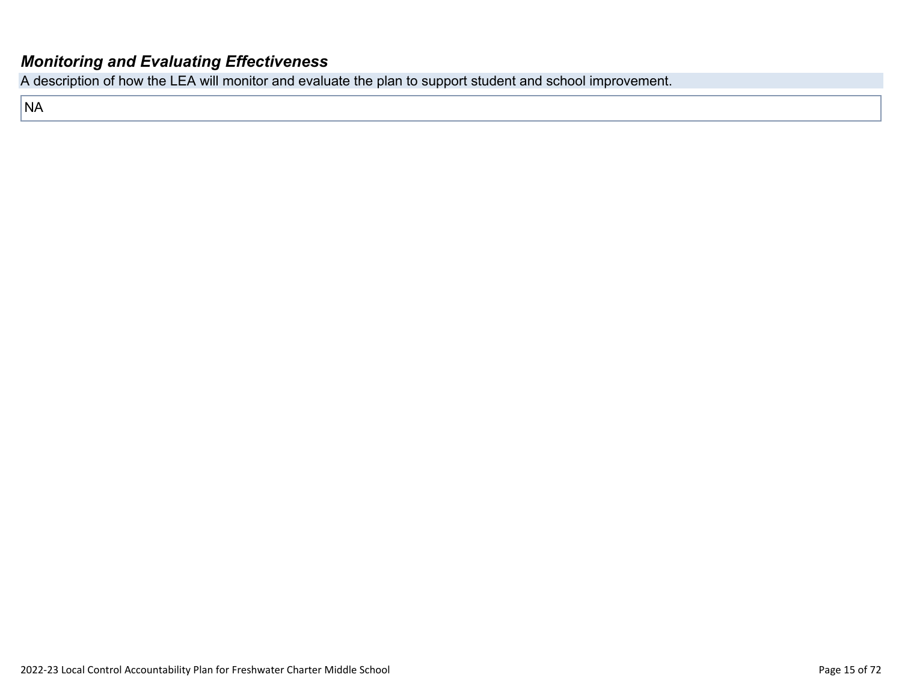## *Monitoring and Evaluating Effectiveness*

A description of how the LEA will monitor and evaluate the plan to support student and school improvement.

NA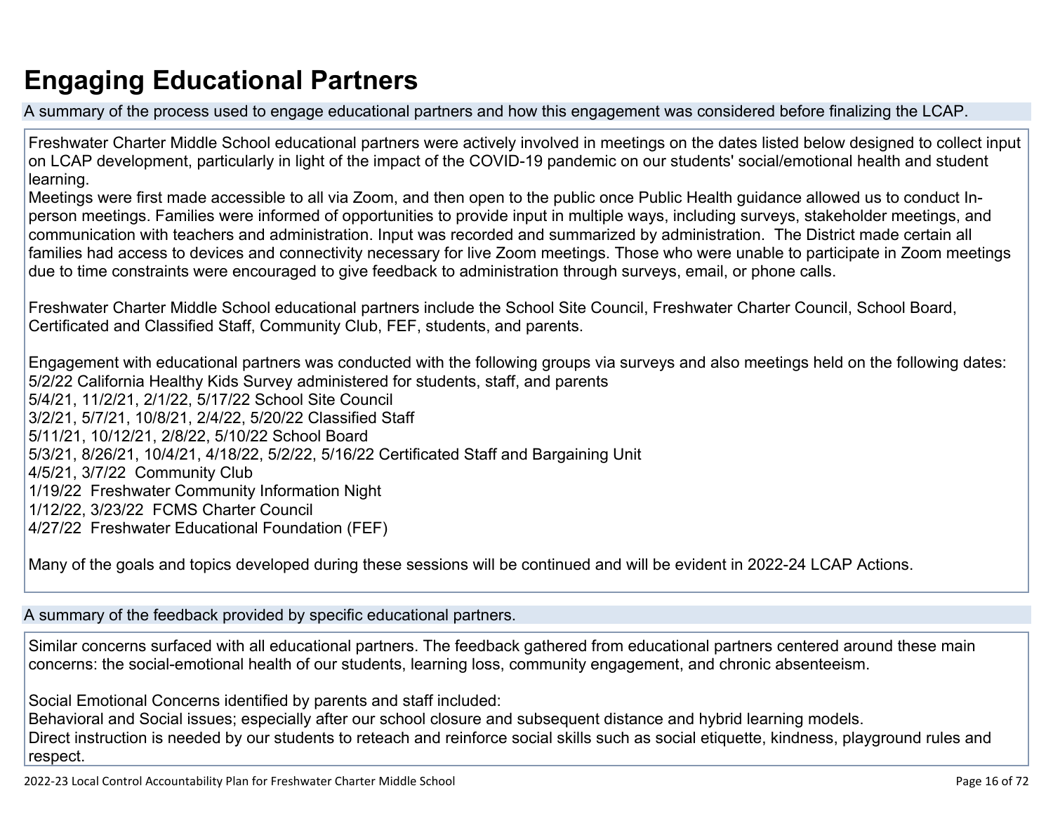# Engaging Educational Partners

A summary of the process used to engage educational partners and how this engagement was considered before finalizing the LCAP.

Freshwater Charter Middle School educational partners were actively involved in meetings on the dates listed below designed to collect input on LCAP development, particularly in light of the impact of the COVID-19 pandemic on our students' social/emotional health and student learning.
Meetings were first made accessible to all via Zoom, and then open to the public once Public Health guidance allowed us to conduct In-person meetings. Families were informed of opportunities to provide input in multiple ways, including surveys, stakeholder meetings, and communication with teachers and administration. Input was recorded and summarized by administration. The District made certain all families had access to devices and connectivity necessary for live Zoom meetings. Those who were unable to participate in Zoom meetings due to time constraints were encouraged to give feedback to administration through surveys, email, or phone calls.

Freshwater Charter Middle School educational partners include the School Site Council, Freshwater Charter Council, School Board, Certificated and Classified Staff, Community Club, FEF, students, and parents.

Engagement with educational partners was conducted with the following groups via surveys and also meetings held on the following dates:
5/2/22 California Healthy Kids Survey administered for students, staff, and parents
5/4/21, 11/2/21, 2/1/22, 5/17/22 School Site Council
3/2/21, 5/7/21, 10/8/21, 2/4/22, 5/20/22 Classified Staff
5/11/21, 10/12/21, 2/8/22, 5/10/22 School Board
5/3/21, 8/26/21, 10/4/21, 4/18/22, 5/2/22, 5/16/22 Certificated Staff and Bargaining Unit
4/5/21, 3/7/22 Community Club
1/19/22 Freshwater Community Information Night
1/12/22, 3/23/22 FCMS Charter Council
4/27/22 Freshwater Educational Foundation (FEF)

Many of the goals and topics developed during these sessions will be continued and will be evident in 2022-24 LCAP Actions.

A summary of the feedback provided by specific educational partners.

Similar concerns surfaced with all educational partners. The feedback gathered from educational partners centered around these main concerns: the social-emotional health of our students, learning loss, community engagement, and chronic absenteeism.

Social Emotional Concerns identified by parents and staff included:
Behavioral and Social issues; especially after our school closure and subsequent distance and hybrid learning models.
Direct instruction is needed by our students to reteach and reinforce social skills such as social etiquette, kindness, playground rules and respect.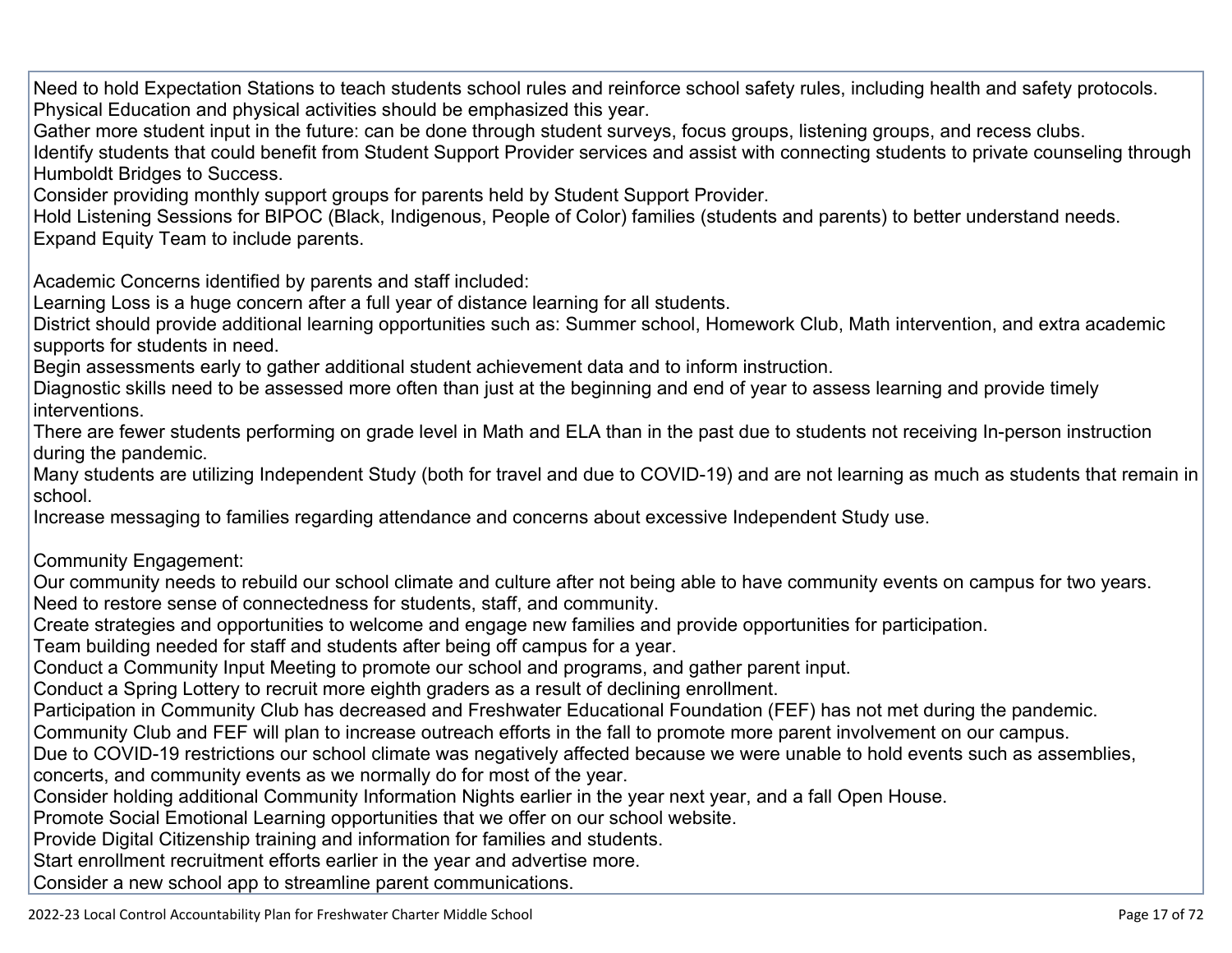Need to hold Expectation Stations to teach students school rules and reinforce school safety rules, including health and safety protocols.
Physical Education and physical activities should be emphasized this year.
Gather more student input in the future: can be done through student surveys, focus groups, listening groups, and recess clubs.
Identify students that could benefit from Student Support Provider services and assist with connecting students to private counseling through Humboldt Bridges to Success.
Consider providing monthly support groups for parents held by Student Support Provider.
Hold Listening Sessions for BIPOC (Black, Indigenous, People of Color) families (students and parents) to better understand needs.
Expand Equity Team to include parents.

Academic Concerns identified by parents and staff included:
Learning Loss is a huge concern after a full year of distance learning for all students.
District should provide additional learning opportunities such as: Summer school, Homework Club, Math intervention, and extra academic supports for students in need.
Begin assessments early to gather additional student achievement data and to inform instruction.
Diagnostic skills need to be assessed more often than just at the beginning and end of year to assess learning and provide timely interventions.
There are fewer students performing on grade level in Math and ELA than in the past due to students not receiving In-person instruction during the pandemic.
Many students are utilizing Independent Study (both for travel and due to COVID-19) and are not learning as much as students that remain in school.
Increase messaging to families regarding attendance and concerns about excessive Independent Study use.

Community Engagement:
Our community needs to rebuild our school climate and culture after not being able to have community events on campus for two years.
Need to restore sense of connectedness for students, staff, and community.
Create strategies and opportunities to welcome and engage new families and provide opportunities for participation.
Team building needed for staff and students after being off campus for a year.
Conduct a Community Input Meeting to promote our school and programs, and gather parent input.
Conduct a Spring Lottery to recruit more eighth graders as a result of declining enrollment.
Participation in Community Club has decreased and Freshwater Educational Foundation (FEF) has not met during the pandemic.
Community Club and FEF will plan to increase outreach efforts in the fall to promote more parent involvement on our campus.
Due to COVID-19 restrictions our school climate was negatively affected because we were unable to hold events such as assemblies, concerts, and community events as we normally do for most of the year.
Consider holding additional Community Information Nights earlier in the year next year, and a fall Open House.
Promote Social Emotional Learning opportunities that we offer on our school website.
Provide Digital Citizenship training and information for families and students.
Start enrollment recruitment efforts earlier in the year and advertise more.
Consider a new school app to streamline parent communications.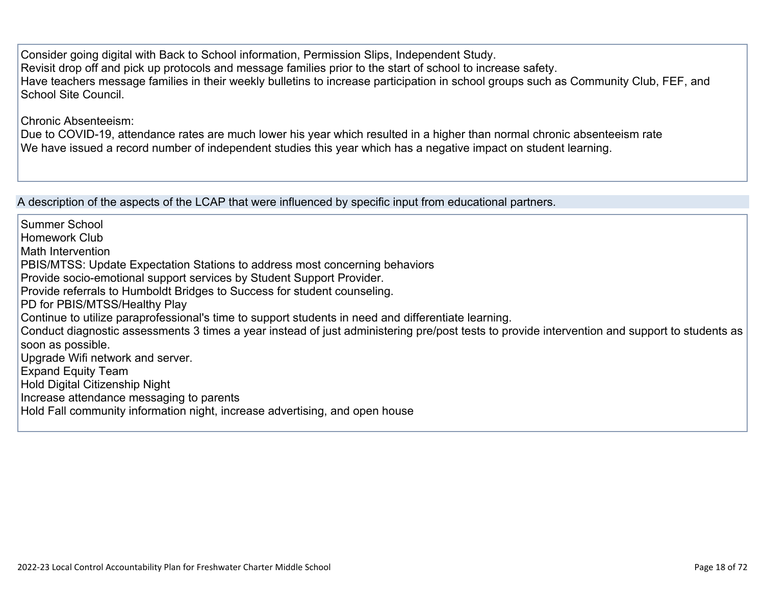Consider going digital with Back to School information, Permission Slips, Independent Study.
Revisit drop off and pick up protocols and message families prior to the start of school to increase safety.
Have teachers message families in their weekly bulletins to increase participation in school groups such as Community Club, FEF, and School Site Council.

Chronic Absenteeism:
Due to COVID-19, attendance rates are much lower his year which resulted in a higher than normal chronic absenteeism rate
We have issued a record number of independent studies this year which has a negative impact on student learning.

A description of the aspects of the LCAP that were influenced by specific input from educational partners.

Summer School
Homework Club
Math Intervention
PBIS/MTSS: Update Expectation Stations to address most concerning behaviors
Provide socio-emotional support services by Student Support Provider.
Provide referrals to Humboldt Bridges to Success for student counseling.
PD for PBIS/MTSS/Healthy Play
Continue to utilize paraprofessional's time to support students in need and differentiate learning.
Conduct diagnostic assessments 3 times a year instead of just administering pre/post tests to provide intervention and support to students as soon as possible.
Upgrade Wifi network and server.
Expand Equity Team
Hold Digital Citizenship Night
Increase attendance messaging to parents
Hold Fall community information night, increase advertising, and open house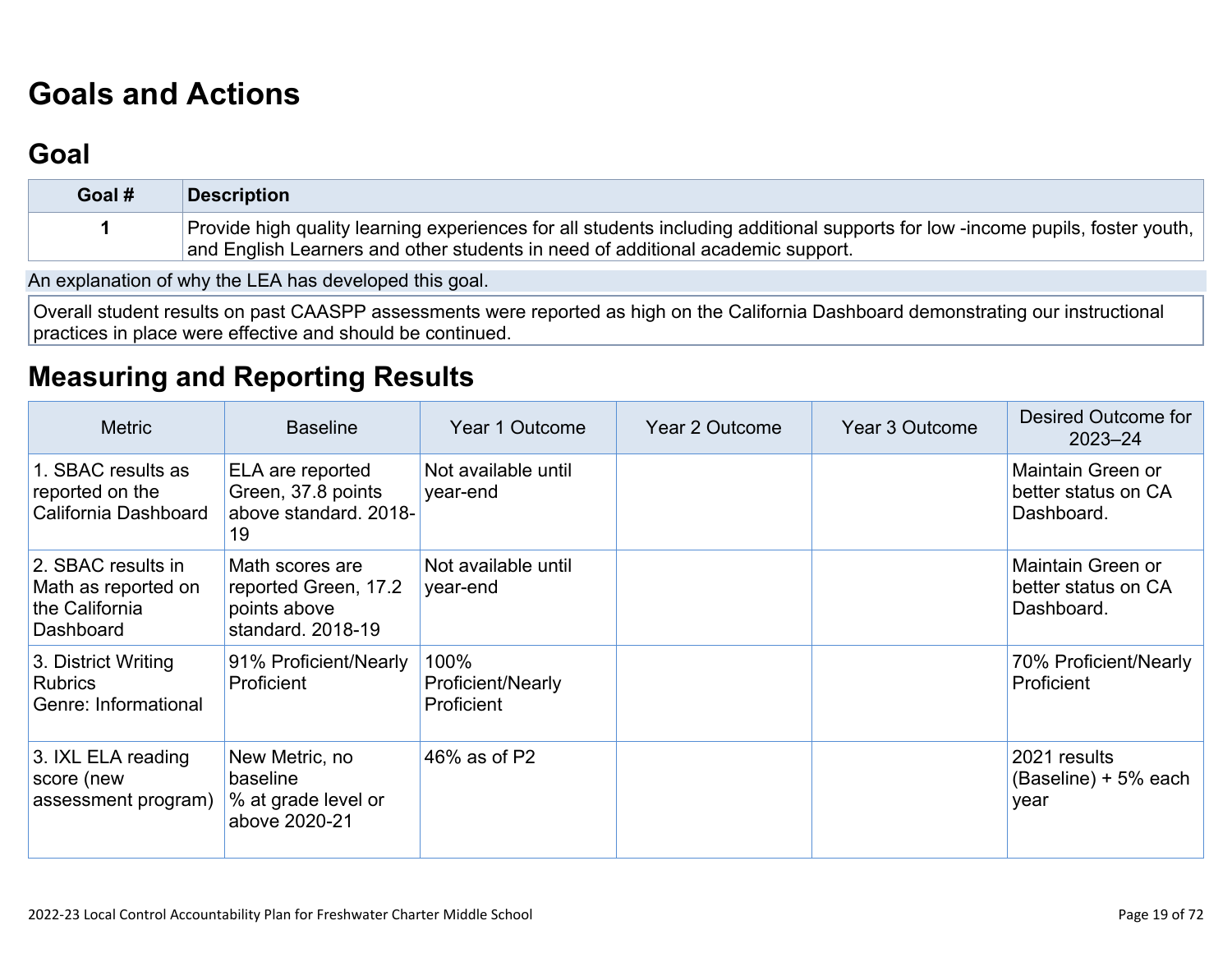# Goals and Actions

## Goal

| Goal # | Description |
|---|---|
| 1 | Provide high quality learning experiences for all students including additional supports for low -income pupils, foster youth, and English Learners and other students in need of additional academic support. |

An explanation of why the LEA has developed this goal.

Overall student results on past CAASPP assessments were reported as high on the California Dashboard demonstrating our instructional practices in place were effective and should be continued.

# Measuring and Reporting Results

| Metric | Baseline | Year 1 Outcome | Year 2 Outcome | Year 3 Outcome | Desired Outcome for 2023–24 |
|---|---|---|---|---|---|
| 1. SBAC results as reported on the California Dashboard | ELA are reported Green, 37.8 points above standard. 2018-19 | Not available until year-end | | | Maintain Green or better status on CA Dashboard. |
| 2. SBAC results in Math as reported on the California Dashboard | Math scores are reported Green, 17.2 points above standard. 2018-19 | Not available until year-end | | | Maintain Green or better status on CA Dashboard. |
| 3. District Writing Rubrics<br>Genre: Informational | 91% Proficient/Nearly Proficient | 100% Proficient/Nearly Proficient | | | 70% Proficient/Nearly Proficient |
| 3. IXL ELA reading score (new assessment program) | New Metric, no baseline<br>% at grade level or above 2020-21 | 46% as of P2 | | | 2021 results (Baseline) + 5% each year |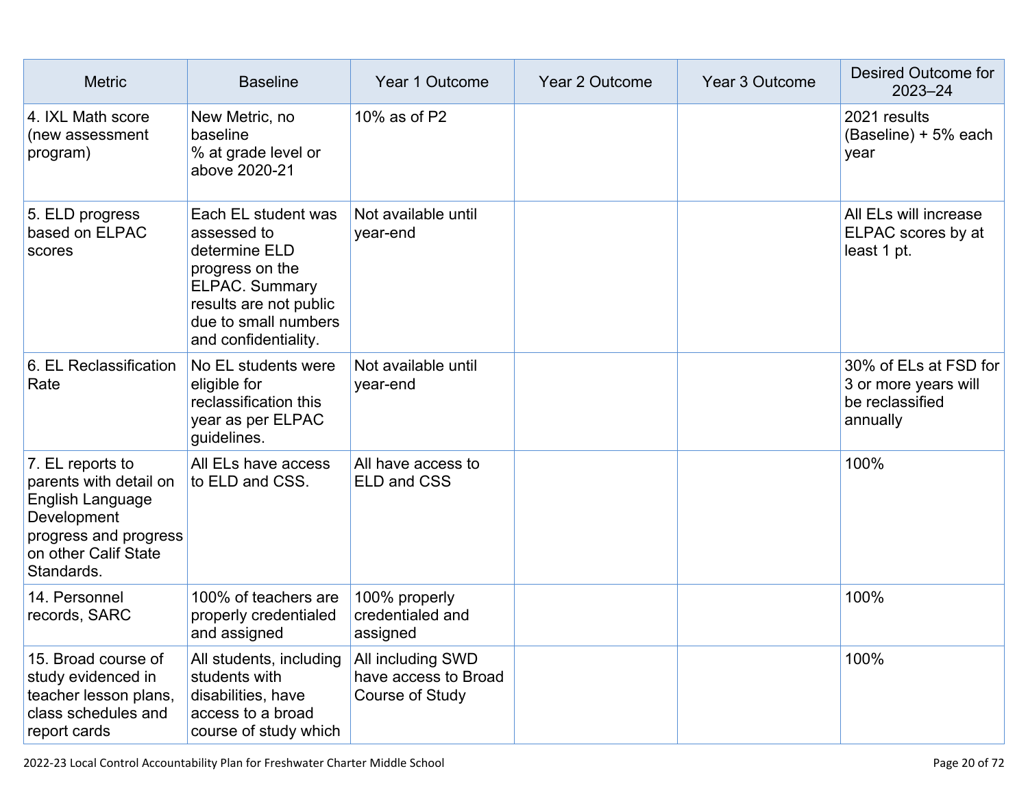| Metric | Baseline | Year 1 Outcome | Year 2 Outcome | Year 3 Outcome | Desired Outcome for 2023–24 |
|---|---|---|---|---|---|
| 4. IXL Math score (new assessment program) | New Metric, no baseline<br>% at grade level or above 2020-21 | 10% as of P2 | | | 2021 results (Baseline) + 5% each year |
| 5. ELD progress based on ELPAC scores | Each EL student was assessed to determine ELD progress on the ELPAC. Summary results are not public due to small numbers and confidentiality. | Not available until year-end | | | All ELs will increase ELPAC scores by at least 1 pt. |
| 6. EL Reclassification Rate | No EL students were eligible for reclassification this year as per ELPAC guidelines. | Not available until year-end | | | 30% of ELs at FSD for 3 or more years will be reclassified annually |
| 7. EL reports to parents with detail on English Language Development progress and progress on other Calif State Standards. | All ELs have access to ELD and CSS. | All have access to ELD and CSS | | | 100% |
| 14. Personnel records, SARC | 100% of teachers are properly credentialed and assigned | 100% properly credentialed and assigned | | | 100% |
| 15. Broad course of study evidenced in teacher lesson plans, class schedules and report cards | All students, including students with disabilities, have access to a broad course of study which | All including SWD have access to Broad Course of Study | | | 100% |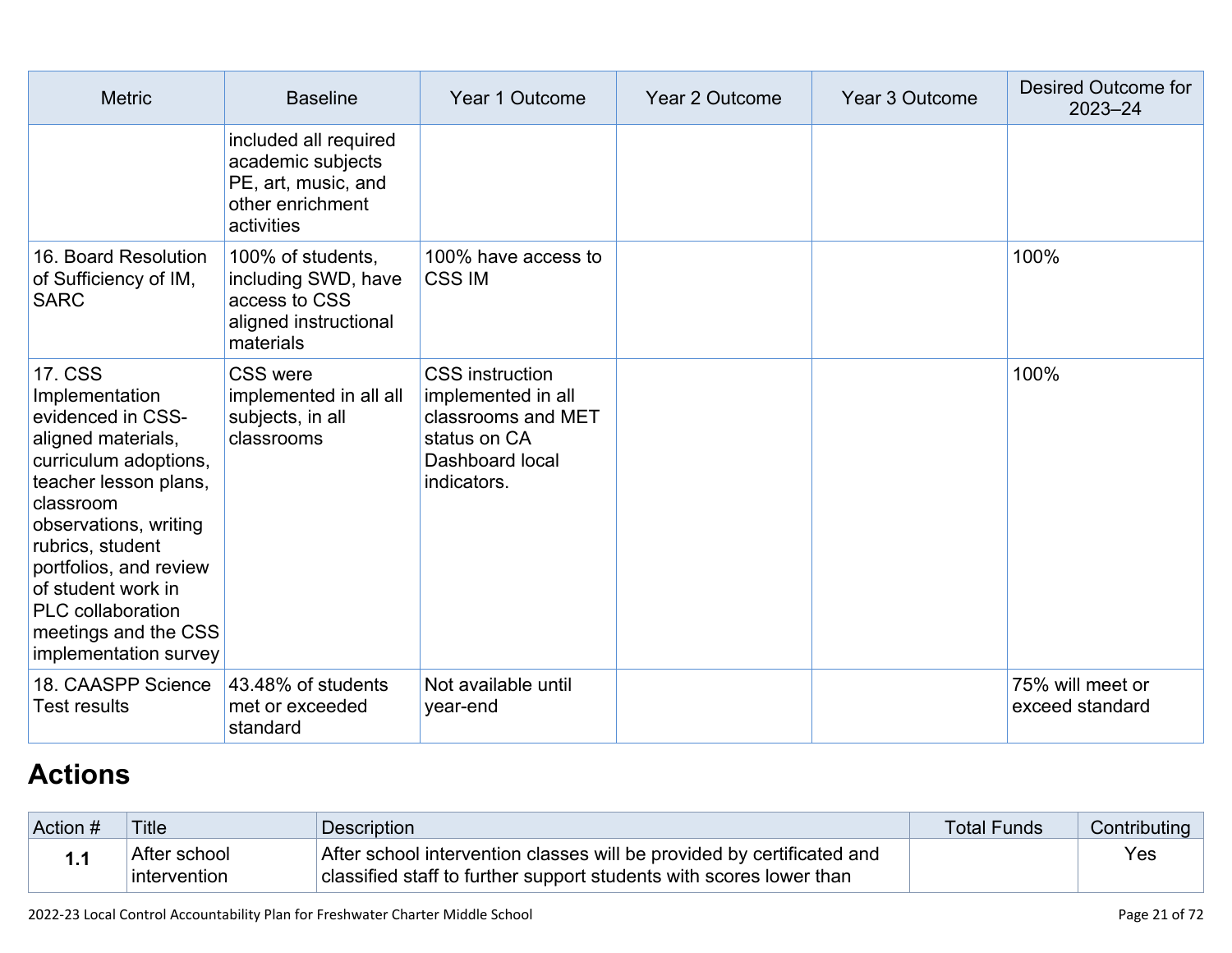| Metric | Baseline | Year 1 Outcome | Year 2 Outcome | Year 3 Outcome | Desired Outcome for 2023–24 |
|---|---|---|---|---|---|
| | included all required academic subjects PE, art, music, and other enrichment activities | | | | |
| 16. Board Resolution of Sufficiency of IM, SARC | 100% of students, including SWD, have access to CSS aligned instructional materials | 100% have access to CSS IM | | | 100% |
| 17. CSS Implementation evidenced in CSS-aligned materials, curriculum adoptions, teacher lesson plans, classroom observations, writing rubrics, student portfolios, and review of student work in PLC collaboration meetings and the CSS implementation survey | CSS were implemented in all all subjects, in all classrooms | CSS instruction implemented in all classrooms and MET status on CA Dashboard local indicators. | | | 100% |
| 18. CAASPP Science Test results | 43.48% of students met or exceeded standard | Not available until year-end | | | 75% will meet or exceed standard |

# Actions

| Action # | Title | Description | Total Funds | Contributing |
|---|---|---|---|---|
| **1.1** | After school intervention | After school intervention classes will be provided by certificated and classified staff to further support students with scores lower than | | Yes |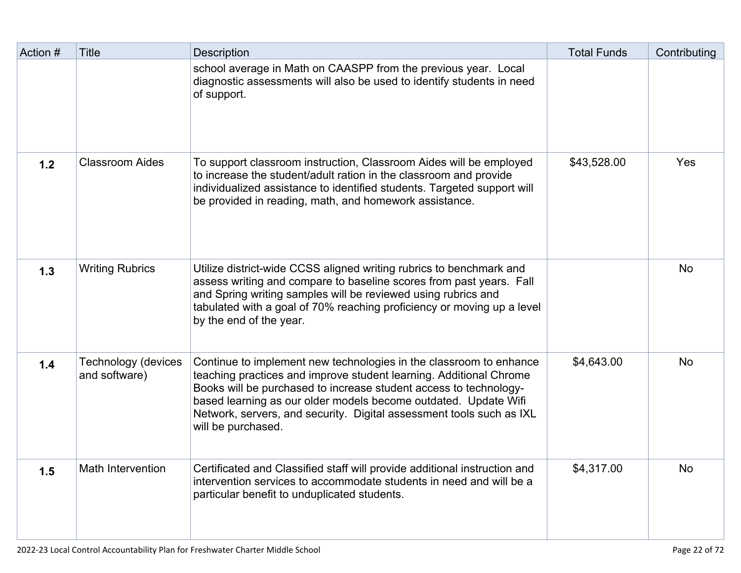| Action # | Title | Description | Total Funds | Contributing |
|---|---|---|---|---|
| | | school average in Math on CAASPP from the previous year. Local diagnostic assessments will also be used to identify students in need of support. | | |
| **1.2** | Classroom Aides | To support classroom instruction, Classroom Aides will be employed to increase the student/adult ration in the classroom and provide individualized assistance to identified students. Targeted support will be provided in reading, math, and homework assistance. | $43,528.00 | Yes |
| **1.3** | Writing Rubrics | Utilize district-wide CCSS aligned writing rubrics to benchmark and assess writing and compare to baseline scores from past years. Fall and Spring writing samples will be reviewed using rubrics and tabulated with a goal of 70% reaching proficiency or moving up a level by the end of the year. | | No |
| **1.4** | Technology (devices and software) | Continue to implement new technologies in the classroom to enhance teaching practices and improve student learning. Additional Chrome Books will be purchased to increase student access to technology-based learning as our older models become outdated. Update Wifi Network, servers, and security. Digital assessment tools such as IXL will be purchased. | $4,643.00 | No |
| **1.5** | Math Intervention | Certificated and Classified staff will provide additional instruction and intervention services to accommodate students in need and will be a particular benefit to unduplicated students. | $4,317.00 | No |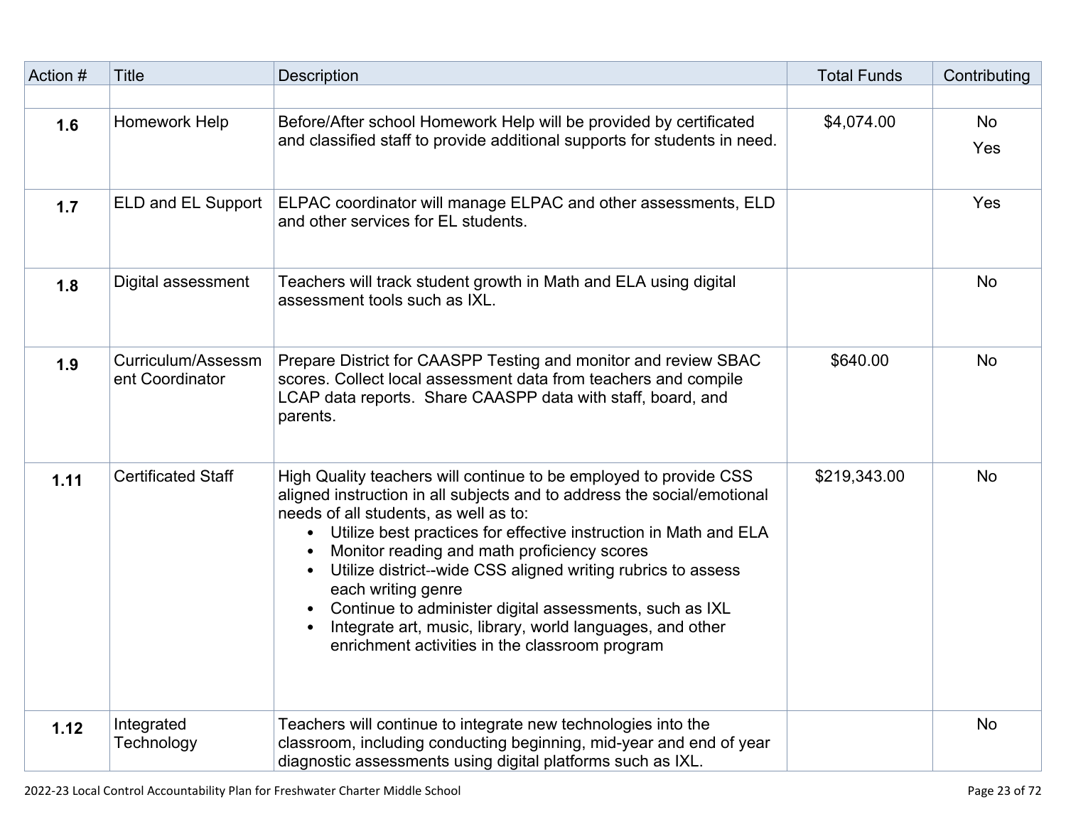| Action # | Title | Description | Total Funds | Contributing |
|---|---|---|---|---|
| | | | | |
| **1.6** | Homework Help | Before/After school Homework Help will be provided by certificated and classified staff to provide additional supports for students in need. | $4,074.00 | No<br>Yes |
| **1.7** | ELD and EL Support | ELPAC coordinator will manage ELPAC and other assessments, ELD and other services for EL students. | | Yes |
| **1.8** | Digital assessment | Teachers will track student growth in Math and ELA using digital assessment tools such as IXL. | | No |
| **1.9** | Curriculum/Assessment Coordinator | Prepare District for CAASPP Testing and monitor and review SBAC scores. Collect local assessment data from teachers and compile LCAP data reports. Share CAASPP data with staff, board, and parents. | $640.00 | No |
| **1.11** | Certificated Staff | High Quality teachers will continue to be employed to provide CSS aligned instruction in all subjects and to address the social/emotional needs of all students, as well as to:<br>• Utilize best practices for effective instruction in Math and ELA<br>• Monitor reading and math proficiency scores<br>• Utilize district--wide CSS aligned writing rubrics to assess each writing genre<br>• Continue to administer digital assessments, such as IXL<br>• Integrate art, music, library, world languages, and other enrichment activities in the classroom program | $219,343.00 | No |
| **1.12** | Integrated Technology | Teachers will continue to integrate new technologies into the classroom, including conducting beginning, mid-year and end of year diagnostic assessments using digital platforms such as IXL. | | No |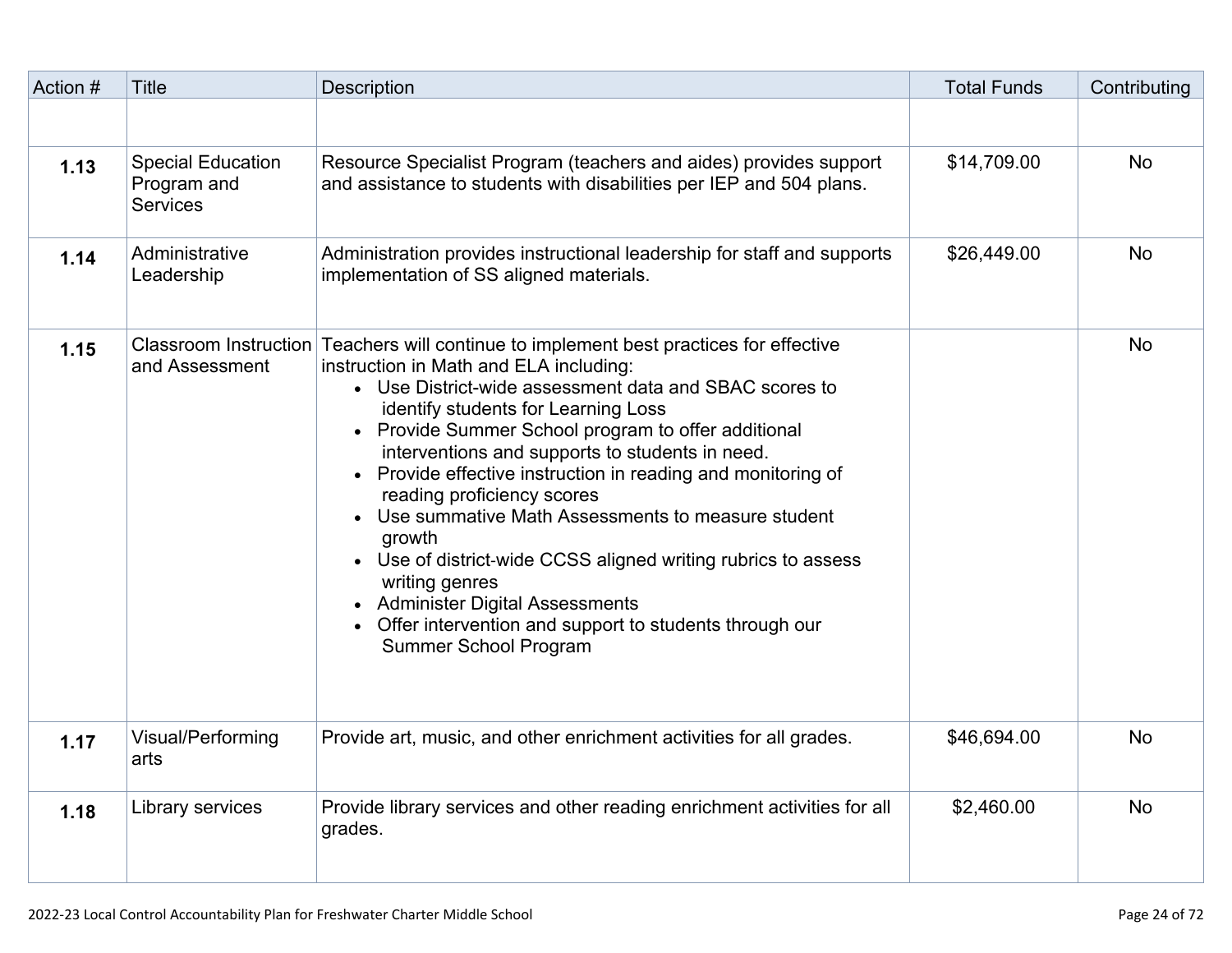| Action # | Title | Description | Total Funds | Contributing |
| --- | --- | --- | --- | --- |
| | | | | |
| **1.13** | Special Education Program and Services | Resource Specialist Program (teachers and aides) provides support and assistance to students with disabilities per IEP and 504 plans. | $14,709.00 | No |
| **1.14** | Administrative Leadership | Administration provides instructional leadership for staff and supports implementation of SS aligned materials. | $26,449.00 | No |
| **1.15** | Classroom Instruction and Assessment | Teachers will continue to implement best practices for effective instruction in Math and ELA including:<br>• Use District-wide assessment data and SBAC scores to identify students for Learning Loss<br>• Provide Summer School program to offer additional interventions and supports to students in need.<br>• Provide effective instruction in reading and monitoring of reading proficiency scores<br>• Use summative Math Assessments to measure student growth<br>• Use of district-wide CCSS aligned writing rubrics to assess writing genres<br>• Administer Digital Assessments<br>• Offer intervention and support to students through our Summer School Program | | No |
| **1.17** | Visual/Performing arts | Provide art, music, and other enrichment activities for all grades. | $46,694.00 | No |
| **1.18** | Library services | Provide library services and other reading enrichment activities for all grades. | $2,460.00 | No |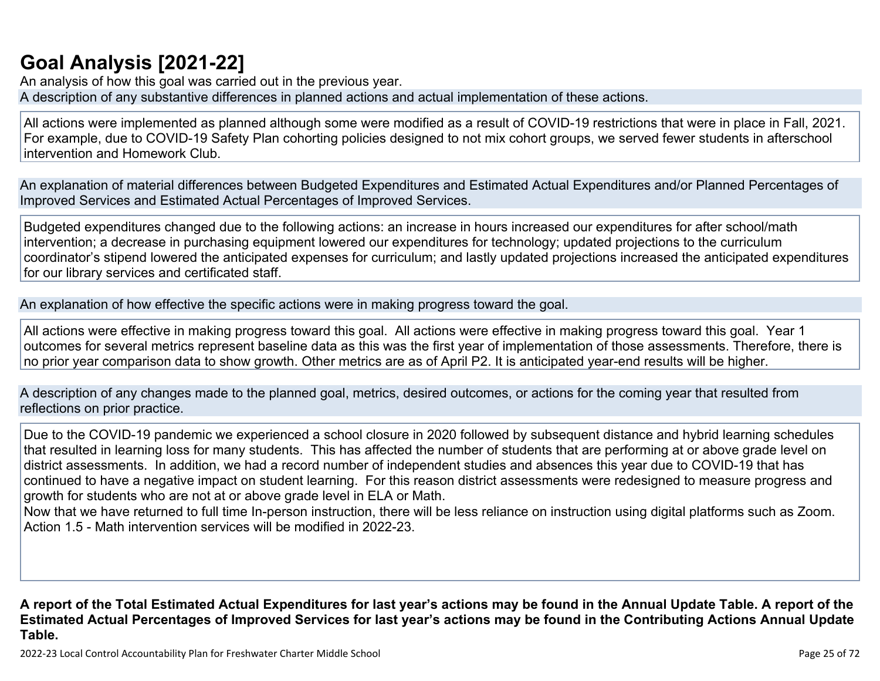# Goal Analysis [2021-22]

An analysis of how this goal was carried out in the previous year.

A description of any substantive differences in planned actions and actual implementation of these actions.

All actions were implemented as planned although some were modified as a result of COVID-19 restrictions that were in place in Fall, 2021. For example, due to COVID-19 Safety Plan cohorting policies designed to not mix cohort groups, we served fewer students in afterschool intervention and Homework Club.

An explanation of material differences between Budgeted Expenditures and Estimated Actual Expenditures and/or Planned Percentages of Improved Services and Estimated Actual Percentages of Improved Services.

Budgeted expenditures changed due to the following actions: an increase in hours increased our expenditures for after school/math intervention; a decrease in purchasing equipment lowered our expenditures for technology; updated projections to the curriculum coordinator's stipend lowered the anticipated expenses for curriculum; and lastly updated projections increased the anticipated expenditures for our library services and certificated staff.

An explanation of how effective the specific actions were in making progress toward the goal.

All actions were effective in making progress toward this goal. All actions were effective in making progress toward this goal. Year 1 outcomes for several metrics represent baseline data as this was the first year of implementation of those assessments. Therefore, there is no prior year comparison data to show growth. Other metrics are as of April P2. It is anticipated year-end results will be higher.

A description of any changes made to the planned goal, metrics, desired outcomes, or actions for the coming year that resulted from reflections on prior practice.

Due to the COVID-19 pandemic we experienced a school closure in 2020 followed by subsequent distance and hybrid learning schedules that resulted in learning loss for many students. This has affected the number of students that are performing at or above grade level on district assessments. In addition, we had a record number of independent studies and absences this year due to COVID-19 that has continued to have a negative impact on student learning. For this reason district assessments were redesigned to measure progress and growth for students who are not at or above grade level in ELA or Math.
Now that we have returned to full time In-person instruction, there will be less reliance on instruction using digital platforms such as Zoom.
Action 1.5 - Math intervention services will be modified in 2022-23.

**A report of the Total Estimated Actual Expenditures for last year's actions may be found in the Annual Update Table. A report of the Estimated Actual Percentages of Improved Services for last year's actions may be found in the Contributing Actions Annual Update Table.**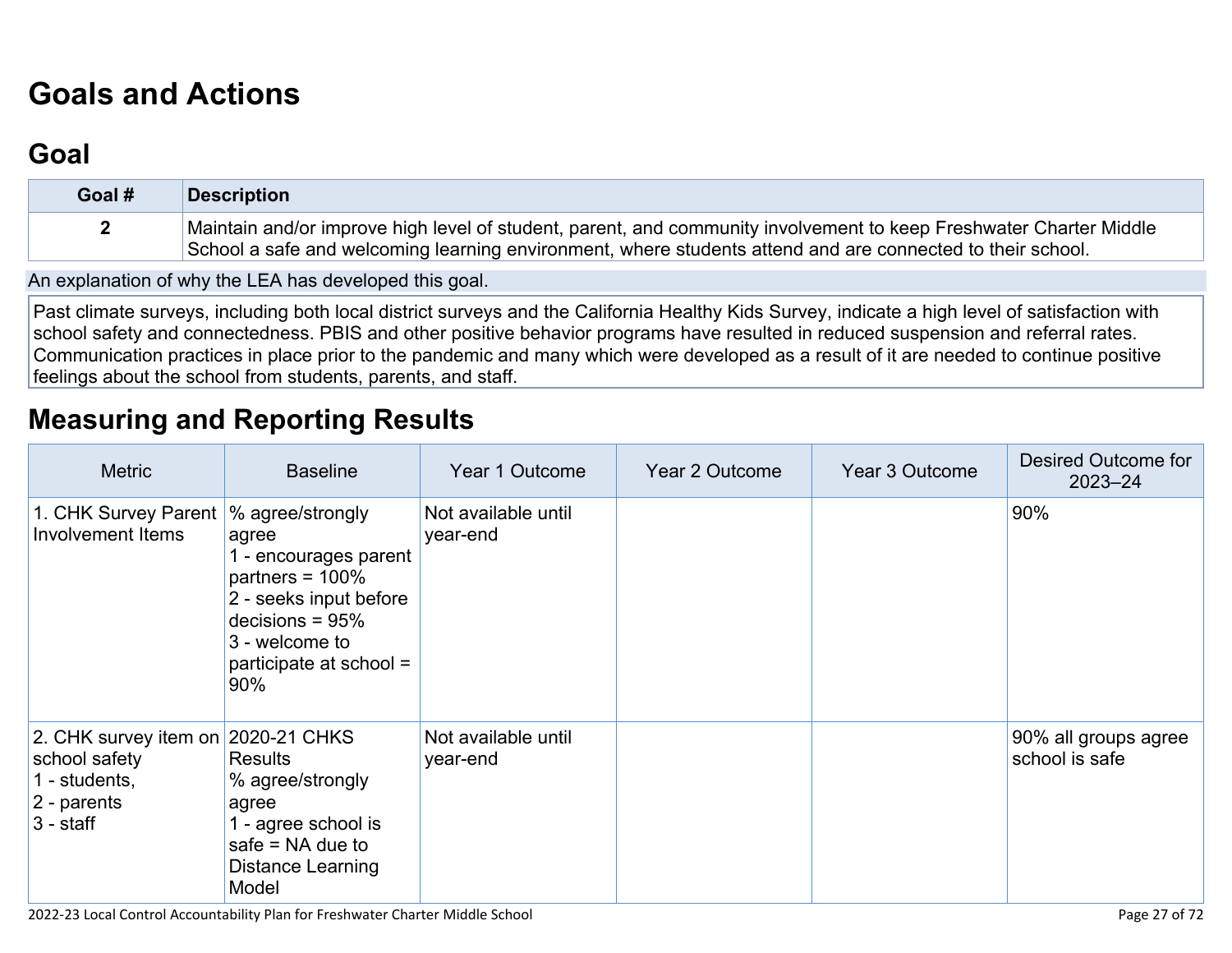# Goals and Actions

## Goal

| Goal # | Description |
|---|---|
| 2 | Maintain and/or improve high level of student, parent, and community involvement to keep Freshwater Charter Middle School a safe and welcoming learning environment, where students attend and are connected to their school. |

An explanation of why the LEA has developed this goal.

Past climate surveys, including both local district surveys and the California Healthy Kids Survey, indicate a high level of satisfaction with school safety and connectedness. PBIS and other positive behavior programs have resulted in reduced suspension and referral rates. Communication practices in place prior to the pandemic and many which were developed as a result of it are needed to continue positive feelings about the school from students, parents, and staff.

# Measuring and Reporting Results

| Metric | Baseline | Year 1 Outcome | Year 2 Outcome | Year 3 Outcome | Desired Outcome for 2023–24 |
|---|---|---|---|---|---|
| 1. CHK Survey Parent Involvement Items | % agree/strongly agree<br>1 - encourages parent partners = 100%<br>2 - seeks input before decisions = 95%<br>3 - welcome to participate at school = 90% | Not available until year-end | | | 90% |
| 2. CHK survey item on school safety<br>1 - students,<br>2 - parents<br>3 - staff | 2020-21 CHKS Results<br>% agree/strongly agree<br>1 - agree school is safe = NA due to Distance Learning Model | Not available until year-end | | | 90% all groups agree school is safe |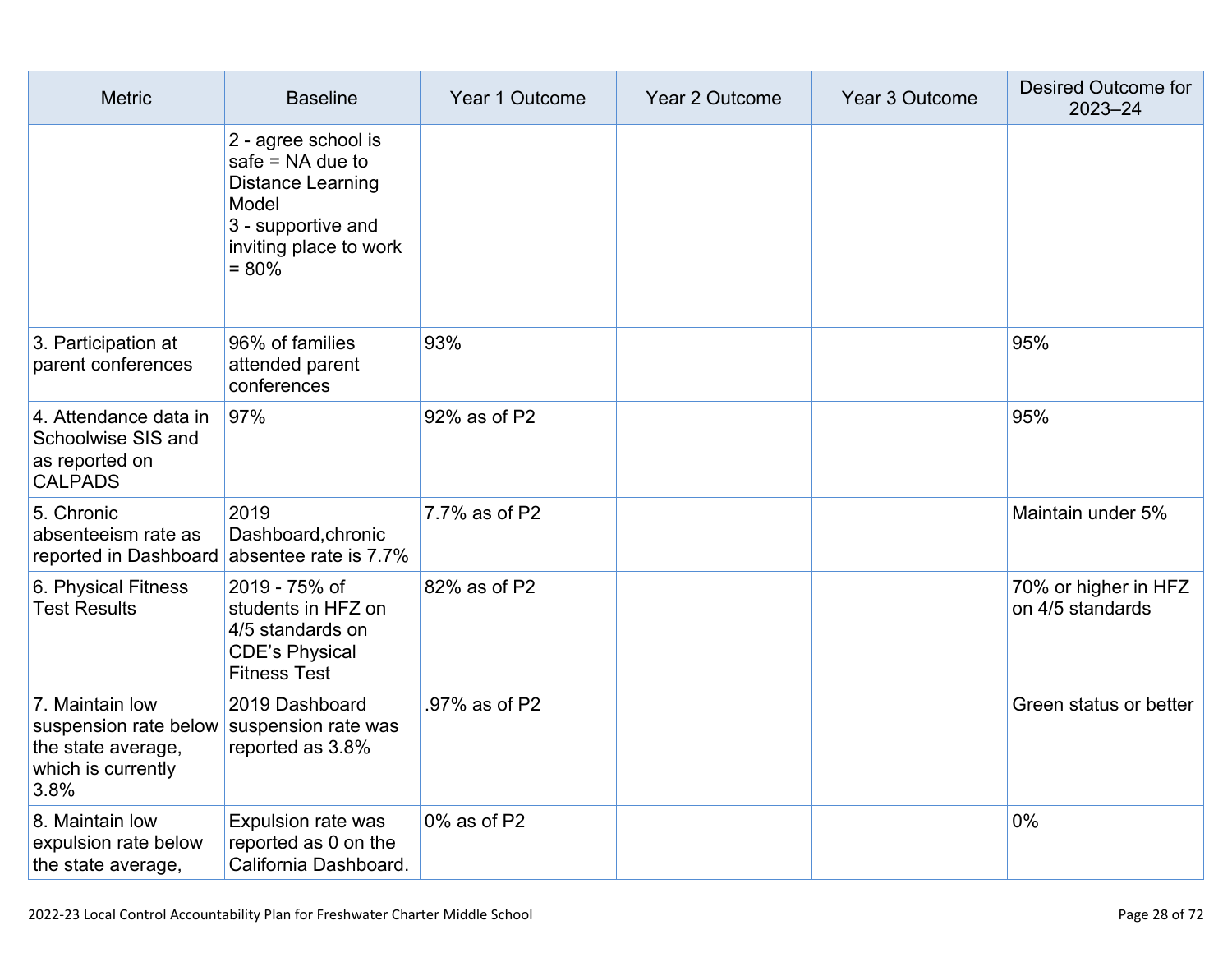| Metric | Baseline | Year 1 Outcome | Year 2 Outcome | Year 3 Outcome | Desired Outcome for 2023–24 |
|---|---|---|---|---|---|
| | 2 - agree school is safe = NA due to Distance Learning Model<br>3 - supportive and inviting place to work = 80% | | | | |
| 3. Participation at parent conferences | 96% of families attended parent conferences | 93% | | | 95% |
| 4. Attendance data in Schoolwise SIS and as reported on CALPADS | 97% | 92% as of P2 | | | 95% |
| 5. Chronic absenteeism rate as reported in Dashboard | 2019 Dashboard,chronic absentee rate is 7.7% | 7.7% as of P2 | | | Maintain under 5% |
| 6. Physical Fitness Test Results | 2019 - 75% of students in HFZ on 4/5 standards on CDE's Physical Fitness Test | 82% as of P2 | | | 70% or higher in HFZ on 4/5 standards |
| 7. Maintain low suspension rate below the state average, which is currently 3.8% | 2019 Dashboard suspension rate was reported as 3.8% | .97% as of P2 | | | Green status or better |
| 8. Maintain low expulsion rate below the state average, | Expulsion rate was reported as 0 on the California Dashboard. | 0% as of P2 | | | 0% |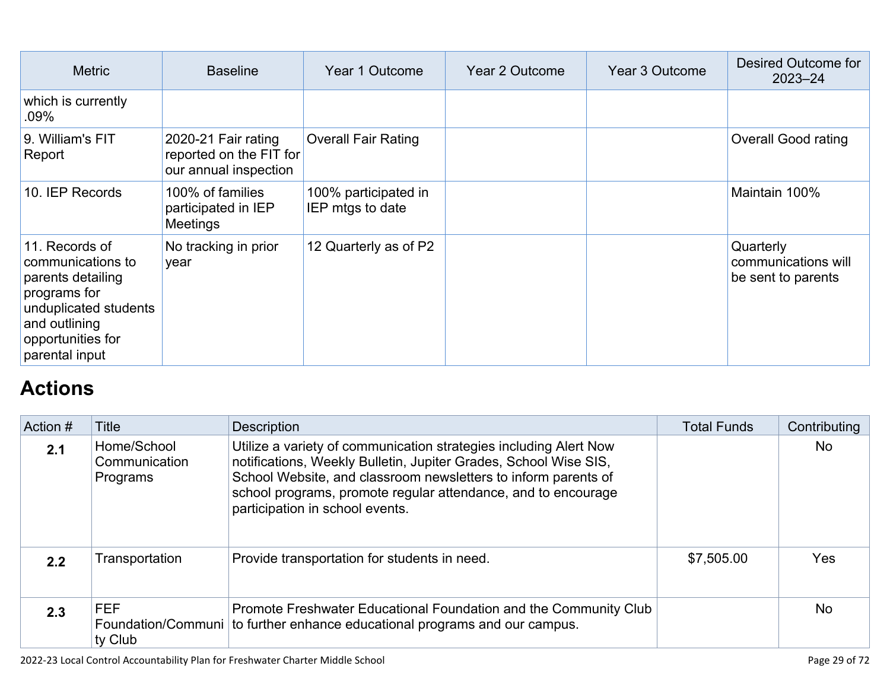| Metric | Baseline | Year 1 Outcome | Year 2 Outcome | Year 3 Outcome | Desired Outcome for 2023–24 |
| --- | --- | --- | --- | --- | --- |
| which is currently .09% | | | | | |
| 9. William's FIT Report | 2020-21 Fair rating reported on the FIT for our annual inspection | Overall Fair Rating | | | Overall Good rating |
| 10. IEP Records | 100% of families participated in IEP Meetings | 100% participated in IEP mtgs to date | | | Maintain 100% |
| 11. Records of communications to parents detailing programs for unduplicated students and outlining opportunities for parental input | No tracking in prior year | 12 Quarterly as of P2 | | | Quarterly communications will be sent to parents |

## Actions

| Action # | Title | Description | Total Funds | Contributing |
| --- | --- | --- | --- | --- |
| **2.1** | Home/School Communication Programs | Utilize a variety of communication strategies including Alert Now notifications, Weekly Bulletin, Jupiter Grades, School Wise SIS, School Website, and classroom newsletters to inform parents of school programs, promote regular attendance, and to encourage participation in school events. | | No |
| **2.2** | Transportation | Provide transportation for students in need. | $7,505.00 | Yes |
| **2.3** | FEF Foundation/Community Club | Promote Freshwater Educational Foundation and the Community Club to further enhance educational programs and our campus. | | No |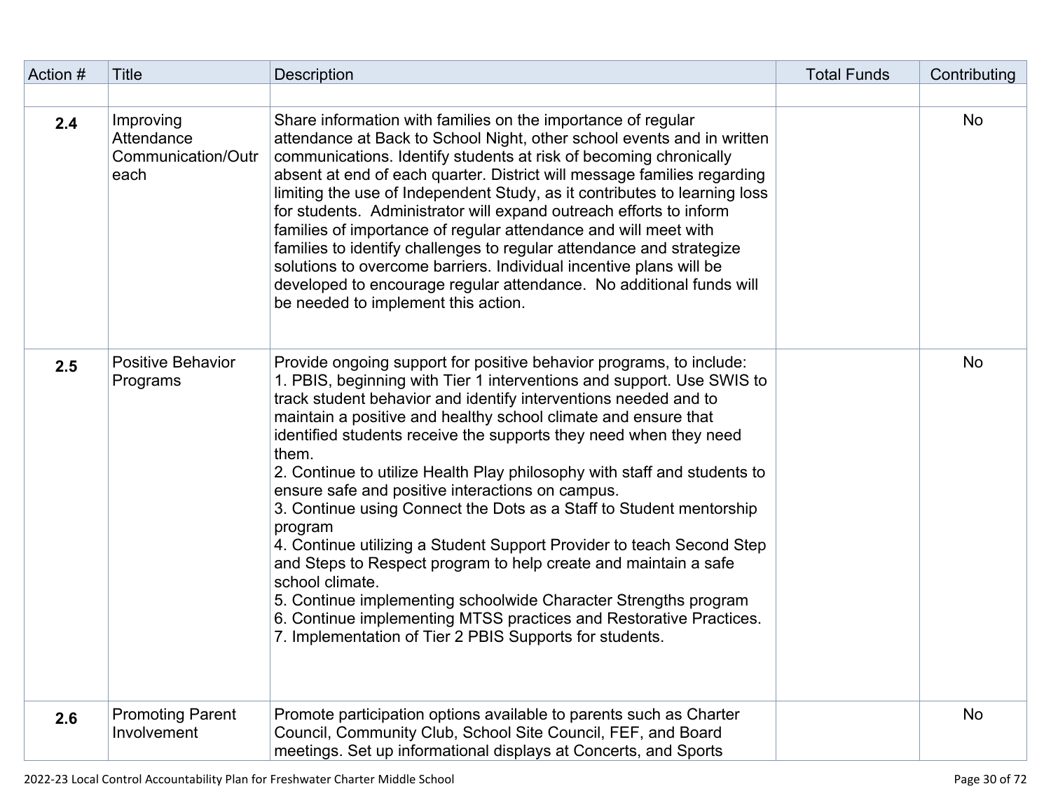| Action # | Title | Description | Total Funds | Contributing |
|---|---|---|---|---|
| | | | | |
| **2.4** | Improving Attendance Communication/Outreach | Share information with families on the importance of regular attendance at Back to School Night, other school events and in written communications. Identify students at risk of becoming chronically absent at end of each quarter. District will message families regarding limiting the use of Independent Study, as it contributes to learning loss for students. Administrator will expand outreach efforts to inform families of importance of regular attendance and will meet with families to identify challenges to regular attendance and strategize solutions to overcome barriers. Individual incentive plans will be developed to encourage regular attendance. No additional funds will be needed to implement this action. | | No |
| **2.5** | Positive Behavior Programs | Provide ongoing support for positive behavior programs, to include:<br>1. PBIS, beginning with Tier 1 interventions and support. Use SWIS to track student behavior and identify interventions needed and to maintain a positive and healthy school climate and ensure that identified students receive the supports they need when they need them.<br>2. Continue to utilize Health Play philosophy with staff and students to ensure safe and positive interactions on campus.<br>3. Continue using Connect the Dots as a Staff to Student mentorship program<br>4. Continue utilizing a Student Support Provider to teach Second Step and Steps to Respect program to help create and maintain a safe school climate.<br>5. Continue implementing schoolwide Character Strengths program<br>6. Continue implementing MTSS practices and Restorative Practices.<br>7. Implementation of Tier 2 PBIS Supports for students. | | No |
| **2.6** | Promoting Parent Involvement | Promote participation options available to parents such as Charter Council, Community Club, School Site Council, FEF, and Board meetings. Set up informational displays at Concerts, and Sports | | No |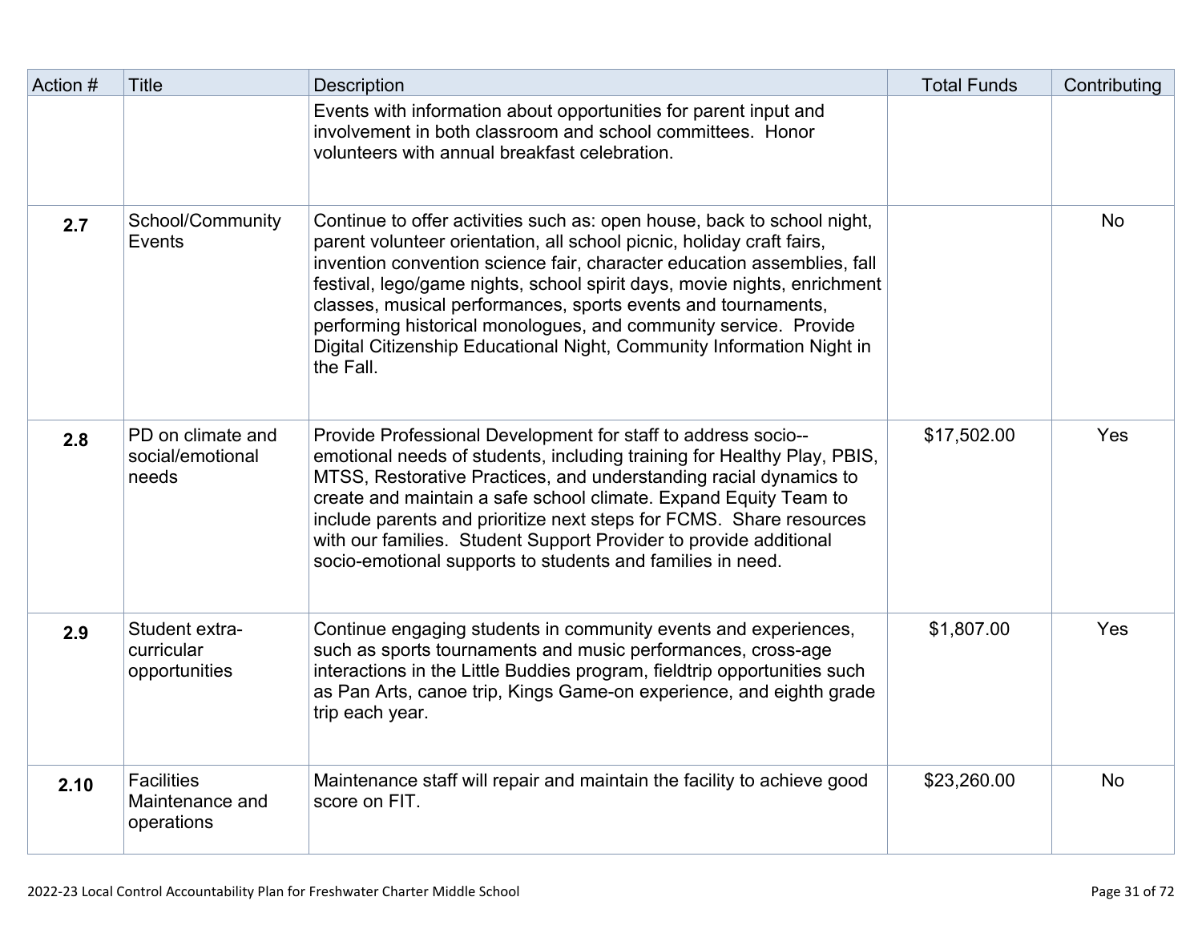| Action # | Title | Description | Total Funds | Contributing |
|---|---|---|---|---|
| | | Events with information about opportunities for parent input and involvement in both classroom and school committees. Honor volunteers with annual breakfast celebration. | | |
| **2.7** | School/Community Events | Continue to offer activities such as: open house, back to school night, parent volunteer orientation, all school picnic, holiday craft fairs, invention convention science fair, character education assemblies, fall festival, lego/game nights, school spirit days, movie nights, enrichment classes, musical performances, sports events and tournaments, performing historical monologues, and community service. Provide Digital Citizenship Educational Night, Community Information Night in the Fall. | | No |
| **2.8** | PD on climate and social/emotional needs | Provide Professional Development for staff to address socio--emotional needs of students, including training for Healthy Play, PBIS, MTSS, Restorative Practices, and understanding racial dynamics to create and maintain a safe school climate. Expand Equity Team to include parents and prioritize next steps for FCMS. Share resources with our families. Student Support Provider to provide additional socio-emotional supports to students and families in need. | $17,502.00 | Yes |
| **2.9** | Student extra-curricular opportunities | Continue engaging students in community events and experiences, such as sports tournaments and music performances, cross-age interactions in the Little Buddies program, fieldtrip opportunities such as Pan Arts, canoe trip, Kings Game-on experience, and eighth grade trip each year. | $1,807.00 | Yes |
| **2.10** | Facilities Maintenance and operations | Maintenance staff will repair and maintain the facility to achieve good score on FIT. | $23,260.00 | No |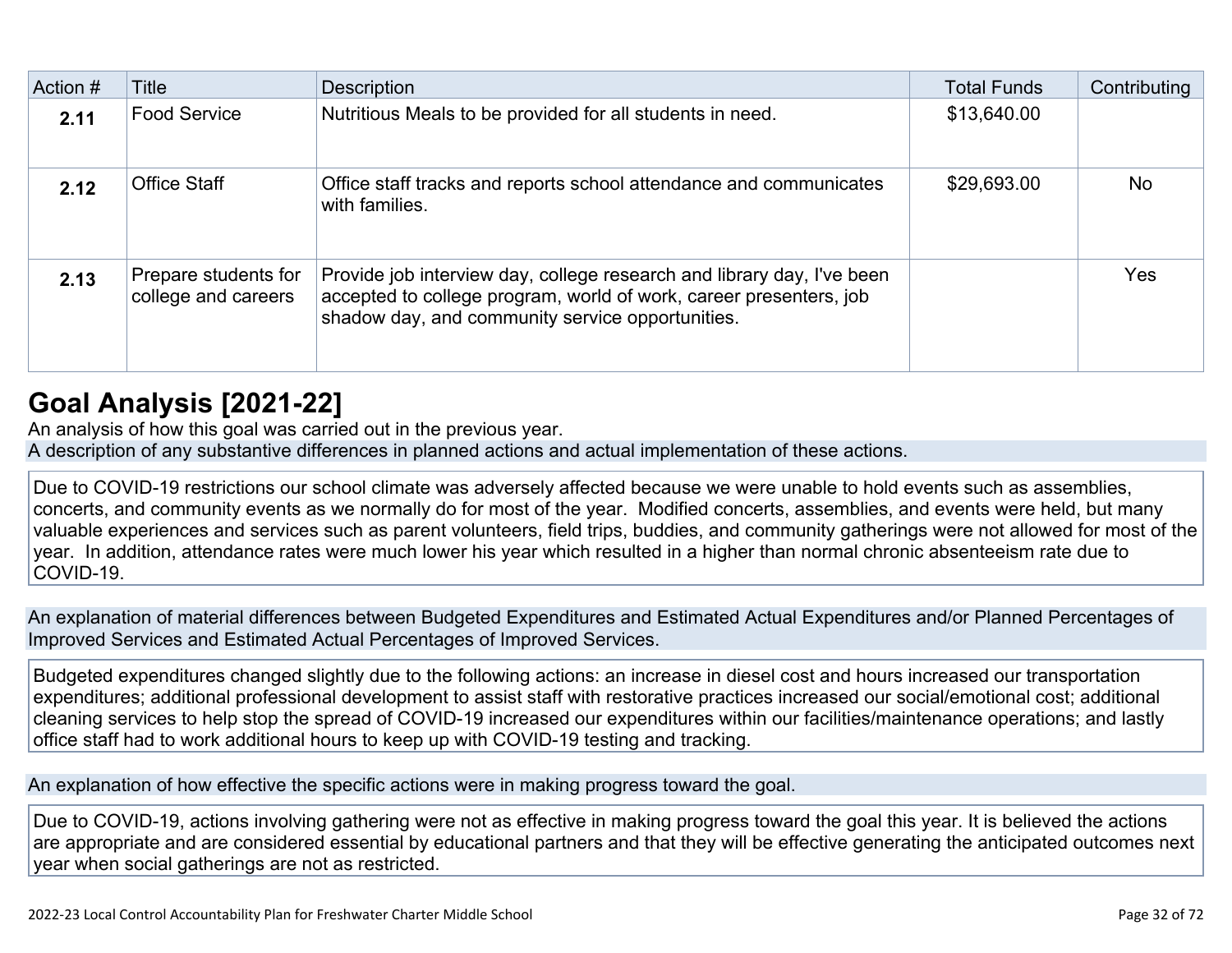| Action # | Title | Description | Total Funds | Contributing |
|---|---|---|---|---|
| 2.11 | Food Service | Nutritious Meals to be provided for all students in need. | $13,640.00 | |
| 2.12 | Office Staff | Office staff tracks and reports school attendance and communicates with families. | $29,693.00 | No |
| 2.13 | Prepare students for college and careers | Provide job interview day, college research and library day, I've been accepted to college program, world of work, career presenters, job shadow day, and community service opportunities. | | Yes |

# Goal Analysis [2021-22]

An analysis of how this goal was carried out in the previous year.

A description of any substantive differences in planned actions and actual implementation of these actions.

Due to COVID-19 restrictions our school climate was adversely affected because we were unable to hold events such as assemblies, concerts, and community events as we normally do for most of the year. Modified concerts, assemblies, and events were held, but many valuable experiences and services such as parent volunteers, field trips, buddies, and community gatherings were not allowed for most of the year. In addition, attendance rates were much lower his year which resulted in a higher than normal chronic absenteeism rate due to COVID-19.

An explanation of material differences between Budgeted Expenditures and Estimated Actual Expenditures and/or Planned Percentages of Improved Services and Estimated Actual Percentages of Improved Services.

Budgeted expenditures changed slightly due to the following actions: an increase in diesel cost and hours increased our transportation expenditures; additional professional development to assist staff with restorative practices increased our social/emotional cost; additional cleaning services to help stop the spread of COVID-19 increased our expenditures within our facilities/maintenance operations; and lastly office staff had to work additional hours to keep up with COVID-19 testing and tracking.

An explanation of how effective the specific actions were in making progress toward the goal.

Due to COVID-19, actions involving gathering were not as effective in making progress toward the goal this year. It is believed the actions are appropriate and are considered essential by educational partners and that they will be effective generating the anticipated outcomes next year when social gatherings are not as restricted.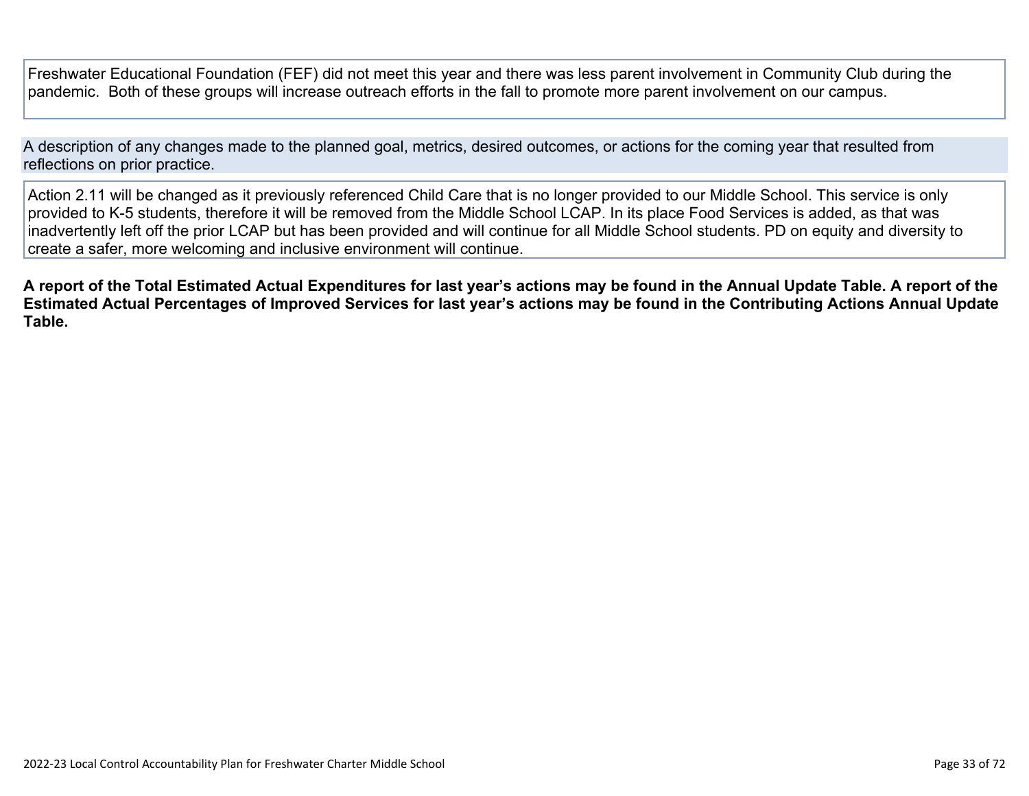Freshwater Educational Foundation (FEF) did not meet this year and there was less parent involvement in Community Club during the pandemic.  Both of these groups will increase outreach efforts in the fall to promote more parent involvement on our campus.

A description of any changes made to the planned goal, metrics, desired outcomes, or actions for the coming year that resulted from reflections on prior practice.

Action 2.11 will be changed as it previously referenced Child Care that is no longer provided to our Middle School. This service is only provided to K-5 students, therefore it will be removed from the Middle School LCAP. In its place Food Services is added, as that was inadvertently left off the prior LCAP but has been provided and will continue for all Middle School students. PD on equity and diversity to create a safer, more welcoming and inclusive environment will continue.

**A report of the Total Estimated Actual Expenditures for last year's actions may be found in the Annual Update Table. A report of the Estimated Actual Percentages of Improved Services for last year's actions may be found in the Contributing Actions Annual Update Table.**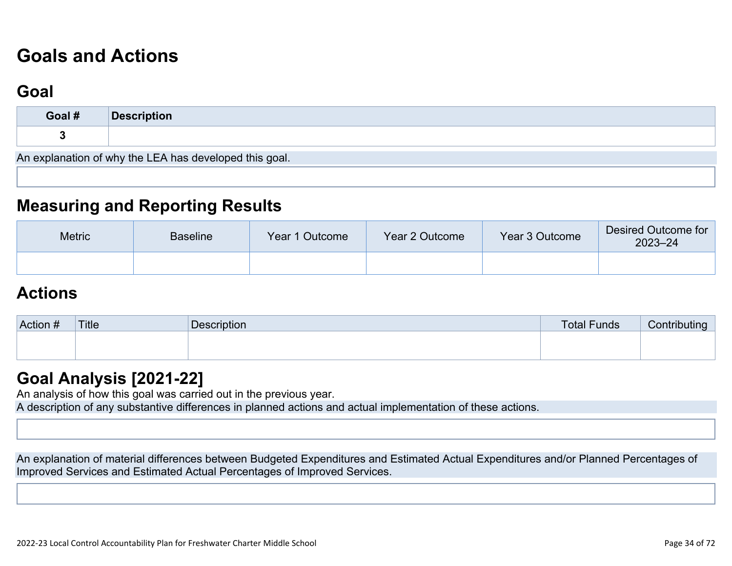# Goals and Actions

## Goal

| Goal # | Description |
| --- | --- |
| 3 | |

An explanation of why the LEA has developed this goal.

## Measuring and Reporting Results

| Metric | Baseline | Year 1 Outcome | Year 2 Outcome | Year 3 Outcome | Desired Outcome for 2023–24 |
| --- | --- | --- | --- | --- | --- |
| | | | | | |

## Actions

| Action # | Title | Description | Total Funds | Contributing |
| --- | --- | --- | --- | --- |
| | | | | |

## Goal Analysis [2021-22]

An analysis of how this goal was carried out in the previous year.

A description of any substantive differences in planned actions and actual implementation of these actions.

An explanation of material differences between Budgeted Expenditures and Estimated Actual Expenditures and/or Planned Percentages of Improved Services and Estimated Actual Percentages of Improved Services.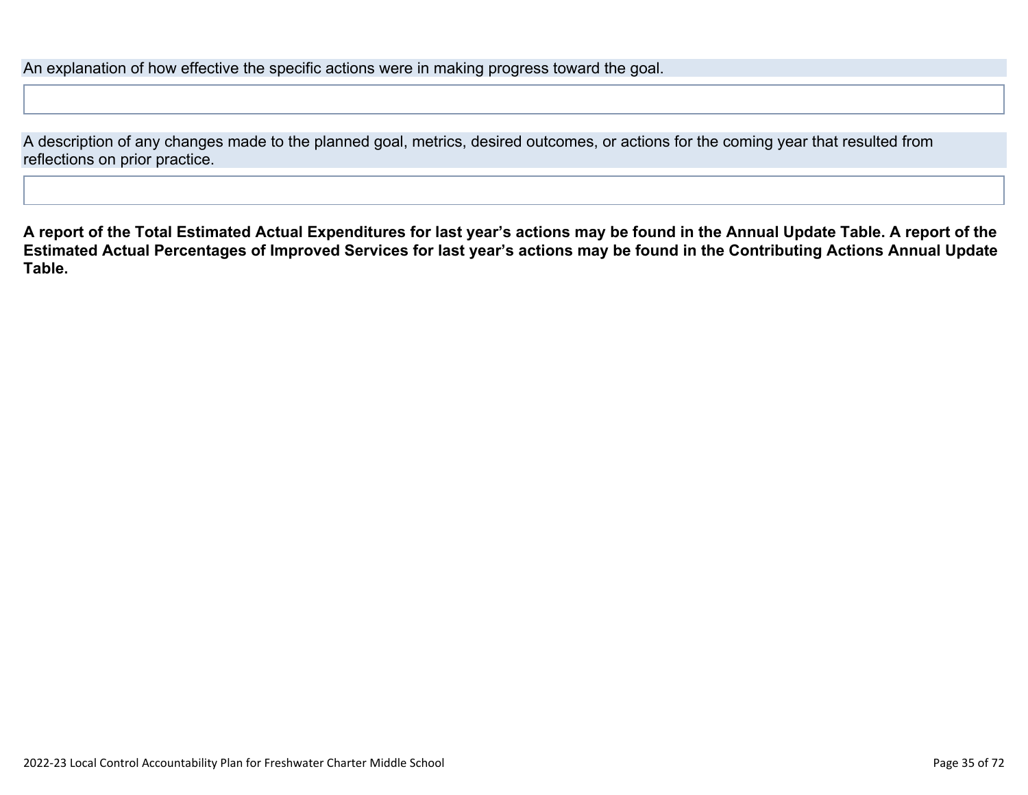An explanation of how effective the specific actions were in making progress toward the goal.

A description of any changes made to the planned goal, metrics, desired outcomes, or actions for the coming year that resulted from reflections on prior practice.

**A report of the Total Estimated Actual Expenditures for last year's actions may be found in the Annual Update Table. A report of the Estimated Actual Percentages of Improved Services for last year's actions may be found in the Contributing Actions Annual Update Table.**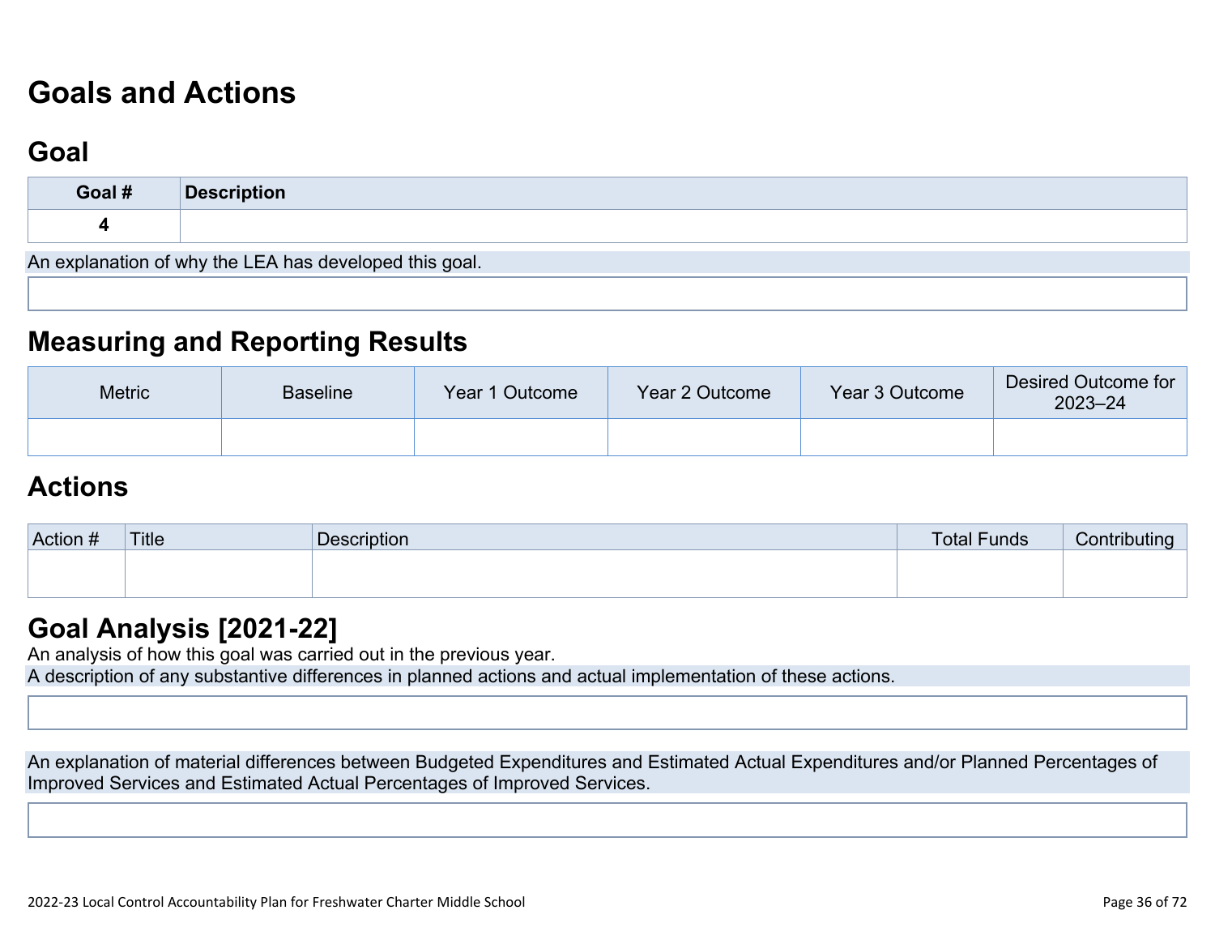# Goals and Actions

## Goal

| Goal # | Description |
|---|---|
| 4 | |

An explanation of why the LEA has developed this goal.

## Measuring and Reporting Results

| Metric | Baseline | Year 1 Outcome | Year 2 Outcome | Year 3 Outcome | Desired Outcome for 2023–24 |
|---|---|---|---|---|---|
| | | | | | |

## Actions

| Action # | Title | Description | Total Funds | Contributing |
|---|---|---|---|---|
| | | | | |

## Goal Analysis [2021-22]

An analysis of how this goal was carried out in the previous year.

A description of any substantive differences in planned actions and actual implementation of these actions.

An explanation of material differences between Budgeted Expenditures and Estimated Actual Expenditures and/or Planned Percentages of Improved Services and Estimated Actual Percentages of Improved Services.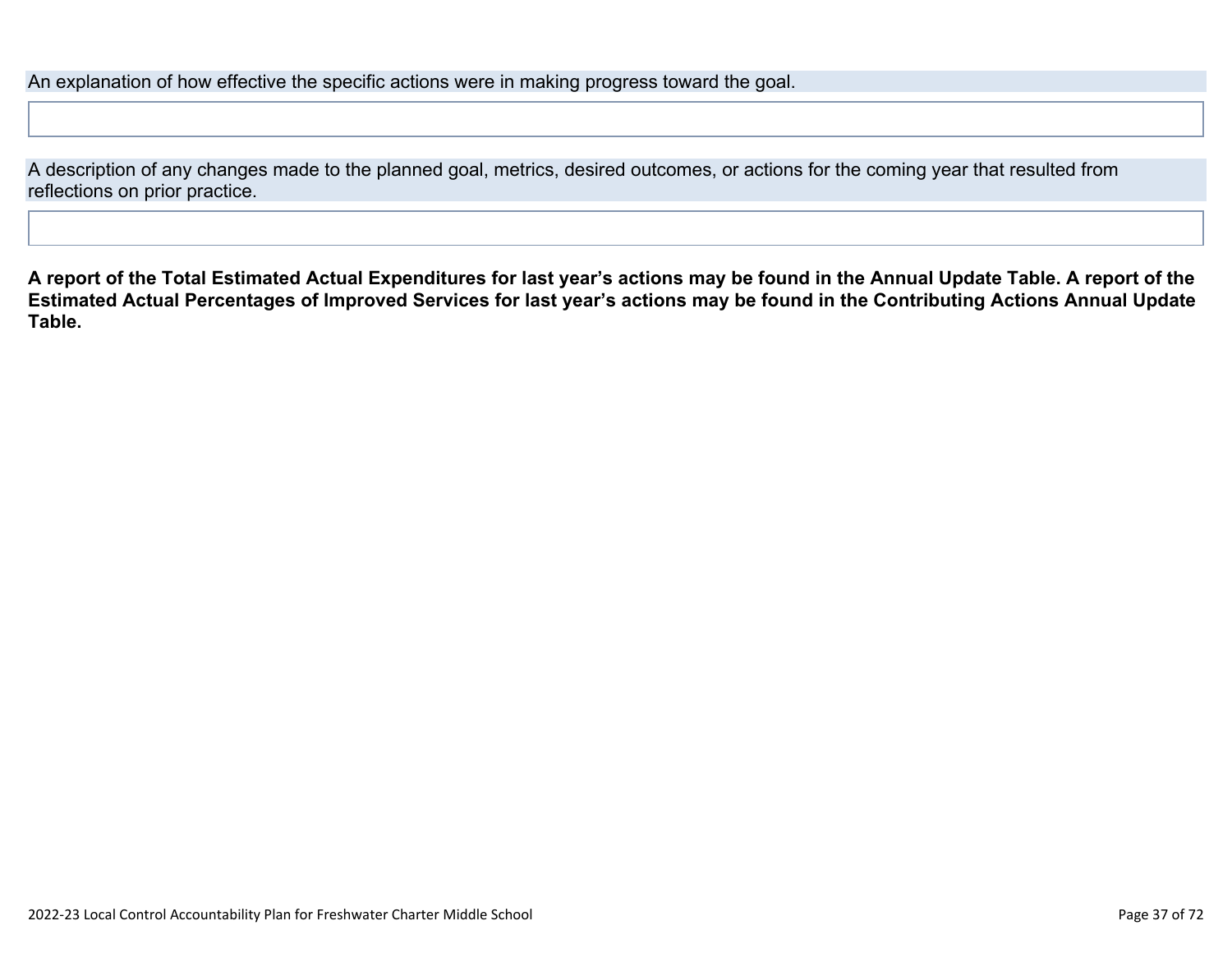An explanation of how effective the specific actions were in making progress toward the goal.

A description of any changes made to the planned goal, metrics, desired outcomes, or actions for the coming year that resulted from reflections on prior practice.

**A report of the Total Estimated Actual Expenditures for last year's actions may be found in the Annual Update Table. A report of the Estimated Actual Percentages of Improved Services for last year's actions may be found in the Contributing Actions Annual Update Table.**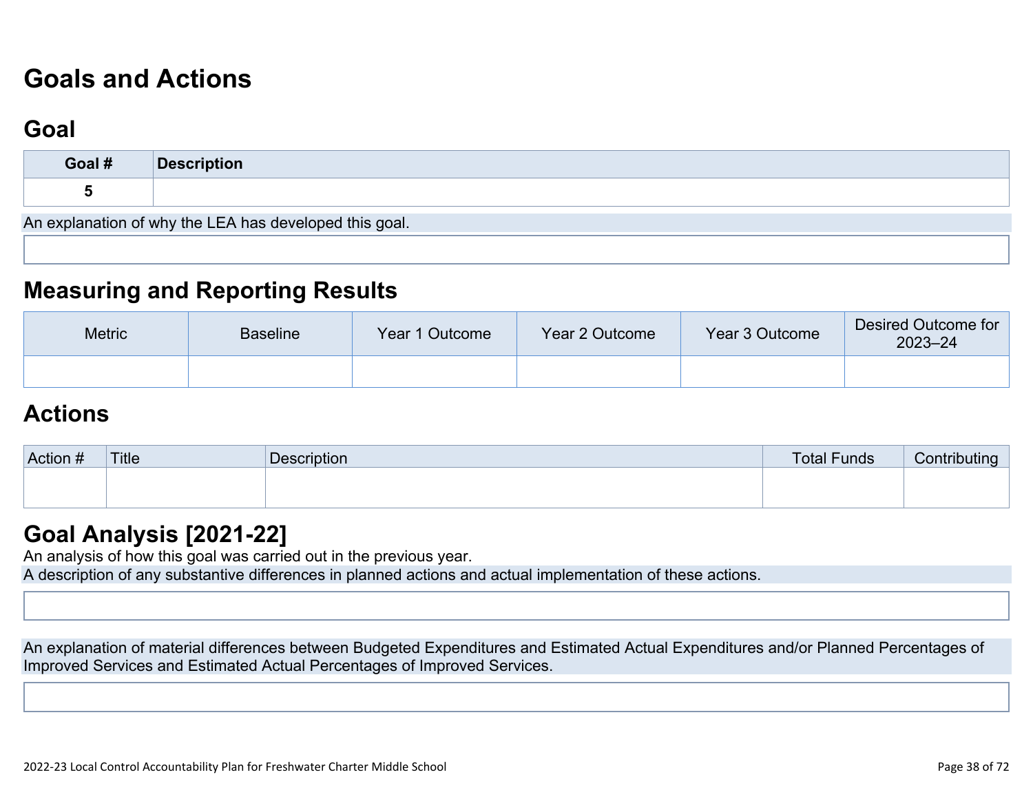# Goals and Actions

## Goal

| Goal # | Description |
| --- | --- |
| 5 | |

An explanation of why the LEA has developed this goal.

## Measuring and Reporting Results

| Metric | Baseline | Year 1 Outcome | Year 2 Outcome | Year 3 Outcome | Desired Outcome for 2023–24 |
| --- | --- | --- | --- | --- | --- |
| | | | | | |

## Actions

| Action # | Title | Description | Total Funds | Contributing |
| --- | --- | --- | --- | --- |
| | | | | |

## Goal Analysis [2021-22]

An analysis of how this goal was carried out in the previous year.

A description of any substantive differences in planned actions and actual implementation of these actions.

An explanation of material differences between Budgeted Expenditures and Estimated Actual Expenditures and/or Planned Percentages of Improved Services and Estimated Actual Percentages of Improved Services.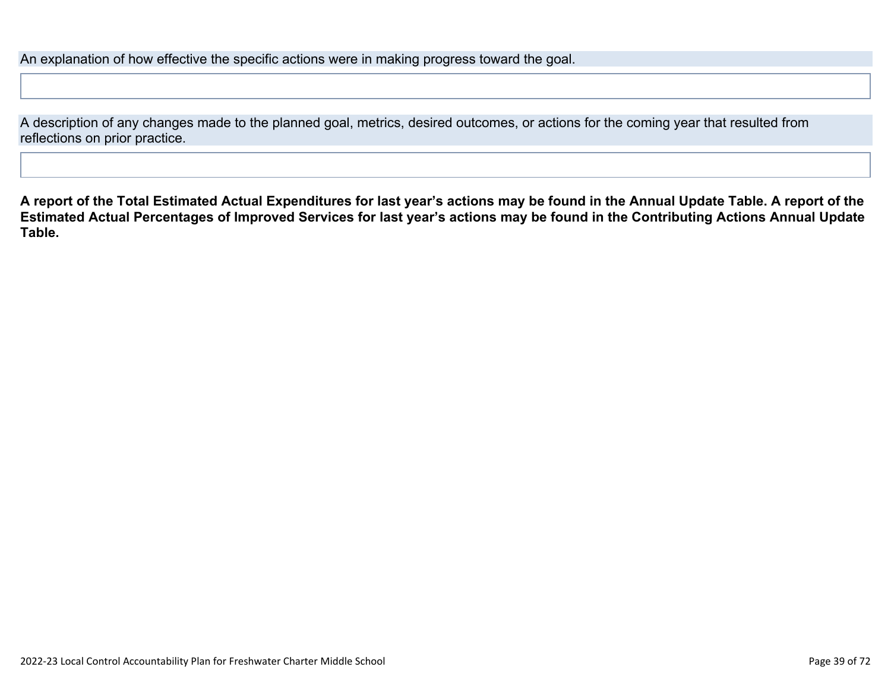An explanation of how effective the specific actions were in making progress toward the goal.

A description of any changes made to the planned goal, metrics, desired outcomes, or actions for the coming year that resulted from reflections on prior practice.

**A report of the Total Estimated Actual Expenditures for last year's actions may be found in the Annual Update Table. A report of the Estimated Actual Percentages of Improved Services for last year's actions may be found in the Contributing Actions Annual Update Table.**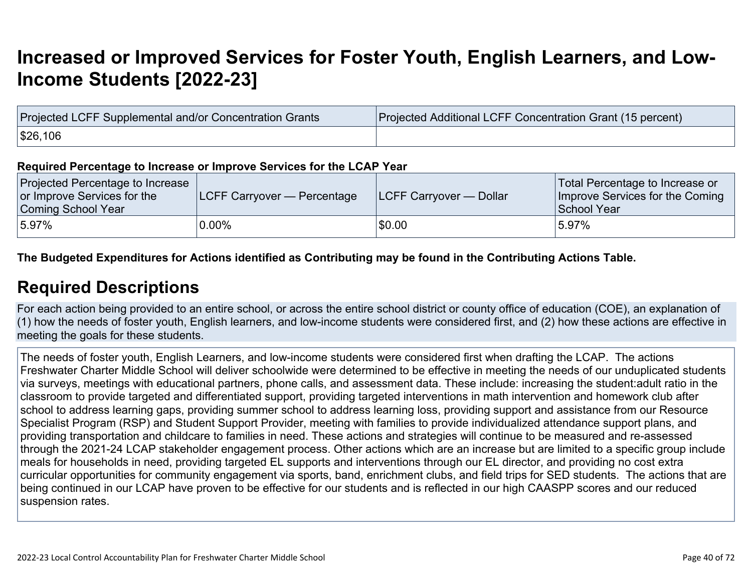# Increased or Improved Services for Foster Youth, English Learners, and Low-Income Students [2022-23]

| Projected LCFF Supplemental and/or Concentration Grants | Projected Additional LCFF Concentration Grant (15 percent) |
|---|---|
| $26,106 | |

**Required Percentage to Increase or Improve Services for the LCAP Year**

| Projected Percentage to Increase or Improve Services for the Coming School Year | LCFF Carryover — Percentage | LCFF Carryover — Dollar | Total Percentage to Increase or Improve Services for the Coming School Year |
|---|---|---|---|
| 5.97% | 0.00% | $0.00 | 5.97% |

**The Budgeted Expenditures for Actions identified as Contributing may be found in the Contributing Actions Table.**

## Required Descriptions

For each action being provided to an entire school, or across the entire school district or county office of education (COE), an explanation of (1) how the needs of foster youth, English learners, and low-income students were considered first, and (2) how these actions are effective in meeting the goals for these students.

The needs of foster youth, English Learners, and low-income students were considered first when drafting the LCAP. The actions Freshwater Charter Middle School will deliver schoolwide were determined to be effective in meeting the needs of our unduplicated students via surveys, meetings with educational partners, phone calls, and assessment data. These include: increasing the student:adult ratio in the classroom to provide targeted and differentiated support, providing targeted interventions in math intervention and homework club after school to address learning gaps, providing summer school to address learning loss, providing support and assistance from our Resource Specialist Program (RSP) and Student Support Provider, meeting with families to provide individualized attendance support plans, and providing transportation and childcare to families in need. These actions and strategies will continue to be measured and re-assessed through the 2021-24 LCAP stakeholder engagement process. Other actions which are an increase but are limited to a specific group include meals for households in need, providing targeted EL supports and interventions through our EL director, and providing no cost extra curricular opportunities for community engagement via sports, band, enrichment clubs, and field trips for SED students. The actions that are being continued in our LCAP have proven to be effective for our students and is reflected in our high CAASPP scores and our reduced suspension rates.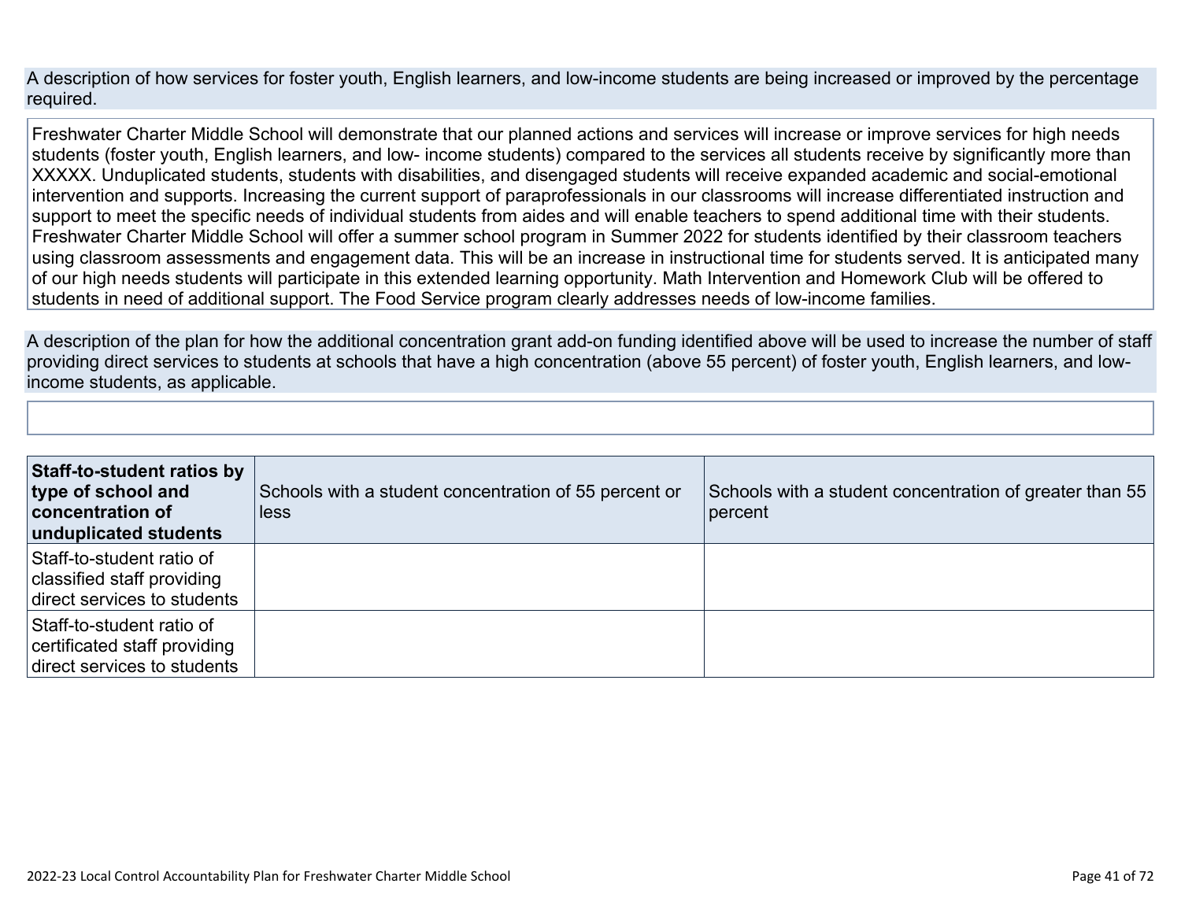A description of how services for foster youth, English learners, and low-income students are being increased or improved by the percentage required.

Freshwater Charter Middle School will demonstrate that our planned actions and services will increase or improve services for high needs students (foster youth, English learners, and low- income students) compared to the services all students receive by significantly more than XXXXX. Unduplicated students, students with disabilities, and disengaged students will receive expanded academic and social-emotional intervention and supports. Increasing the current support of paraprofessionals in our classrooms will increase differentiated instruction and support to meet the specific needs of individual students from aides and will enable teachers to spend additional time with their students. Freshwater Charter Middle School will offer a summer school program in Summer 2022 for students identified by their classroom teachers using classroom assessments and engagement data. This will be an increase in instructional time for students served. It is anticipated many of our high needs students will participate in this extended learning opportunity. Math Intervention and Homework Club will be offered to students in need of additional support. The Food Service program clearly addresses needs of low-income families.

A description of the plan for how the additional concentration grant add-on funding identified above will be used to increase the number of staff providing direct services to students at schools that have a high concentration (above 55 percent) of foster youth, English learners, and low-income students, as applicable.

| **Staff-to-student ratios by type of school and concentration of unduplicated students** | Schools with a student concentration of 55 percent or less | Schools with a student concentration of greater than 55 percent |
|---|---|---|
| Staff-to-student ratio of classified staff providing direct services to students | | |
| Staff-to-student ratio of certificated staff providing direct services to students | | |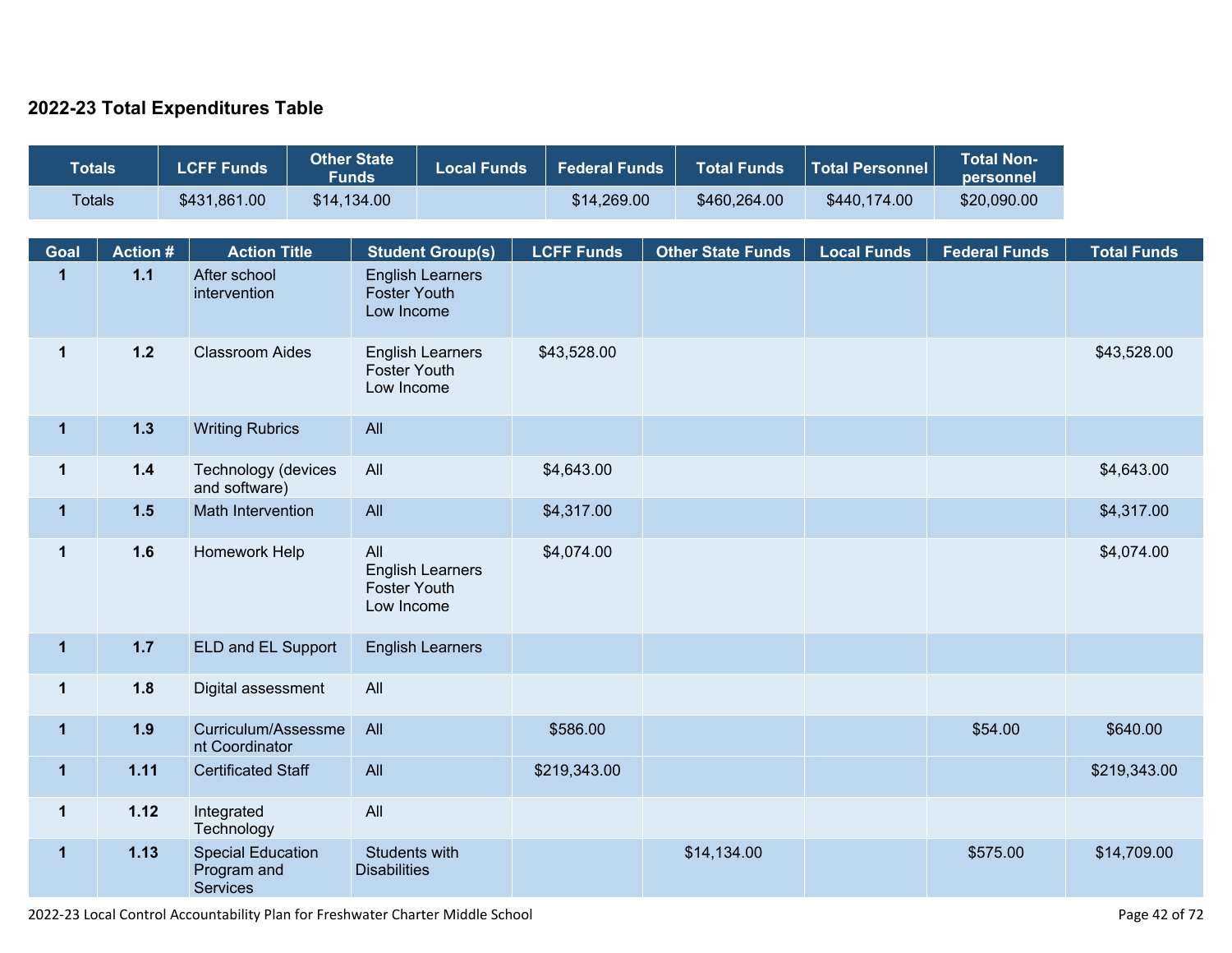## 2022-23 Total Expenditures Table

| Totals | LCFF Funds | Other State Funds | Local Funds | Federal Funds | Total Funds | Total Personnel | Total Non-personnel |
|---|---|---|---|---|---|---|---|
| Totals | $431,861.00 | $14,134.00 | | $14,269.00 | $460,264.00 | $440,174.00 | $20,090.00 |

| Goal | Action # | Action Title | Student Group(s) | LCFF Funds | Other State Funds | Local Funds | Federal Funds | Total Funds |
|---|---|---|---|---|---|---|---|---|
| 1 | 1.1 | After school intervention | English Learners Foster Youth Low Income | | | | | |
| 1 | 1.2 | Classroom Aides | English Learners Foster Youth Low Income | $43,528.00 | | | | $43,528.00 |
| 1 | 1.3 | Writing Rubrics | All | | | | | |
| 1 | 1.4 | Technology (devices and software) | All | $4,643.00 | | | | $4,643.00 |
| 1 | 1.5 | Math Intervention | All | $4,317.00 | | | | $4,317.00 |
| 1 | 1.6 | Homework Help | All English Learners Foster Youth Low Income | $4,074.00 | | | | $4,074.00 |
| 1 | 1.7 | ELD and EL Support | English Learners | | | | | |
| 1 | 1.8 | Digital assessment | All | | | | | |
| 1 | 1.9 | Curriculum/Assessment Coordinator | All | $586.00 | | | $54.00 | $640.00 |
| 1 | 1.11 | Certificated Staff | All | $219,343.00 | | | | $219,343.00 |
| 1 | 1.12 | Integrated Technology | All | | | | | |
| 1 | 1.13 | Special Education Program and Services | Students with Disabilities | | $14,134.00 | | $575.00 | $14,709.00 |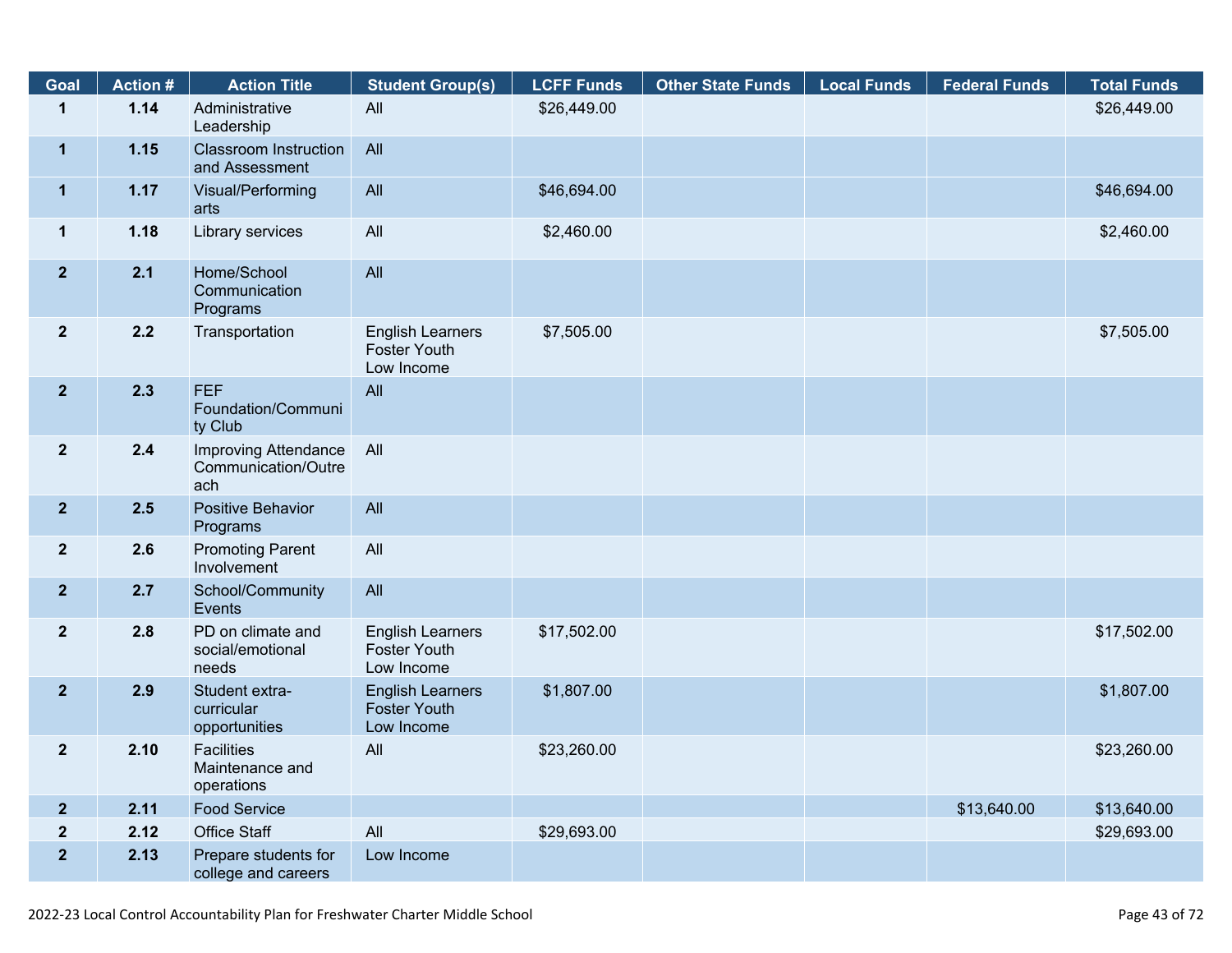| Goal | Action # | Action Title | Student Group(s) | LCFF Funds | Other State Funds | Local Funds | Federal Funds | Total Funds |
|---|---|---|---|---|---|---|---|---|
| 1 | 1.14 | Administrative Leadership | All | $26,449.00 | | | | $26,449.00 |
| 1 | 1.15 | Classroom Instruction and Assessment | All | | | | | |
| 1 | 1.17 | Visual/Performing arts | All | $46,694.00 | | | | $46,694.00 |
| 1 | 1.18 | Library services | All | $2,460.00 | | | | $2,460.00 |
| 2 | 2.1 | Home/School Communication Programs | All | | | | | |
| 2 | 2.2 | Transportation | English Learners Foster Youth Low Income | $7,505.00 | | | | $7,505.00 |
| 2 | 2.3 | FEF Foundation/Community Club | All | | | | | |
| 2 | 2.4 | Improving Attendance Communication/Outreach | All | | | | | |
| 2 | 2.5 | Positive Behavior Programs | All | | | | | |
| 2 | 2.6 | Promoting Parent Involvement | All | | | | | |
| 2 | 2.7 | School/Community Events | All | | | | | |
| 2 | 2.8 | PD on climate and social/emotional needs | English Learners Foster Youth Low Income | $17,502.00 | | | | $17,502.00 |
| 2 | 2.9 | Student extra-curricular opportunities | English Learners Foster Youth Low Income | $1,807.00 | | | | $1,807.00 |
| 2 | 2.10 | Facilities Maintenance and operations | All | $23,260.00 | | | | $23,260.00 |
| 2 | 2.11 | Food Service | | | | | $13,640.00 | $13,640.00 |
| 2 | 2.12 | Office Staff | All | $29,693.00 | | | | $29,693.00 |
| 2 | 2.13 | Prepare students for college and careers | Low Income | | | | | |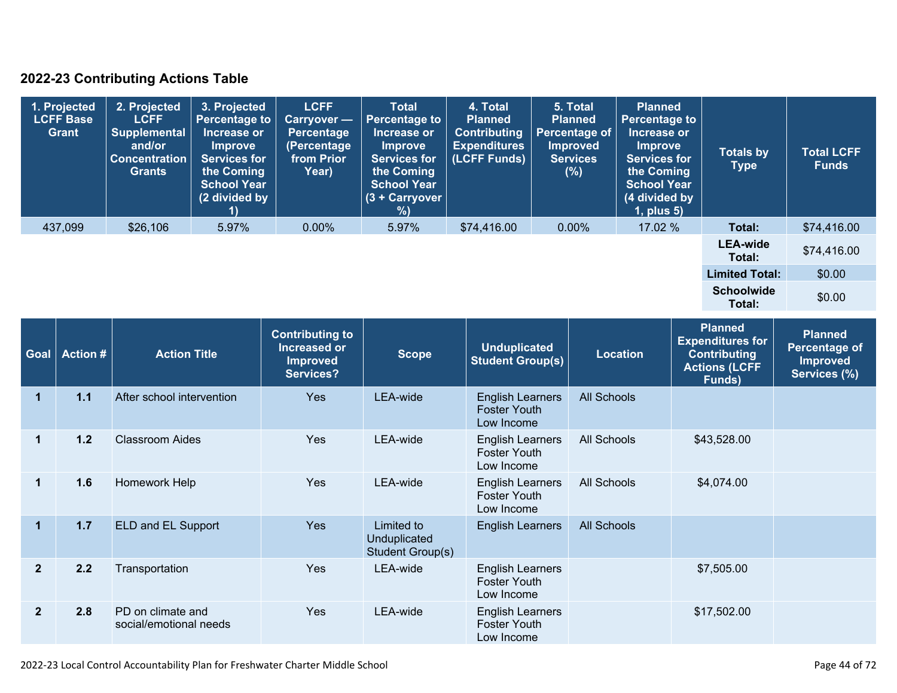## 2022-23 Contributing Actions Table

| 1. Projected LCFF Base Grant | 2. Projected LCFF Supplemental and/or Concentration Grants | 3. Projected Percentage to Increase or Improve Services for the Coming School Year (2 divided by 1) | LCFF Carryover — Percentage (Percentage from Prior Year) | Total Percentage to Increase or Improve Services for the Coming School Year (3 + Carryover %) | 4. Total Planned Contributing Expenditures (LCFF Funds) | 5. Total Planned Percentage of Improved Services (%) | Planned Percentage to Increase or Improve Services for the Coming School Year (4 divided by 1, plus 5) | Totals by Type | Total LCFF Funds |
|---|---|---|---|---|---|---|---|---|---|
| 437,099 | $26,106 | 5.97% | 0.00% | 5.97% | $74,416.00 | 0.00% | 17.02 % | **Total:** | $74,416.00 |
| | | | | | | | | **LEA-wide Total:** | $74,416.00 |
| | | | | | | | | **Limited Total:** | $0.00 |
| | | | | | | | | **Schoolwide Total:** | $0.00 |

| Goal | Action # | Action Title | Contributing to Increased or Improved Services? | Scope | Unduplicated Student Group(s) | Location | Planned Expenditures for Contributing Actions (LCFF Funds) | Planned Percentage of Improved Services (%) |
|---|---|---|---|---|---|---|---|---|
| 1 | 1.1 | After school intervention | Yes | LEA-wide | English Learners<br>Foster Youth<br>Low Income | All Schools | | |
| 1 | 1.2 | Classroom Aides | Yes | LEA-wide | English Learners<br>Foster Youth<br>Low Income | All Schools | $43,528.00 | |
| 1 | 1.6 | Homework Help | Yes | LEA-wide | English Learners<br>Foster Youth<br>Low Income | All Schools | $4,074.00 | |
| 1 | 1.7 | ELD and EL Support | Yes | Limited to Unduplicated Student Group(s) | English Learners | All Schools | | |
| 2 | 2.2 | Transportation | Yes | LEA-wide | English Learners<br>Foster Youth<br>Low Income | | $7,505.00 | |
| 2 | 2.8 | PD on climate and social/emotional needs | Yes | LEA-wide | English Learners<br>Foster Youth<br>Low Income | | $17,502.00 | |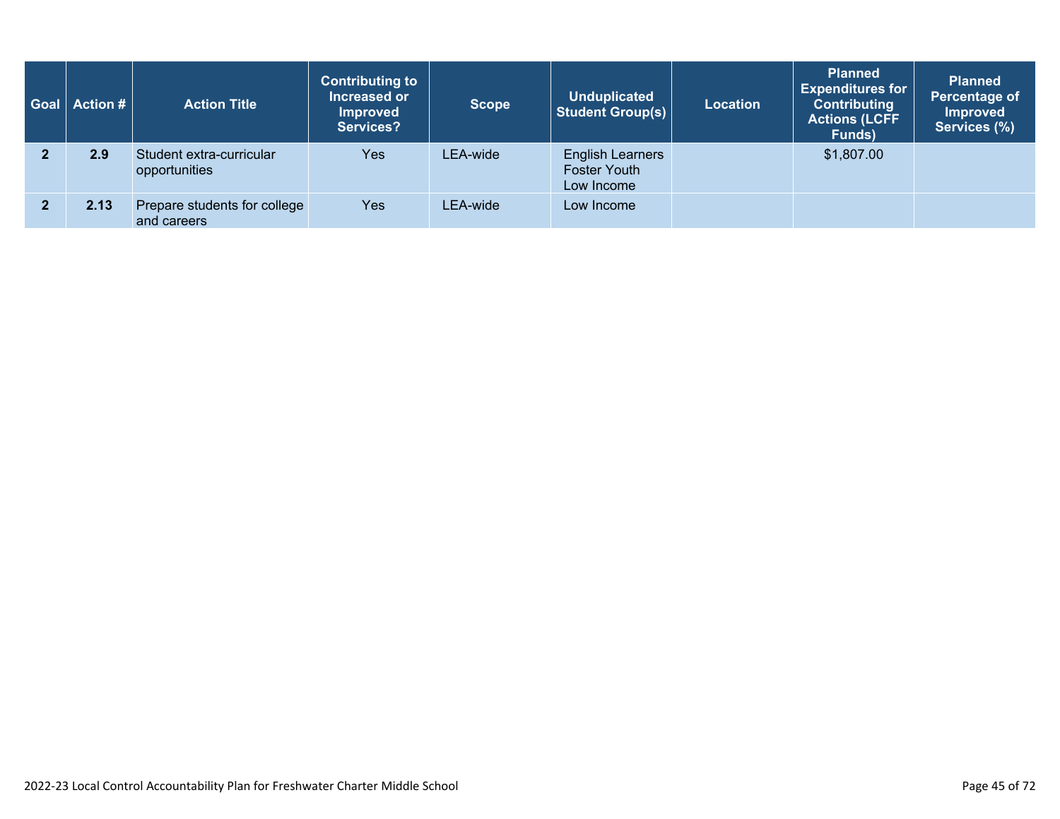| Goal | Action # | Action Title | Contributing to Increased or Improved Services? | Scope | Unduplicated Student Group(s) | Location | Planned Expenditures for Contributing Actions (LCFF Funds) | Planned Percentage of Improved Services (%) |
|---|---|---|---|---|---|---|---|---|
| 2 | 2.9 | Student extra-curricular opportunities | Yes | LEA-wide | English Learners<br>Foster Youth<br>Low Income | | $1,807.00 | |
| 2 | 2.13 | Prepare students for college and careers | Yes | LEA-wide | Low Income | | | |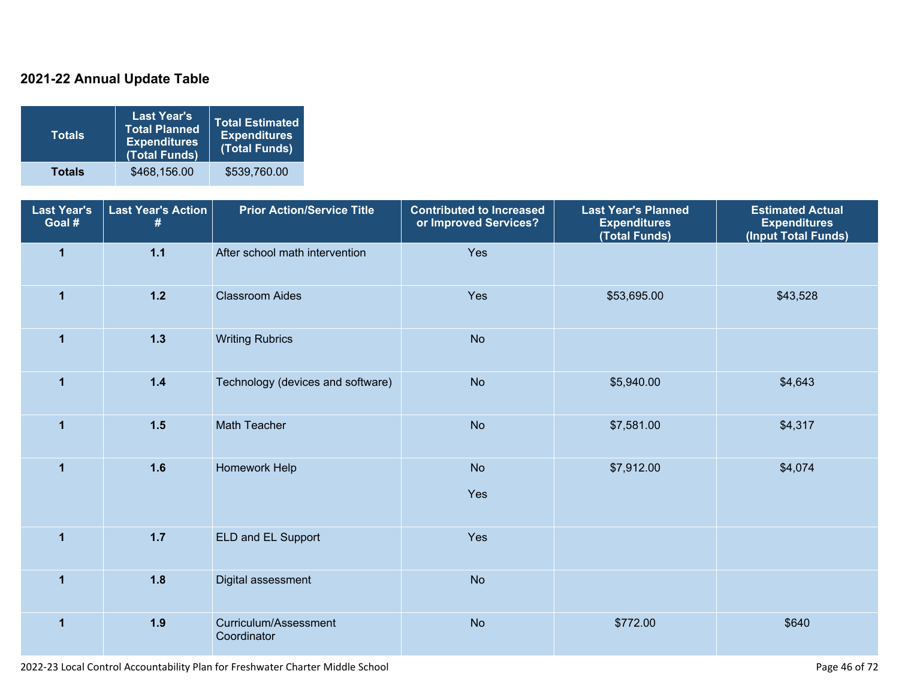## 2021-22 Annual Update Table

| Totals | Last Year's Total Planned Expenditures (Total Funds) | Total Estimated Expenditures (Total Funds) |
|---|---|---|
| **Totals** | $468,156.00 | $539,760.00 |

| Last Year's Goal # | Last Year's Action # | Prior Action/Service Title | Contributed to Increased or Improved Services? | Last Year's Planned Expenditures (Total Funds) | Estimated Actual Expenditures (Input Total Funds) |
|---|---|---|---|---|---|
| 1 | 1.1 | After school math intervention | Yes | | |
| 1 | 1.2 | Classroom Aides | Yes | $53,695.00 | $43,528 |
| 1 | 1.3 | Writing Rubrics | No | | |
| 1 | 1.4 | Technology (devices and software) | No | $5,940.00 | $4,643 |
| 1 | 1.5 | Math Teacher | No | $7,581.00 | $4,317 |
| 1 | 1.6 | Homework Help | No<br><br>Yes | $7,912.00 | $4,074 |
| 1 | 1.7 | ELD and EL Support | Yes | | |
| 1 | 1.8 | Digital assessment | No | | |
| 1 | 1.9 | Curriculum/Assessment Coordinator | No | $772.00 | $640 |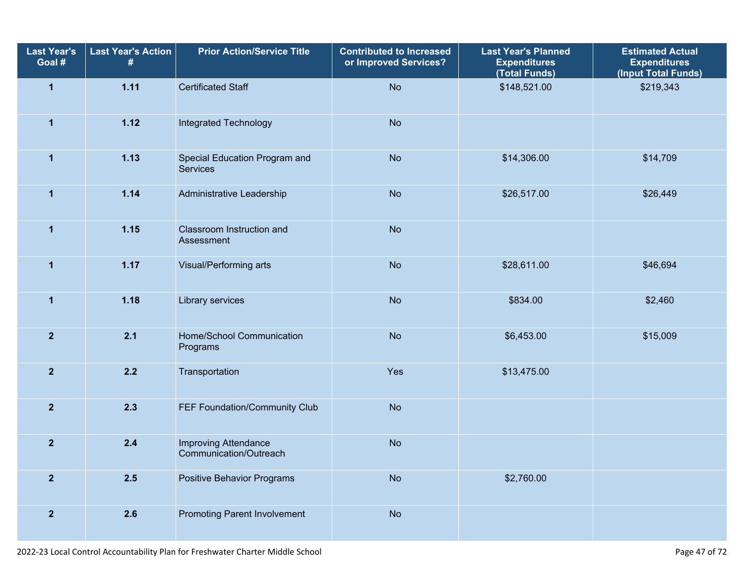| Last Year's Goal # | Last Year's Action # | Prior Action/Service Title | Contributed to Increased or Improved Services? | Last Year's Planned Expenditures (Total Funds) | Estimated Actual Expenditures (Input Total Funds) |
|---|---|---|---|---|---|
| 1 | 1.11 | Certificated Staff | No | $148,521.00 | $219,343 |
| 1 | 1.12 | Integrated Technology | No | | |
| 1 | 1.13 | Special Education Program and Services | No | $14,306.00 | $14,709 |
| 1 | 1.14 | Administrative Leadership | No | $26,517.00 | $26,449 |
| 1 | 1.15 | Classroom Instruction and Assessment | No | | |
| 1 | 1.17 | Visual/Performing arts | No | $28,611.00 | $46,694 |
| 1 | 1.18 | Library services | No | $834.00 | $2,460 |
| 2 | 2.1 | Home/School Communication Programs | No | $6,453.00 | $15,009 |
| 2 | 2.2 | Transportation | Yes | $13,475.00 | |
| 2 | 2.3 | FEF Foundation/Community Club | No | | |
| 2 | 2.4 | Improving Attendance Communication/Outreach | No | | |
| 2 | 2.5 | Positive Behavior Programs | No | $2,760.00 | |
| 2 | 2.6 | Promoting Parent Involvement | No | | |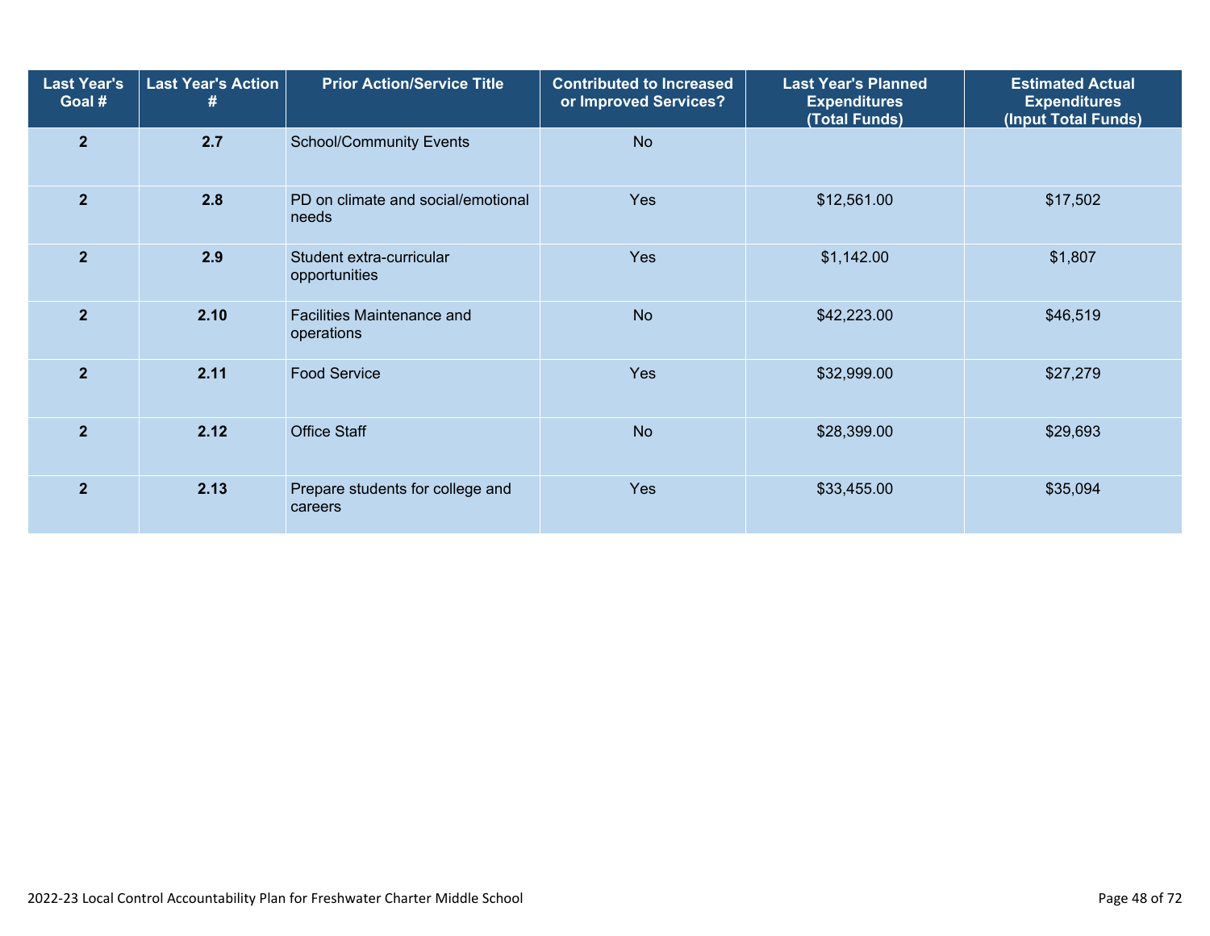| Last Year's Goal # | Last Year's Action # | Prior Action/Service Title | Contributed to Increased or Improved Services? | Last Year's Planned Expenditures (Total Funds) | Estimated Actual Expenditures (Input Total Funds) |
|---|---|---|---|---|---|
| 2 | 2.7 | School/Community Events | No | | |
| 2 | 2.8 | PD on climate and social/emotional needs | Yes | $12,561.00 | $17,502 |
| 2 | 2.9 | Student extra-curricular opportunities | Yes | $1,142.00 | $1,807 |
| 2 | 2.10 | Facilities Maintenance and operations | No | $42,223.00 | $46,519 |
| 2 | 2.11 | Food Service | Yes | $32,999.00 | $27,279 |
| 2 | 2.12 | Office Staff | No | $28,399.00 | $29,693 |
| 2 | 2.13 | Prepare students for college and careers | Yes | $33,455.00 | $35,094 |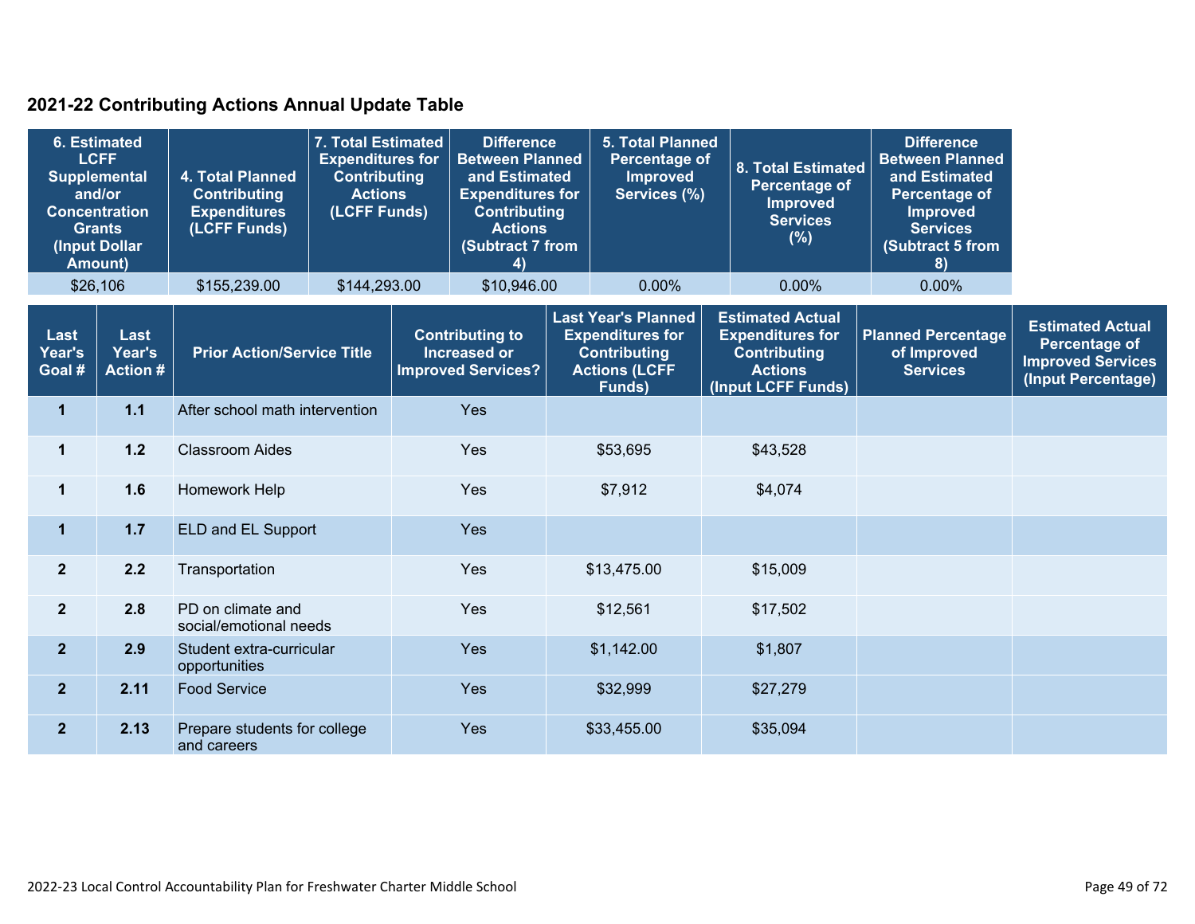## 2021-22 Contributing Actions Annual Update Table

| 6. Estimated LCFF Supplemental and/or Concentration Grants (Input Dollar Amount) | 4. Total Planned Contributing Expenditures (LCFF Funds) | 7. Total Estimated Expenditures for Contributing Actions (LCFF Funds) | Difference Between Planned and Estimated Expenditures for Contributing Actions (Subtract 7 from 4) | 5. Total Planned Percentage of Improved Services (%) | 8. Total Estimated Percentage of Improved Services (%) | Difference Between Planned and Estimated Percentage of Improved Services (Subtract 5 from 8) |
|---|---|---|---|---|---|---|
| $26,106 | $155,239.00 | $144,293.00 | $10,946.00 | 0.00% | 0.00% | 0.00% |

| Last Year's Goal # | Last Year's Action # | Prior Action/Service Title | Contributing to Increased or Improved Services? | Last Year's Planned Expenditures for Contributing Actions (LCFF Funds) | Estimated Actual Expenditures for Contributing Actions (Input LCFF Funds) | Planned Percentage of Improved Services | Estimated Actual Percentage of Improved Services (Input Percentage) |
|---|---|---|---|---|---|---|---|
| 1 | 1.1 | After school math intervention | Yes | | | | |
| 1 | 1.2 | Classroom Aides | Yes | $53,695 | $43,528 | | |
| 1 | 1.6 | Homework Help | Yes | $7,912 | $4,074 | | |
| 1 | 1.7 | ELD and EL Support | Yes | | | | |
| 2 | 2.2 | Transportation | Yes | $13,475.00 | $15,009 | | |
| 2 | 2.8 | PD on climate and social/emotional needs | Yes | $12,561 | $17,502 | | |
| 2 | 2.9 | Student extra-curricular opportunities | Yes | $1,142.00 | $1,807 | | |
| 2 | 2.11 | Food Service | Yes | $32,999 | $27,279 | | |
| 2 | 2.13 | Prepare students for college and careers | Yes | $33,455.00 | $35,094 | | |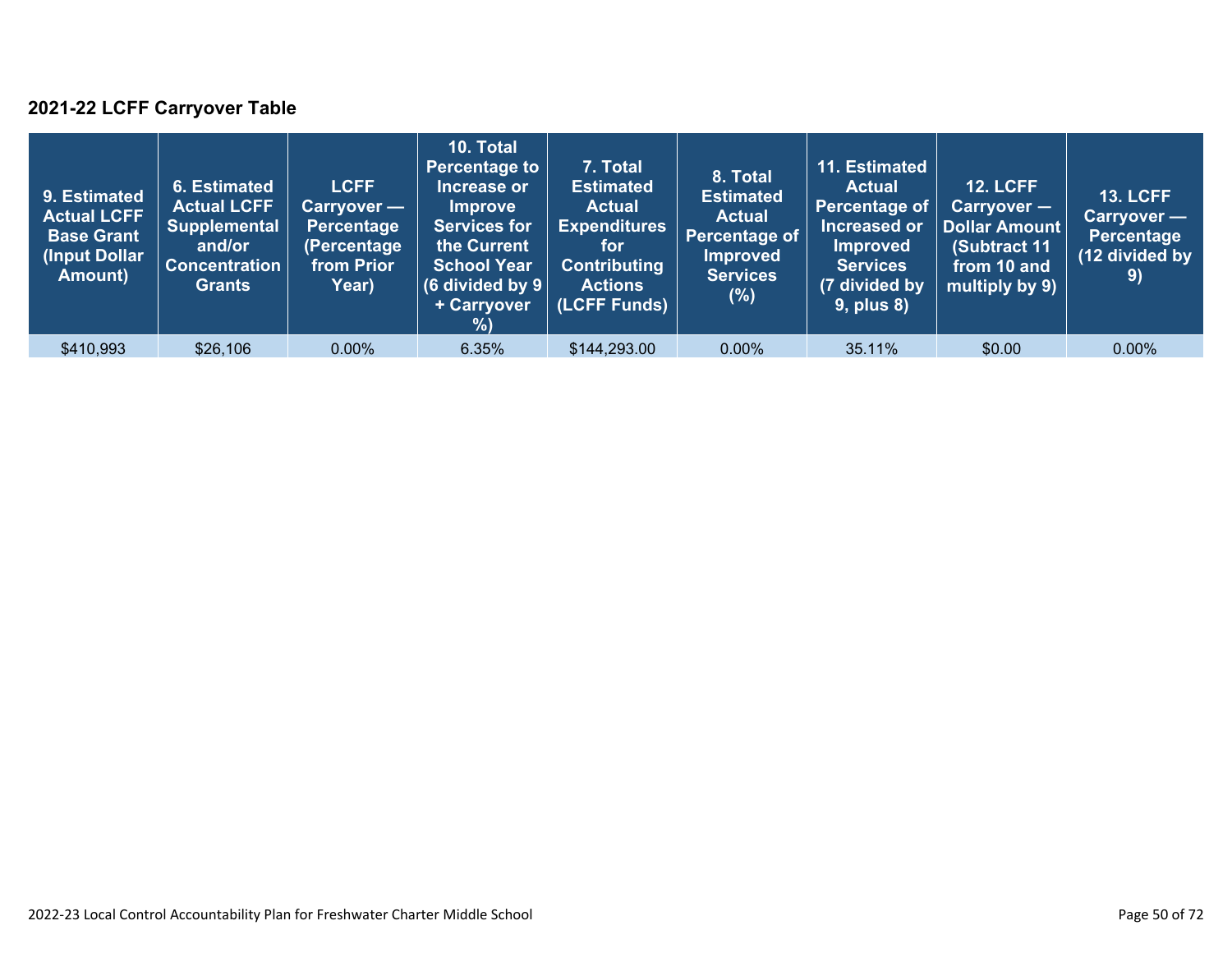## 2021-22 LCFF Carryover Table

| 9. Estimated Actual LCFF Base Grant (Input Dollar Amount) | 6. Estimated Actual LCFF Supplemental and/or Concentration Grants | LCFF Carryover — Percentage (Percentage from Prior Year) | 10. Total Percentage to Increase or Improve Services for the Current School Year (6 divided by 9 + Carryover %) | 7. Total Estimated Actual Expenditures for Contributing Actions (LCFF Funds) | 8. Total Estimated Actual Percentage of Improved Services (%) | 11. Estimated Actual Percentage of Increased or Improved Services (7 divided by 9, plus 8) | 12. LCFF Carryover — Dollar Amount (Subtract 11 from 10 and multiply by 9) | 13. LCFF Carryover — Percentage (12 divided by 9) |
|---|---|---|---|---|---|---|---|---|
| $410,993 | $26,106 | 0.00% | 6.35% | $144,293.00 | 0.00% | 35.11% | $0.00 | 0.00% |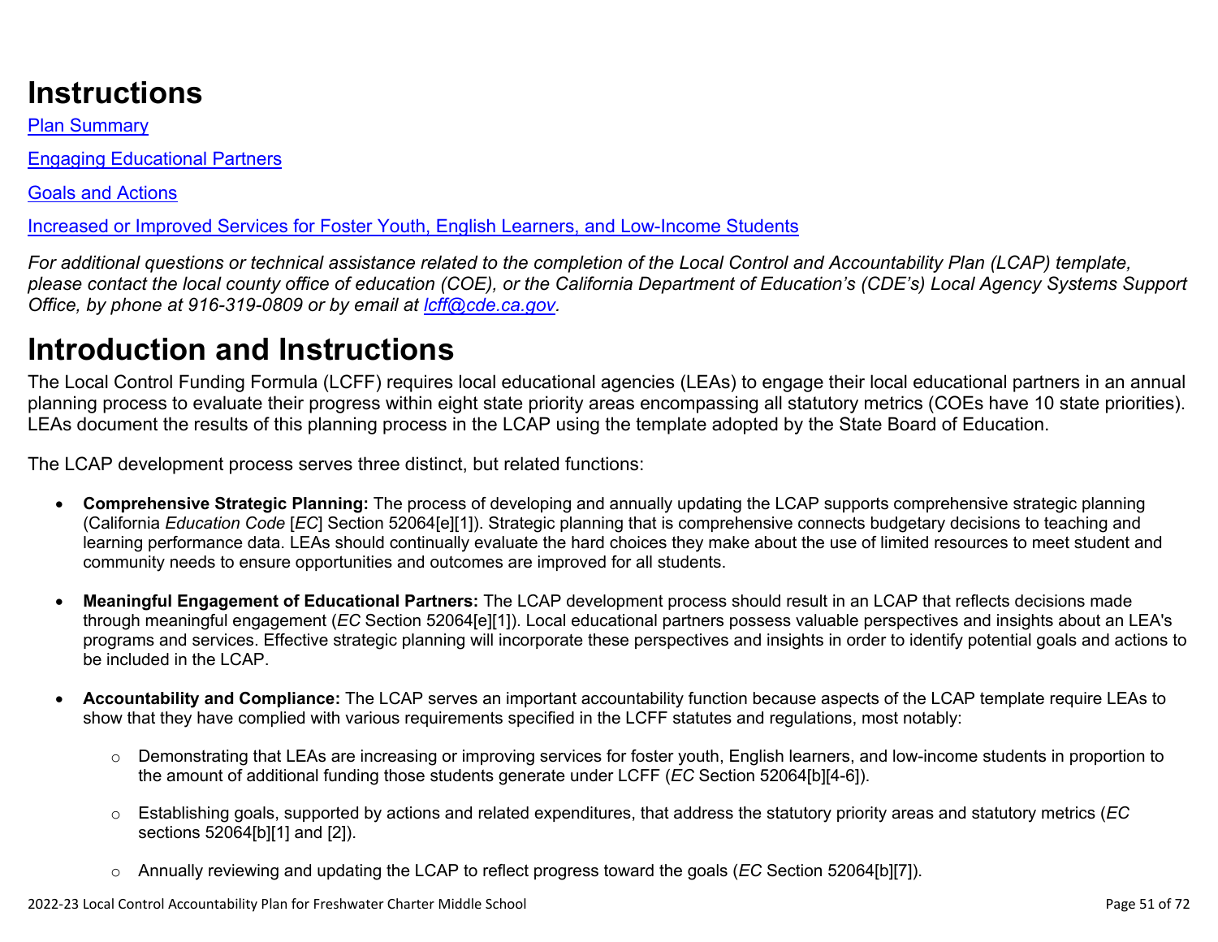# Instructions

[Plan Summary]

[Engaging Educational Partners]

[Goals and Actions]

[Increased or Improved Services for Foster Youth, English Learners, and Low-Income Students]

*For additional questions or technical assistance related to the completion of the Local Control and Accountability Plan (LCAP) template, please contact the local county office of education (COE), or the California Department of Education's (CDE's) Local Agency Systems Support Office, by phone at 916-319-0809 or by email at [lcff@cde.ca.gov](mailto:lcff@cde.ca.gov).*

# Introduction and Instructions

The Local Control Funding Formula (LCFF) requires local educational agencies (LEAs) to engage their local educational partners in an annual planning process to evaluate their progress within eight state priority areas encompassing all statutory metrics (COEs have 10 state priorities). LEAs document the results of this planning process in the LCAP using the template adopted by the State Board of Education.

The LCAP development process serves three distinct, but related functions:

- **Comprehensive Strategic Planning:** The process of developing and annually updating the LCAP supports comprehensive strategic planning (California *Education Code* [*EC*] Section 52064[e][1]). Strategic planning that is comprehensive connects budgetary decisions to teaching and learning performance data. LEAs should continually evaluate the hard choices they make about the use of limited resources to meet student and community needs to ensure opportunities and outcomes are improved for all students.

- **Meaningful Engagement of Educational Partners:** The LCAP development process should result in an LCAP that reflects decisions made through meaningful engagement (*EC* Section 52064[e][1]). Local educational partners possess valuable perspectives and insights about an LEA's programs and services. Effective strategic planning will incorporate these perspectives and insights in order to identify potential goals and actions to be included in the LCAP.

- **Accountability and Compliance:** The LCAP serves an important accountability function because aspects of the LCAP template require LEAs to show that they have complied with various requirements specified in the LCFF statutes and regulations, most notably:

  - Demonstrating that LEAs are increasing or improving services for foster youth, English learners, and low-income students in proportion to the amount of additional funding those students generate under LCFF (*EC* Section 52064[b][4-6]).

  - Establishing goals, supported by actions and related expenditures, that address the statutory priority areas and statutory metrics (*EC* sections 52064[b][1] and [2]).

  - Annually reviewing and updating the LCAP to reflect progress toward the goals (*EC* Section 52064[b][7]).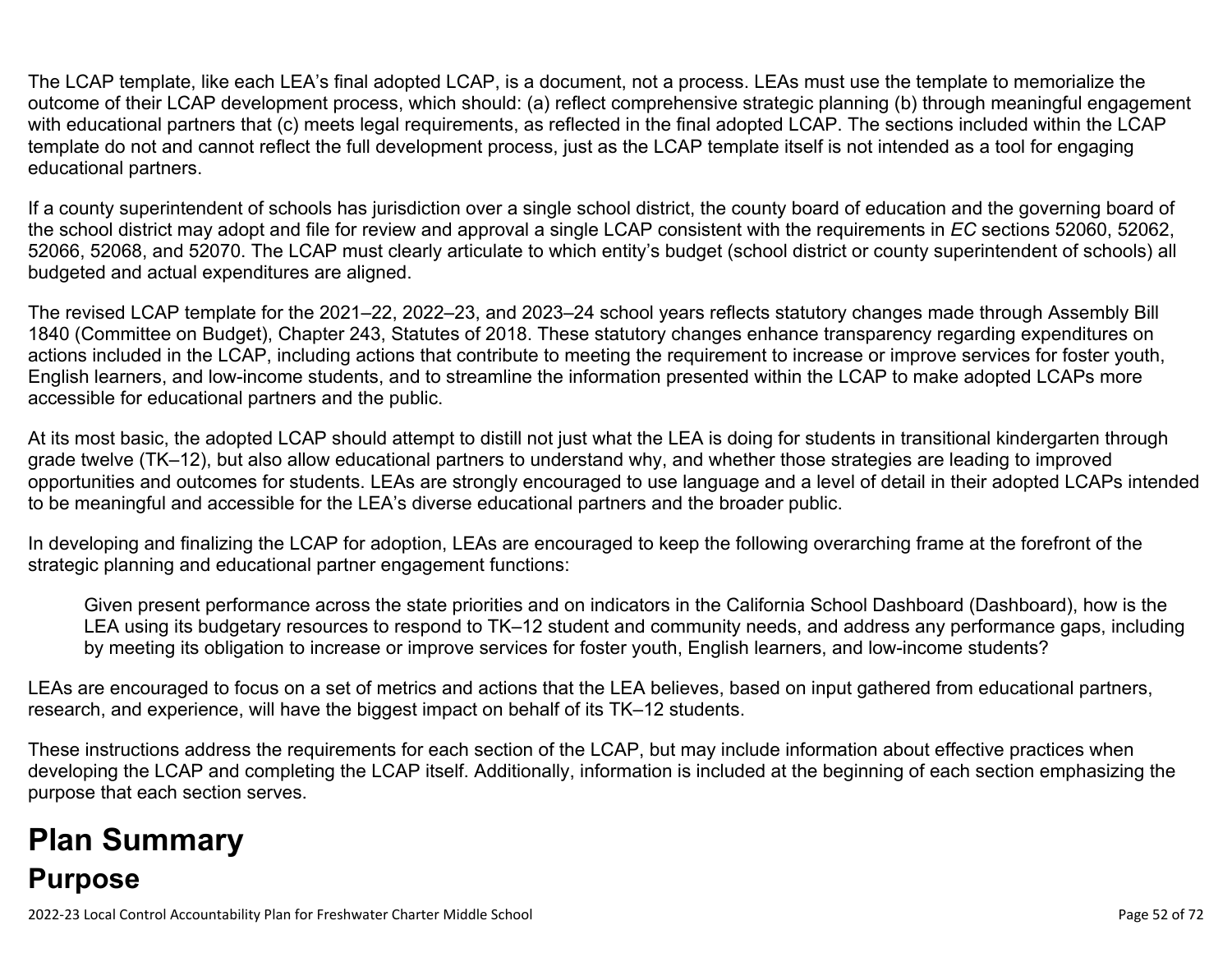The LCAP template, like each LEA's final adopted LCAP, is a document, not a process. LEAs must use the template to memorialize the outcome of their LCAP development process, which should: (a) reflect comprehensive strategic planning (b) through meaningful engagement with educational partners that (c) meets legal requirements, as reflected in the final adopted LCAP. The sections included within the LCAP template do not and cannot reflect the full development process, just as the LCAP template itself is not intended as a tool for engaging educational partners.

If a county superintendent of schools has jurisdiction over a single school district, the county board of education and the governing board of the school district may adopt and file for review and approval a single LCAP consistent with the requirements in *EC* sections 52060, 52062, 52066, 52068, and 52070. The LCAP must clearly articulate to which entity's budget (school district or county superintendent of schools) all budgeted and actual expenditures are aligned.

The revised LCAP template for the 2021–22, 2022–23, and 2023–24 school years reflects statutory changes made through Assembly Bill 1840 (Committee on Budget), Chapter 243, Statutes of 2018. These statutory changes enhance transparency regarding expenditures on actions included in the LCAP, including actions that contribute to meeting the requirement to increase or improve services for foster youth, English learners, and low-income students, and to streamline the information presented within the LCAP to make adopted LCAPs more accessible for educational partners and the public.

At its most basic, the adopted LCAP should attempt to distill not just what the LEA is doing for students in transitional kindergarten through grade twelve (TK–12), but also allow educational partners to understand why, and whether those strategies are leading to improved opportunities and outcomes for students. LEAs are strongly encouraged to use language and a level of detail in their adopted LCAPs intended to be meaningful and accessible for the LEA's diverse educational partners and the broader public.

In developing and finalizing the LCAP for adoption, LEAs are encouraged to keep the following overarching frame at the forefront of the strategic planning and educational partner engagement functions:

> Given present performance across the state priorities and on indicators in the California School Dashboard (Dashboard), how is the LEA using its budgetary resources to respond to TK–12 student and community needs, and address any performance gaps, including by meeting its obligation to increase or improve services for foster youth, English learners, and low-income students?

LEAs are encouraged to focus on a set of metrics and actions that the LEA believes, based on input gathered from educational partners, research, and experience, will have the biggest impact on behalf of its TK–12 students.

These instructions address the requirements for each section of the LCAP, but may include information about effective practices when developing the LCAP and completing the LCAP itself. Additionally, information is included at the beginning of each section emphasizing the purpose that each section serves.

# Plan Summary

## Purpose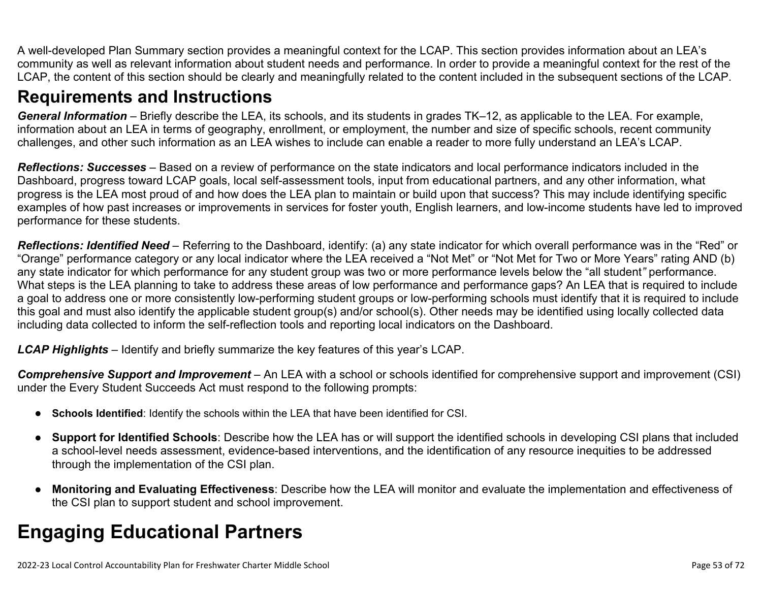A well-developed Plan Summary section provides a meaningful context for the LCAP. This section provides information about an LEA's community as well as relevant information about student needs and performance. In order to provide a meaningful context for the rest of the LCAP, the content of this section should be clearly and meaningfully related to the content included in the subsequent sections of the LCAP.

## Requirements and Instructions

***General Information*** – Briefly describe the LEA, its schools, and its students in grades TK–12, as applicable to the LEA. For example, information about an LEA in terms of geography, enrollment, or employment, the number and size of specific schools, recent community challenges, and other such information as an LEA wishes to include can enable a reader to more fully understand an LEA's LCAP.

***Reflections: Successes*** – Based on a review of performance on the state indicators and local performance indicators included in the Dashboard, progress toward LCAP goals, local self-assessment tools, input from educational partners, and any other information, what progress is the LEA most proud of and how does the LEA plan to maintain or build upon that success? This may include identifying specific examples of how past increases or improvements in services for foster youth, English learners, and low-income students have led to improved performance for these students.

***Reflections: Identified Need*** – Referring to the Dashboard, identify: (a) any state indicator for which overall performance was in the "Red" or "Orange" performance category or any local indicator where the LEA received a "Not Met" or "Not Met for Two or More Years" rating AND (b) any state indicator for which performance for any student group was two or more performance levels below the "all student" performance. What steps is the LEA planning to take to address these areas of low performance and performance gaps? An LEA that is required to include a goal to address one or more consistently low-performing student groups or low-performing schools must identify that it is required to include this goal and must also identify the applicable student group(s) and/or school(s). Other needs may be identified using locally collected data including data collected to inform the self-reflection tools and reporting local indicators on the Dashboard.

***LCAP Highlights*** – Identify and briefly summarize the key features of this year's LCAP.

***Comprehensive Support and Improvement*** – An LEA with a school or schools identified for comprehensive support and improvement (CSI) under the Every Student Succeeds Act must respond to the following prompts:

- **Schools Identified**: Identify the schools within the LEA that have been identified for CSI.
- **Support for Identified Schools**: Describe how the LEA has or will support the identified schools in developing CSI plans that included a school-level needs assessment, evidence-based interventions, and the identification of any resource inequities to be addressed through the implementation of the CSI plan.
- **Monitoring and Evaluating Effectiveness**: Describe how the LEA will monitor and evaluate the implementation and effectiveness of the CSI plan to support student and school improvement.

# Engaging Educational Partners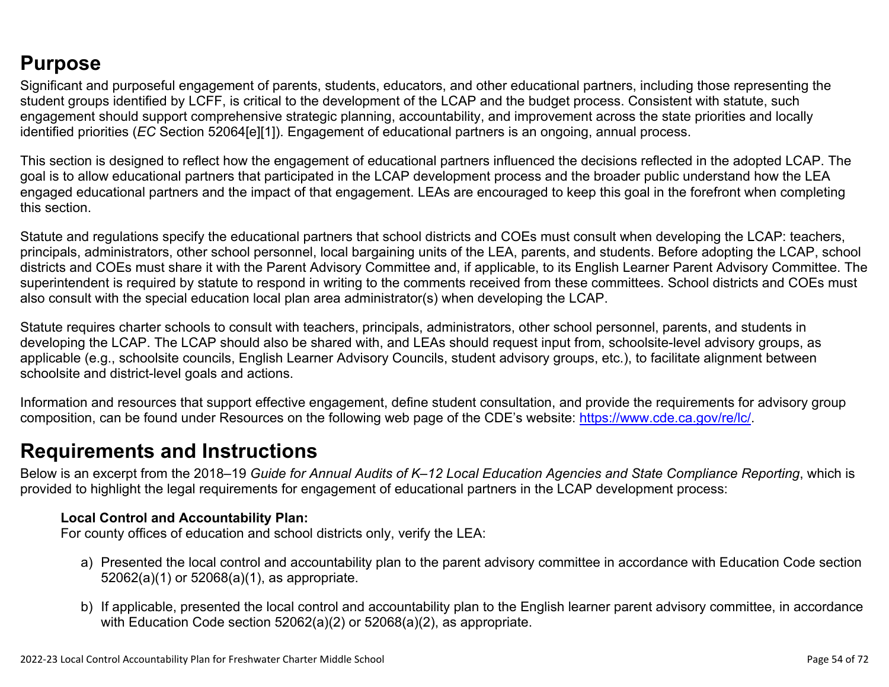## Purpose

Significant and purposeful engagement of parents, students, educators, and other educational partners, including those representing the student groups identified by LCFF, is critical to the development of the LCAP and the budget process. Consistent with statute, such engagement should support comprehensive strategic planning, accountability, and improvement across the state priorities and locally identified priorities (*EC* Section 52064[e][1]). Engagement of educational partners is an ongoing, annual process.

This section is designed to reflect how the engagement of educational partners influenced the decisions reflected in the adopted LCAP. The goal is to allow educational partners that participated in the LCAP development process and the broader public understand how the LEA engaged educational partners and the impact of that engagement. LEAs are encouraged to keep this goal in the forefront when completing this section.

Statute and regulations specify the educational partners that school districts and COEs must consult when developing the LCAP: teachers, principals, administrators, other school personnel, local bargaining units of the LEA, parents, and students. Before adopting the LCAP, school districts and COEs must share it with the Parent Advisory Committee and, if applicable, to its English Learner Parent Advisory Committee. The superintendent is required by statute to respond in writing to the comments received from these committees. School districts and COEs must also consult with the special education local plan area administrator(s) when developing the LCAP.

Statute requires charter schools to consult with teachers, principals, administrators, other school personnel, parents, and students in developing the LCAP. The LCAP should also be shared with, and LEAs should request input from, schoolsite-level advisory groups, as applicable (e.g., schoolsite councils, English Learner Advisory Councils, student advisory groups, etc.), to facilitate alignment between schoolsite and district-level goals and actions.

Information and resources that support effective engagement, define student consultation, and provide the requirements for advisory group composition, can be found under Resources on the following web page of the CDE's website: [https://www.cde.ca.gov/re/lc/](https://www.cde.ca.gov/re/lc/).

## Requirements and Instructions

Below is an excerpt from the 2018–19 *Guide for Annual Audits of K–12 Local Education Agencies and State Compliance Reporting*, which is provided to highlight the legal requirements for engagement of educational partners in the LCAP development process:

> **Local Control and Accountability Plan:**
> For county offices of education and school districts only, verify the LEA:
>
> a) Presented the local control and accountability plan to the parent advisory committee in accordance with Education Code section 52062(a)(1) or 52068(a)(1), as appropriate.
>
> b) If applicable, presented the local control and accountability plan to the English learner parent advisory committee, in accordance with Education Code section 52062(a)(2) or 52068(a)(2), as appropriate.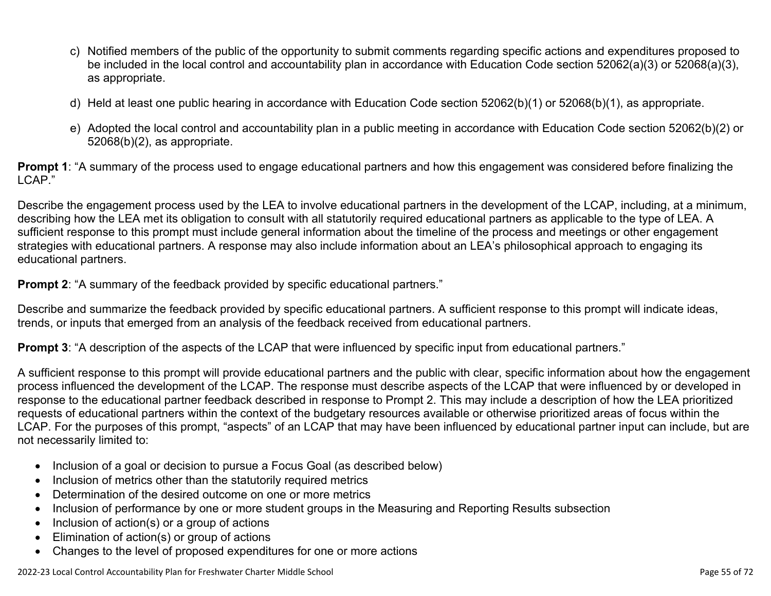c) Notified members of the public of the opportunity to submit comments regarding specific actions and expenditures proposed to be included in the local control and accountability plan in accordance with Education Code section 52062(a)(3) or 52068(a)(3), as appropriate.

d) Held at least one public hearing in accordance with Education Code section 52062(b)(1) or 52068(b)(1), as appropriate.

e) Adopted the local control and accountability plan in a public meeting in accordance with Education Code section 52062(b)(2) or 52068(b)(2), as appropriate.

**Prompt 1**: "A summary of the process used to engage educational partners and how this engagement was considered before finalizing the LCAP."

Describe the engagement process used by the LEA to involve educational partners in the development of the LCAP, including, at a minimum, describing how the LEA met its obligation to consult with all statutorily required educational partners as applicable to the type of LEA. A sufficient response to this prompt must include general information about the timeline of the process and meetings or other engagement strategies with educational partners. A response may also include information about an LEA's philosophical approach to engaging its educational partners.

**Prompt 2**: "A summary of the feedback provided by specific educational partners."

Describe and summarize the feedback provided by specific educational partners. A sufficient response to this prompt will indicate ideas, trends, or inputs that emerged from an analysis of the feedback received from educational partners.

**Prompt 3**: "A description of the aspects of the LCAP that were influenced by specific input from educational partners."

A sufficient response to this prompt will provide educational partners and the public with clear, specific information about how the engagement process influenced the development of the LCAP. The response must describe aspects of the LCAP that were influenced by or developed in response to the educational partner feedback described in response to Prompt 2. This may include a description of how the LEA prioritized requests of educational partners within the context of the budgetary resources available or otherwise prioritized areas of focus within the LCAP. For the purposes of this prompt, "aspects" of an LCAP that may have been influenced by educational partner input can include, but are not necessarily limited to:

- Inclusion of a goal or decision to pursue a Focus Goal (as described below)
- Inclusion of metrics other than the statutorily required metrics
- Determination of the desired outcome on one or more metrics
- Inclusion of performance by one or more student groups in the Measuring and Reporting Results subsection
- Inclusion of action(s) or a group of actions
- Elimination of action(s) or group of actions
- Changes to the level of proposed expenditures for one or more actions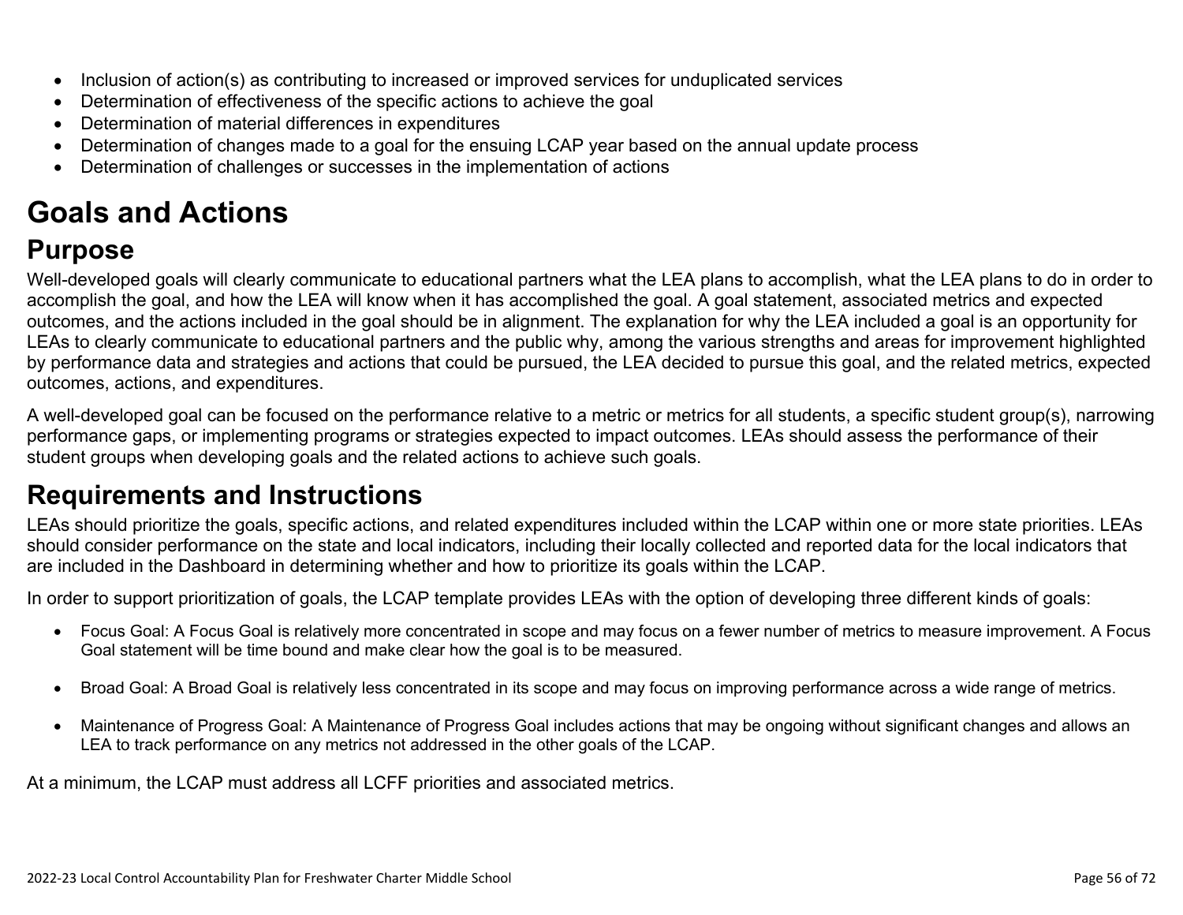- Inclusion of action(s) as contributing to increased or improved services for unduplicated services
- Determination of effectiveness of the specific actions to achieve the goal
- Determination of material differences in expenditures
- Determination of changes made to a goal for the ensuing LCAP year based on the annual update process
- Determination of challenges or successes in the implementation of actions

# Goals and Actions

## Purpose

Well-developed goals will clearly communicate to educational partners what the LEA plans to accomplish, what the LEA plans to do in order to accomplish the goal, and how the LEA will know when it has accomplished the goal. A goal statement, associated metrics and expected outcomes, and the actions included in the goal should be in alignment. The explanation for why the LEA included a goal is an opportunity for LEAs to clearly communicate to educational partners and the public why, among the various strengths and areas for improvement highlighted by performance data and strategies and actions that could be pursued, the LEA decided to pursue this goal, and the related metrics, expected outcomes, actions, and expenditures.

A well-developed goal can be focused on the performance relative to a metric or metrics for all students, a specific student group(s), narrowing performance gaps, or implementing programs or strategies expected to impact outcomes. LEAs should assess the performance of their student groups when developing goals and the related actions to achieve such goals.

## Requirements and Instructions

LEAs should prioritize the goals, specific actions, and related expenditures included within the LCAP within one or more state priorities. LEAs should consider performance on the state and local indicators, including their locally collected and reported data for the local indicators that are included in the Dashboard in determining whether and how to prioritize its goals within the LCAP.

In order to support prioritization of goals, the LCAP template provides LEAs with the option of developing three different kinds of goals:

- Focus Goal: A Focus Goal is relatively more concentrated in scope and may focus on a fewer number of metrics to measure improvement. A Focus Goal statement will be time bound and make clear how the goal is to be measured.

- Broad Goal: A Broad Goal is relatively less concentrated in its scope and may focus on improving performance across a wide range of metrics.

- Maintenance of Progress Goal: A Maintenance of Progress Goal includes actions that may be ongoing without significant changes and allows an LEA to track performance on any metrics not addressed in the other goals of the LCAP.

At a minimum, the LCAP must address all LCFF priorities and associated metrics.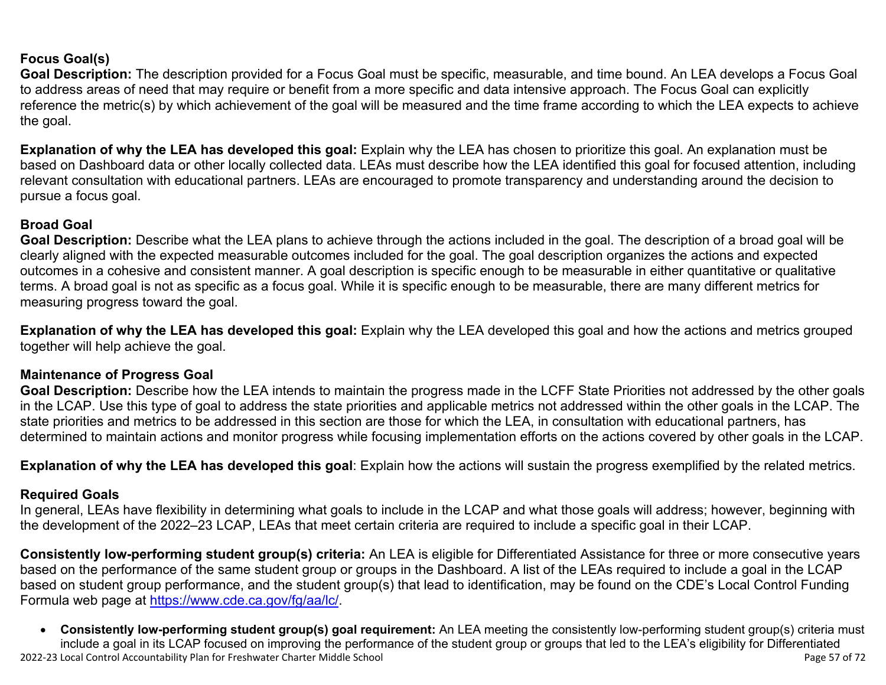**Focus Goal(s)**

**Goal Description:** The description provided for a Focus Goal must be specific, measurable, and time bound. An LEA develops a Focus Goal to address areas of need that may require or benefit from a more specific and data intensive approach. The Focus Goal can explicitly reference the metric(s) by which achievement of the goal will be measured and the time frame according to which the LEA expects to achieve the goal.

**Explanation of why the LEA has developed this goal:** Explain why the LEA has chosen to prioritize this goal. An explanation must be based on Dashboard data or other locally collected data. LEAs must describe how the LEA identified this goal for focused attention, including relevant consultation with educational partners. LEAs are encouraged to promote transparency and understanding around the decision to pursue a focus goal.

**Broad Goal**

**Goal Description:** Describe what the LEA plans to achieve through the actions included in the goal. The description of a broad goal will be clearly aligned with the expected measurable outcomes included for the goal. The goal description organizes the actions and expected outcomes in a cohesive and consistent manner. A goal description is specific enough to be measurable in either quantitative or qualitative terms. A broad goal is not as specific as a focus goal. While it is specific enough to be measurable, there are many different metrics for measuring progress toward the goal.

**Explanation of why the LEA has developed this goal:** Explain why the LEA developed this goal and how the actions and metrics grouped together will help achieve the goal.

**Maintenance of Progress Goal**

**Goal Description:** Describe how the LEA intends to maintain the progress made in the LCFF State Priorities not addressed by the other goals in the LCAP. Use this type of goal to address the state priorities and applicable metrics not addressed within the other goals in the LCAP. The state priorities and metrics to be addressed in this section are those for which the LEA, in consultation with educational partners, has determined to maintain actions and monitor progress while focusing implementation efforts on the actions covered by other goals in the LCAP.

**Explanation of why the LEA has developed this goal**: Explain how the actions will sustain the progress exemplified by the related metrics.

**Required Goals**

In general, LEAs have flexibility in determining what goals to include in the LCAP and what those goals will address; however, beginning with the development of the 2022–23 LCAP, LEAs that meet certain criteria are required to include a specific goal in their LCAP.

**Consistently low-performing student group(s) criteria:** An LEA is eligible for Differentiated Assistance for three or more consecutive years based on the performance of the same student group or groups in the Dashboard. A list of the LEAs required to include a goal in the LCAP based on student group performance, and the student group(s) that lead to identification, may be found on the CDE's Local Control Funding Formula web page at https://www.cde.ca.gov/fg/aa/lc/.

- **Consistently low-performing student group(s) goal requirement:** An LEA meeting the consistently low-performing student group(s) criteria must include a goal in its LCAP focused on improving the performance of the student group or groups that led to the LEA's eligibility for Differentiated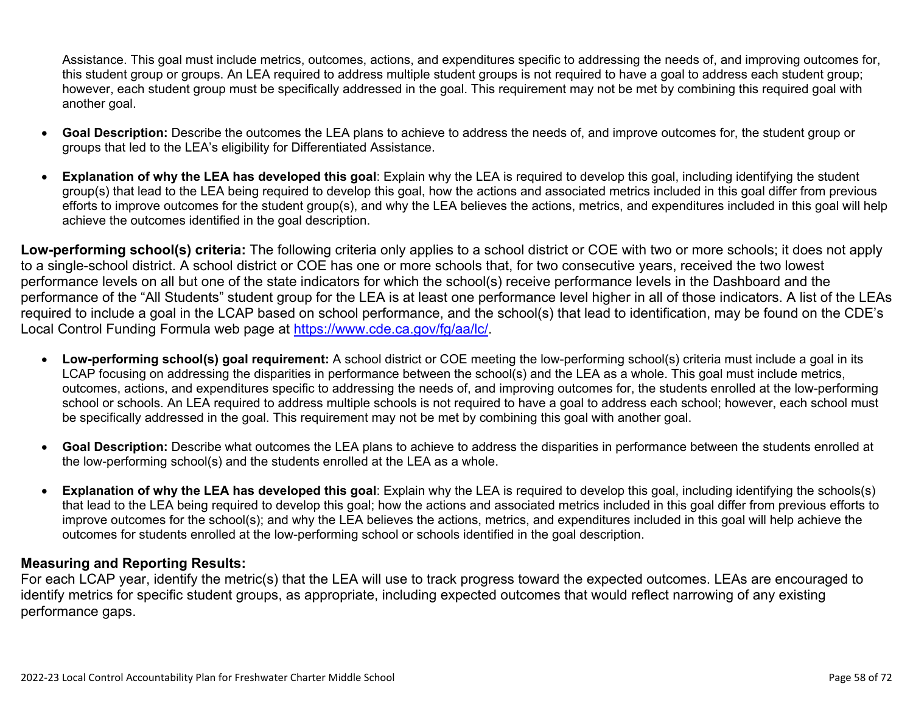Assistance. This goal must include metrics, outcomes, actions, and expenditures specific to addressing the needs of, and improving outcomes for, this student group or groups. An LEA required to address multiple student groups is not required to have a goal to address each student group; however, each student group must be specifically addressed in the goal. This requirement may not be met by combining this required goal with another goal.

- **Goal Description:** Describe the outcomes the LEA plans to achieve to address the needs of, and improve outcomes for, the student group or groups that led to the LEA's eligibility for Differentiated Assistance.
- **Explanation of why the LEA has developed this goal**: Explain why the LEA is required to develop this goal, including identifying the student group(s) that lead to the LEA being required to develop this goal, how the actions and associated metrics included in this goal differ from previous efforts to improve outcomes for the student group(s), and why the LEA believes the actions, metrics, and expenditures included in this goal will help achieve the outcomes identified in the goal description.

**Low-performing school(s) criteria:** The following criteria only applies to a school district or COE with two or more schools; it does not apply to a single-school district. A school district or COE has one or more schools that, for two consecutive years, received the two lowest performance levels on all but one of the state indicators for which the school(s) receive performance levels in the Dashboard and the performance of the "All Students" student group for the LEA is at least one performance level higher in all of those indicators. A list of the LEAs required to include a goal in the LCAP based on school performance, and the school(s) that lead to identification, may be found on the CDE's Local Control Funding Formula web page at [https://www.cde.ca.gov/fg/aa/lc/](https://www.cde.ca.gov/fg/aa/lc/).

- **Low-performing school(s) goal requirement:** A school district or COE meeting the low-performing school(s) criteria must include a goal in its LCAP focusing on addressing the disparities in performance between the school(s) and the LEA as a whole. This goal must include metrics, outcomes, actions, and expenditures specific to addressing the needs of, and improving outcomes for, the students enrolled at the low-performing school or schools. An LEA required to address multiple schools is not required to have a goal to address each school; however, each school must be specifically addressed in the goal. This requirement may not be met by combining this goal with another goal.
- **Goal Description:** Describe what outcomes the LEA plans to achieve to address the disparities in performance between the students enrolled at the low-performing school(s) and the students enrolled at the LEA as a whole.
- **Explanation of why the LEA has developed this goal**: Explain why the LEA is required to develop this goal, including identifying the schools(s) that lead to the LEA being required to develop this goal; how the actions and associated metrics included in this goal differ from previous efforts to improve outcomes for the school(s); and why the LEA believes the actions, metrics, and expenditures included in this goal will help achieve the outcomes for students enrolled at the low-performing school or schools identified in the goal description.

### Measuring and Reporting Results:

For each LCAP year, identify the metric(s) that the LEA will use to track progress toward the expected outcomes. LEAs are encouraged to identify metrics for specific student groups, as appropriate, including expected outcomes that would reflect narrowing of any existing performance gaps.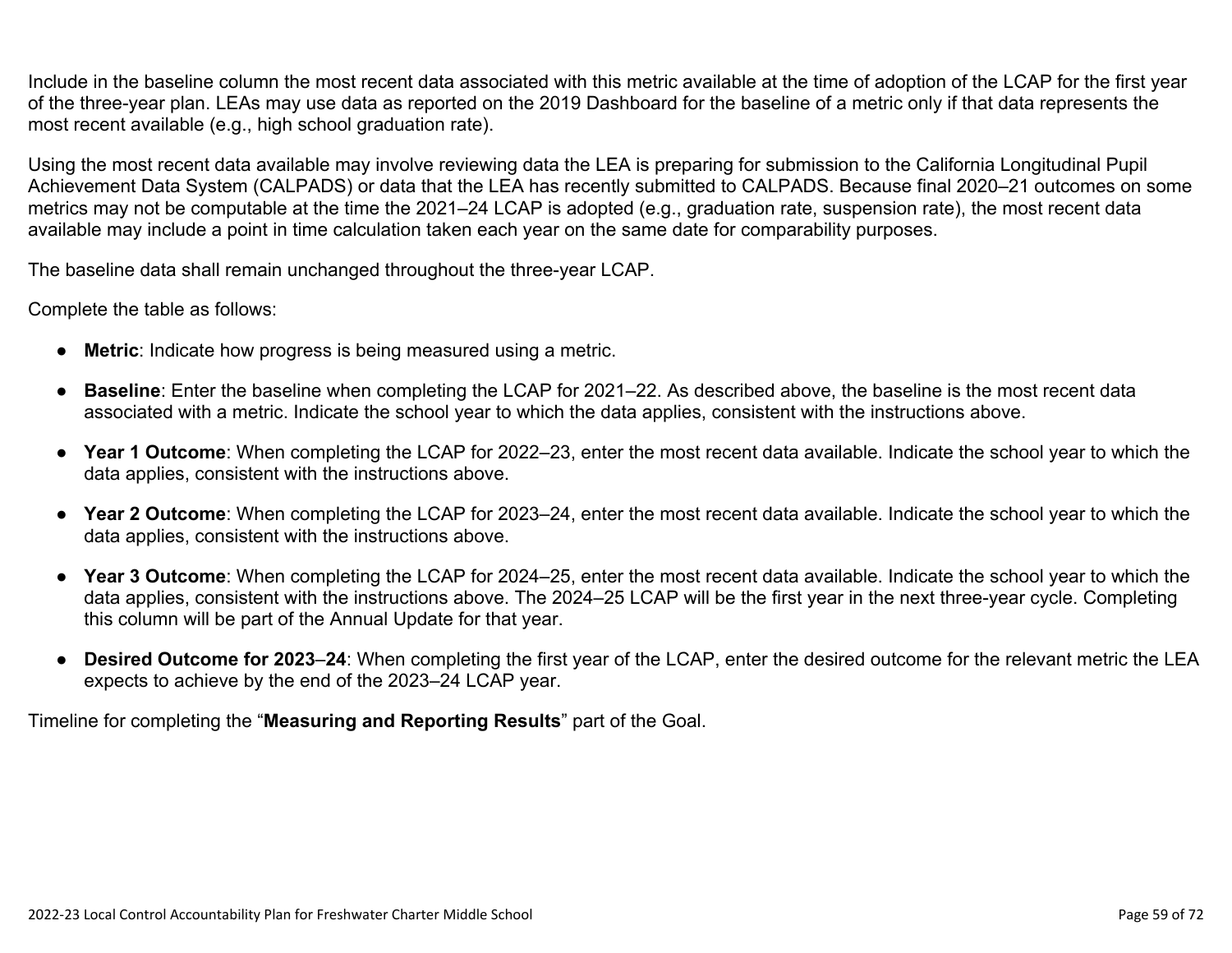Include in the baseline column the most recent data associated with this metric available at the time of adoption of the LCAP for the first year of the three-year plan. LEAs may use data as reported on the 2019 Dashboard for the baseline of a metric only if that data represents the most recent available (e.g., high school graduation rate).

Using the most recent data available may involve reviewing data the LEA is preparing for submission to the California Longitudinal Pupil Achievement Data System (CALPADS) or data that the LEA has recently submitted to CALPADS. Because final 2020–21 outcomes on some metrics may not be computable at the time the 2021–24 LCAP is adopted (e.g., graduation rate, suspension rate), the most recent data available may include a point in time calculation taken each year on the same date for comparability purposes.

The baseline data shall remain unchanged throughout the three-year LCAP.

Complete the table as follows:

- **Metric**: Indicate how progress is being measured using a metric.
- **Baseline**: Enter the baseline when completing the LCAP for 2021–22. As described above, the baseline is the most recent data associated with a metric. Indicate the school year to which the data applies, consistent with the instructions above.
- **Year 1 Outcome**: When completing the LCAP for 2022–23, enter the most recent data available. Indicate the school year to which the data applies, consistent with the instructions above.
- **Year 2 Outcome**: When completing the LCAP for 2023–24, enter the most recent data available. Indicate the school year to which the data applies, consistent with the instructions above.
- **Year 3 Outcome**: When completing the LCAP for 2024–25, enter the most recent data available. Indicate the school year to which the data applies, consistent with the instructions above. The 2024–25 LCAP will be the first year in the next three-year cycle. Completing this column will be part of the Annual Update for that year.
- **Desired Outcome for 2023–24**: When completing the first year of the LCAP, enter the desired outcome for the relevant metric the LEA expects to achieve by the end of the 2023–24 LCAP year.

Timeline for completing the "**Measuring and Reporting Results**" part of the Goal.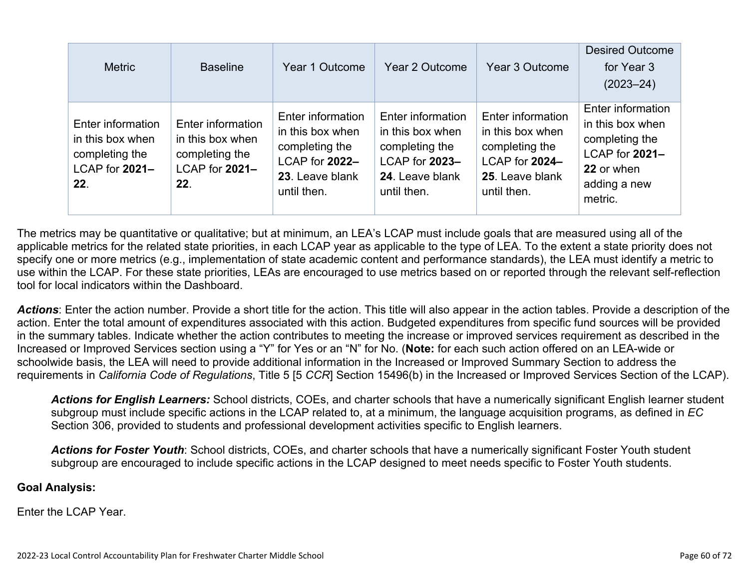| Metric | Baseline | Year 1 Outcome | Year 2 Outcome | Year 3 Outcome | Desired Outcome for Year 3 (2023–24) |
|---|---|---|---|---|---|
| Enter information in this box when completing the LCAP for **2021–22**. | Enter information in this box when completing the LCAP for **2021–22**. | Enter information in this box when completing the LCAP for **2022–23**. Leave blank until then. | Enter information in this box when completing the LCAP for **2023–24**. Leave blank until then. | Enter information in this box when completing the LCAP for **2024–25**. Leave blank until then. | Enter information in this box when completing the LCAP for **2021–22** or when adding a new metric. |

The metrics may be quantitative or qualitative; but at minimum, an LEA's LCAP must include goals that are measured using all of the applicable metrics for the related state priorities, in each LCAP year as applicable to the type of LEA. To the extent a state priority does not specify one or more metrics (e.g., implementation of state academic content and performance standards), the LEA must identify a metric to use within the LCAP. For these state priorities, LEAs are encouraged to use metrics based on or reported through the relevant self-reflection tool for local indicators within the Dashboard.

***Actions***: Enter the action number. Provide a short title for the action. This title will also appear in the action tables. Provide a description of the action. Enter the total amount of expenditures associated with this action. Budgeted expenditures from specific fund sources will be provided in the summary tables. Indicate whether the action contributes to meeting the increase or improved services requirement as described in the Increased or Improved Services section using a "Y" for Yes or an "N" for No. (**Note:** for each such action offered on an LEA-wide or schoolwide basis, the LEA will need to provide additional information in the Increased or Improved Summary Section to address the requirements in *California Code of Regulations*, Title 5 [5 *CCR*] Section 15496(b) in the Increased or Improved Services Section of the LCAP).

> ***Actions for English Learners:*** School districts, COEs, and charter schools that have a numerically significant English learner student subgroup must include specific actions in the LCAP related to, at a minimum, the language acquisition programs, as defined in *EC* Section 306, provided to students and professional development activities specific to English learners.
>
> ***Actions for Foster Youth***: School districts, COEs, and charter schools that have a numerically significant Foster Youth student subgroup are encouraged to include specific actions in the LCAP designed to meet needs specific to Foster Youth students.

**Goal Analysis:**

Enter the LCAP Year.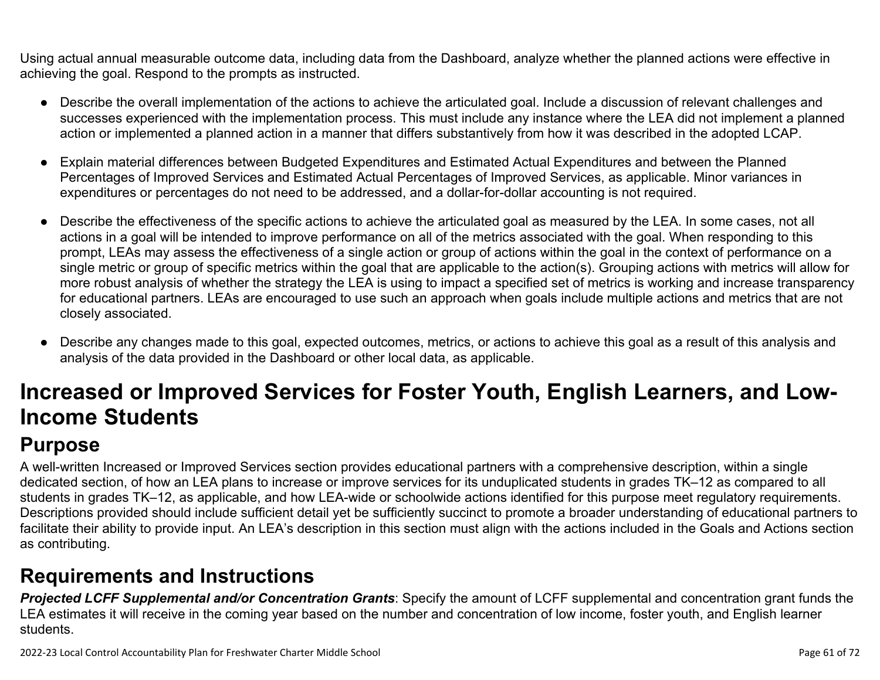Using actual annual measurable outcome data, including data from the Dashboard, analyze whether the planned actions were effective in achieving the goal. Respond to the prompts as instructed.

- Describe the overall implementation of the actions to achieve the articulated goal. Include a discussion of relevant challenges and successes experienced with the implementation process. This must include any instance where the LEA did not implement a planned action or implemented a planned action in a manner that differs substantively from how it was described in the adopted LCAP.
- Explain material differences between Budgeted Expenditures and Estimated Actual Expenditures and between the Planned Percentages of Improved Services and Estimated Actual Percentages of Improved Services, as applicable. Minor variances in expenditures or percentages do not need to be addressed, and a dollar-for-dollar accounting is not required.
- Describe the effectiveness of the specific actions to achieve the articulated goal as measured by the LEA. In some cases, not all actions in a goal will be intended to improve performance on all of the metrics associated with the goal. When responding to this prompt, LEAs may assess the effectiveness of a single action or group of actions within the goal in the context of performance on a single metric or group of specific metrics within the goal that are applicable to the action(s). Grouping actions with metrics will allow for more robust analysis of whether the strategy the LEA is using to impact a specified set of metrics is working and increase transparency for educational partners. LEAs are encouraged to use such an approach when goals include multiple actions and metrics that are not closely associated.
- Describe any changes made to this goal, expected outcomes, metrics, or actions to achieve this goal as a result of this analysis and analysis of the data provided in the Dashboard or other local data, as applicable.

# Increased or Improved Services for Foster Youth, English Learners, and Low-Income Students

## Purpose

A well-written Increased or Improved Services section provides educational partners with a comprehensive description, within a single dedicated section, of how an LEA plans to increase or improve services for its unduplicated students in grades TK–12 as compared to all students in grades TK–12, as applicable, and how LEA-wide or schoolwide actions identified for this purpose meet regulatory requirements. Descriptions provided should include sufficient detail yet be sufficiently succinct to promote a broader understanding of educational partners to facilitate their ability to provide input. An LEA's description in this section must align with the actions included in the Goals and Actions section as contributing.

## Requirements and Instructions

***Projected LCFF Supplemental and/or Concentration Grants***: Specify the amount of LCFF supplemental and concentration grant funds the LEA estimates it will receive in the coming year based on the number and concentration of low income, foster youth, and English learner students.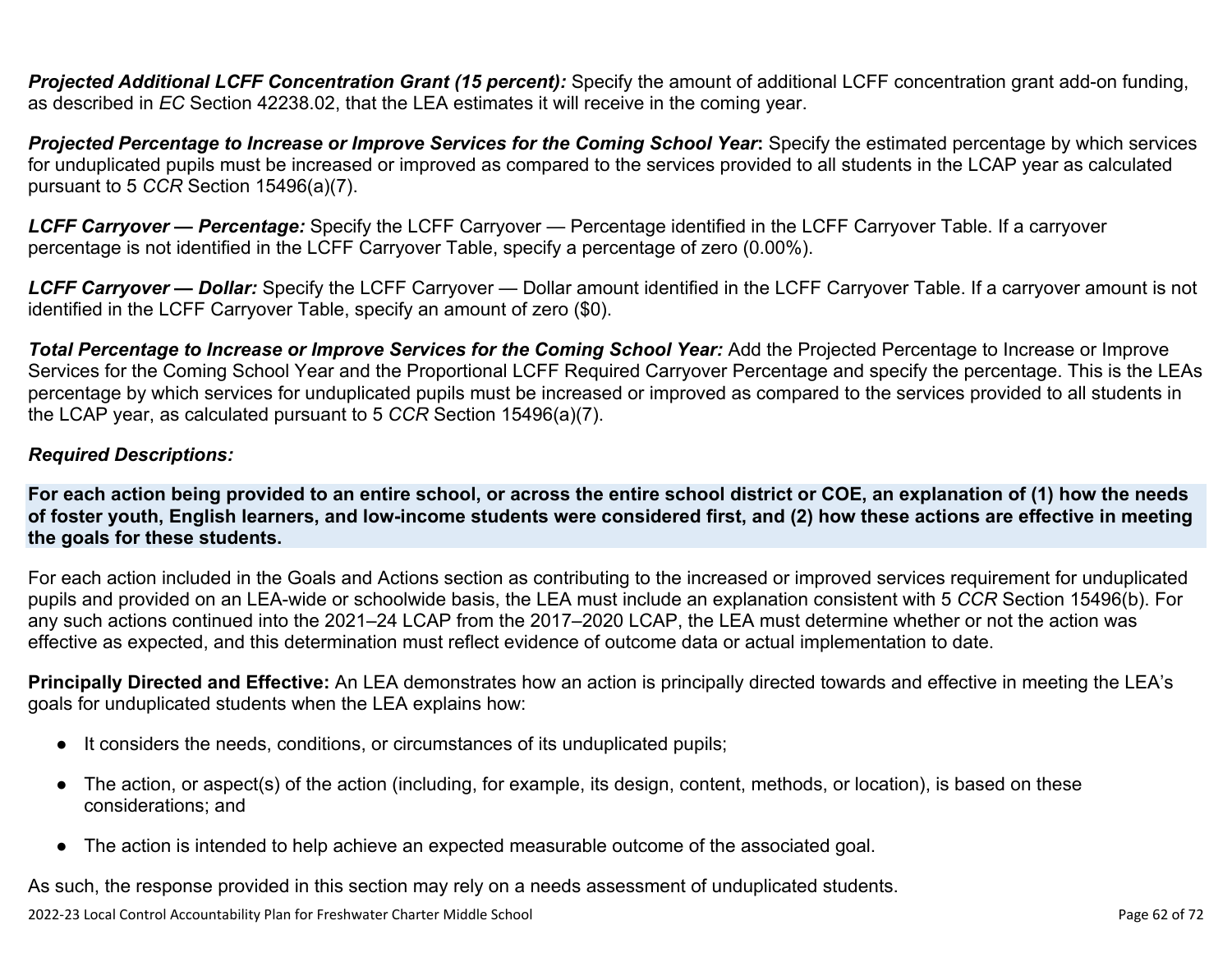***Projected Additional LCFF Concentration Grant (15 percent):*** Specify the amount of additional LCFF concentration grant add-on funding, as described in *EC* Section 42238.02, that the LEA estimates it will receive in the coming year.

***Projected Percentage to Increase or Improve Services for the Coming School Year*:** Specify the estimated percentage by which services for unduplicated pupils must be increased or improved as compared to the services provided to all students in the LCAP year as calculated pursuant to 5 *CCR* Section 15496(a)(7).

***LCFF Carryover — Percentage:*** Specify the LCFF Carryover — Percentage identified in the LCFF Carryover Table. If a carryover percentage is not identified in the LCFF Carryover Table, specify a percentage of zero (0.00%).

***LCFF Carryover — Dollar:*** Specify the LCFF Carryover — Dollar amount identified in the LCFF Carryover Table. If a carryover amount is not identified in the LCFF Carryover Table, specify an amount of zero ($0).

***Total Percentage to Increase or Improve Services for the Coming School Year:*** Add the Projected Percentage to Increase or Improve Services for the Coming School Year and the Proportional LCFF Required Carryover Percentage and specify the percentage. This is the LEAs percentage by which services for unduplicated pupils must be increased or improved as compared to the services provided to all students in the LCAP year, as calculated pursuant to 5 *CCR* Section 15496(a)(7).

***Required Descriptions:***

**For each action being provided to an entire school, or across the entire school district or COE, an explanation of (1) how the needs of foster youth, English learners, and low-income students were considered first, and (2) how these actions are effective in meeting the goals for these students.**

For each action included in the Goals and Actions section as contributing to the increased or improved services requirement for unduplicated pupils and provided on an LEA-wide or schoolwide basis, the LEA must include an explanation consistent with 5 *CCR* Section 15496(b). For any such actions continued into the 2021–24 LCAP from the 2017–2020 LCAP, the LEA must determine whether or not the action was effective as expected, and this determination must reflect evidence of outcome data or actual implementation to date.

**Principally Directed and Effective:** An LEA demonstrates how an action is principally directed towards and effective in meeting the LEA's goals for unduplicated students when the LEA explains how:

- It considers the needs, conditions, or circumstances of its unduplicated pupils;
- The action, or aspect(s) of the action (including, for example, its design, content, methods, or location), is based on these considerations; and
- The action is intended to help achieve an expected measurable outcome of the associated goal.

As such, the response provided in this section may rely on a needs assessment of unduplicated students.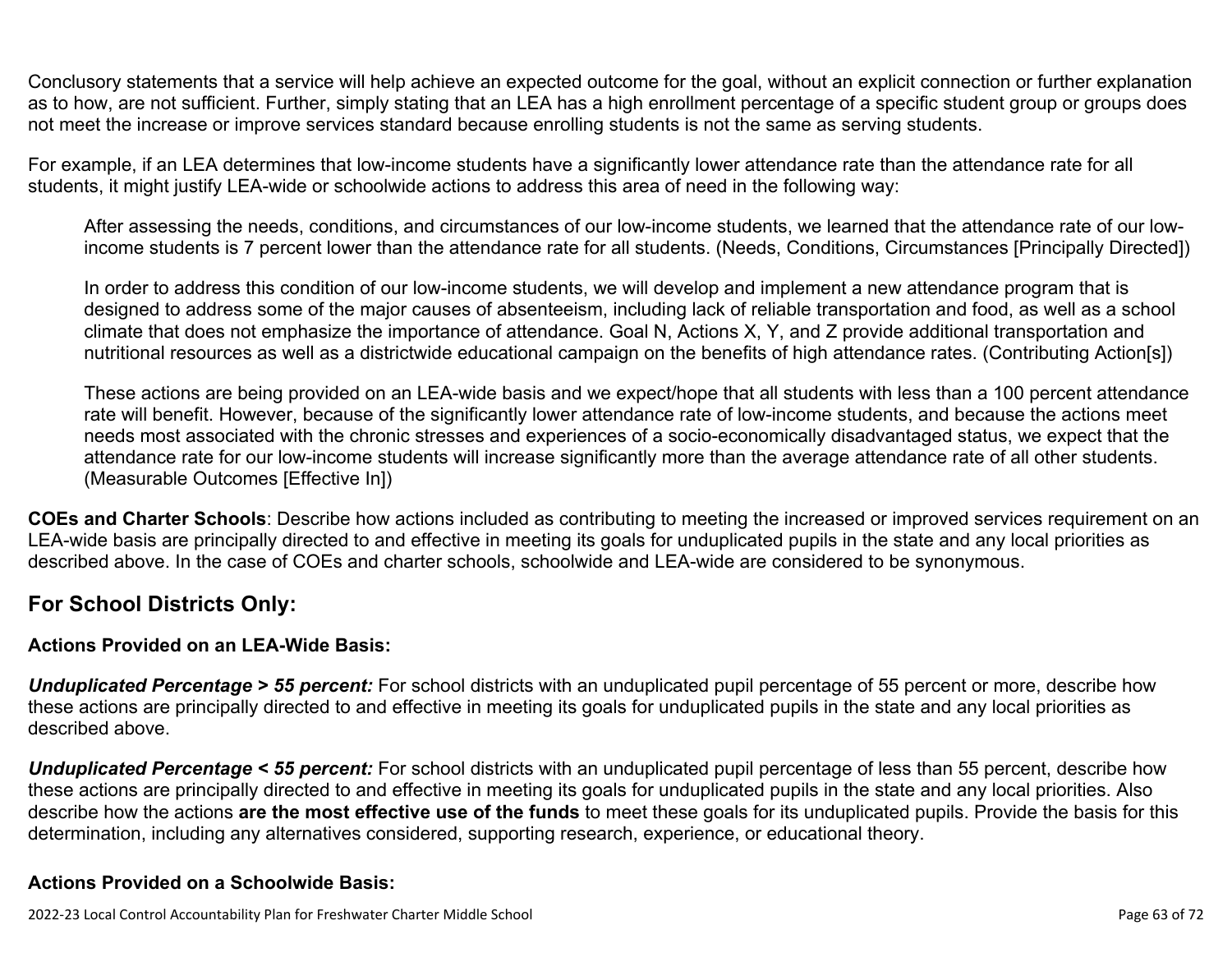Conclusory statements that a service will help achieve an expected outcome for the goal, without an explicit connection or further explanation as to how, are not sufficient. Further, simply stating that an LEA has a high enrollment percentage of a specific student group or groups does not meet the increase or improve services standard because enrolling students is not the same as serving students.

For example, if an LEA determines that low-income students have a significantly lower attendance rate than the attendance rate for all students, it might justify LEA-wide or schoolwide actions to address this area of need in the following way:

> After assessing the needs, conditions, and circumstances of our low-income students, we learned that the attendance rate of our low-income students is 7 percent lower than the attendance rate for all students. (Needs, Conditions, Circumstances [Principally Directed])
>
> In order to address this condition of our low-income students, we will develop and implement a new attendance program that is designed to address some of the major causes of absenteeism, including lack of reliable transportation and food, as well as a school climate that does not emphasize the importance of attendance. Goal N, Actions X, Y, and Z provide additional transportation and nutritional resources as well as a districtwide educational campaign on the benefits of high attendance rates. (Contributing Action[s])
>
> These actions are being provided on an LEA-wide basis and we expect/hope that all students with less than a 100 percent attendance rate will benefit. However, because of the significantly lower attendance rate of low-income students, and because the actions meet needs most associated with the chronic stresses and experiences of a socio-economically disadvantaged status, we expect that the attendance rate for our low-income students will increase significantly more than the average attendance rate of all other students. (Measurable Outcomes [Effective In])

**COEs and Charter Schools**: Describe how actions included as contributing to meeting the increased or improved services requirement on an LEA-wide basis are principally directed to and effective in meeting its goals for unduplicated pupils in the state and any local priorities as described above. In the case of COEs and charter schools, schoolwide and LEA-wide are considered to be synonymous.

## For School Districts Only:

### Actions Provided on an LEA-Wide Basis:

***Unduplicated Percentage > 55 percent:*** For school districts with an unduplicated pupil percentage of 55 percent or more, describe how these actions are principally directed to and effective in meeting its goals for unduplicated pupils in the state and any local priorities as described above.

***Unduplicated Percentage < 55 percent:*** For school districts with an unduplicated pupil percentage of less than 55 percent, describe how these actions are principally directed to and effective in meeting its goals for unduplicated pupils in the state and any local priorities. Also describe how the actions **are the most effective use of the funds** to meet these goals for its unduplicated pupils. Provide the basis for this determination, including any alternatives considered, supporting research, experience, or educational theory.

### Actions Provided on a Schoolwide Basis: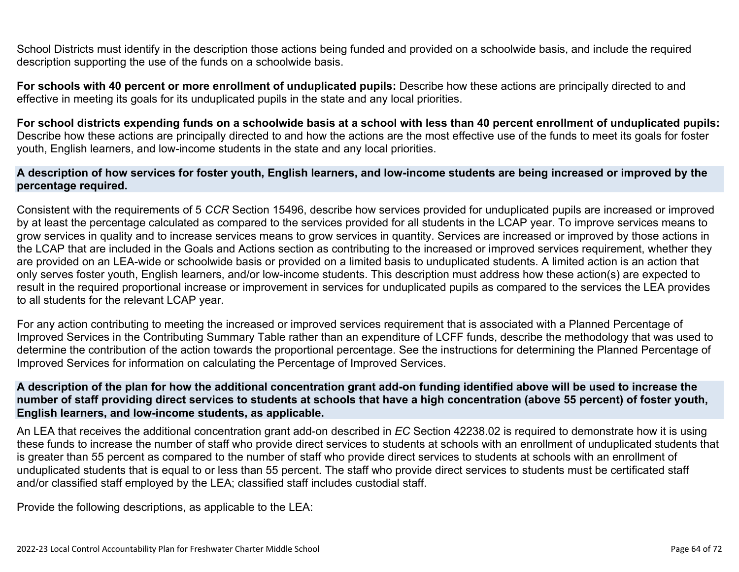School Districts must identify in the description those actions being funded and provided on a schoolwide basis, and include the required description supporting the use of the funds on a schoolwide basis.

**For schools with 40 percent or more enrollment of unduplicated pupils:** Describe how these actions are principally directed to and effective in meeting its goals for its unduplicated pupils in the state and any local priorities.

**For school districts expending funds on a schoolwide basis at a school with less than 40 percent enrollment of unduplicated pupils:** Describe how these actions are principally directed to and how the actions are the most effective use of the funds to meet its goals for foster youth, English learners, and low-income students in the state and any local priorities.

### A description of how services for foster youth, English learners, and low-income students are being increased or improved by the percentage required.

Consistent with the requirements of 5 *CCR* Section 15496, describe how services provided for unduplicated pupils are increased or improved by at least the percentage calculated as compared to the services provided for all students in the LCAP year. To improve services means to grow services in quality and to increase services means to grow services in quantity. Services are increased or improved by those actions in the LCAP that are included in the Goals and Actions section as contributing to the increased or improved services requirement, whether they are provided on an LEA-wide or schoolwide basis or provided on a limited basis to unduplicated students. A limited action is an action that only serves foster youth, English learners, and/or low-income students. This description must address how these action(s) are expected to result in the required proportional increase or improvement in services for unduplicated pupils as compared to the services the LEA provides to all students for the relevant LCAP year.

For any action contributing to meeting the increased or improved services requirement that is associated with a Planned Percentage of Improved Services in the Contributing Summary Table rather than an expenditure of LCFF funds, describe the methodology that was used to determine the contribution of the action towards the proportional percentage. See the instructions for determining the Planned Percentage of Improved Services for information on calculating the Percentage of Improved Services.

### A description of the plan for how the additional concentration grant add-on funding identified above will be used to increase the number of staff providing direct services to students at schools that have a high concentration (above 55 percent) of foster youth, English learners, and low-income students, as applicable.

An LEA that receives the additional concentration grant add-on described in *EC* Section 42238.02 is required to demonstrate how it is using these funds to increase the number of staff who provide direct services to students at schools with an enrollment of unduplicated students that is greater than 55 percent as compared to the number of staff who provide direct services to students at schools with an enrollment of unduplicated students that is equal to or less than 55 percent. The staff who provide direct services to students must be certificated staff and/or classified staff employed by the LEA; classified staff includes custodial staff.

Provide the following descriptions, as applicable to the LEA: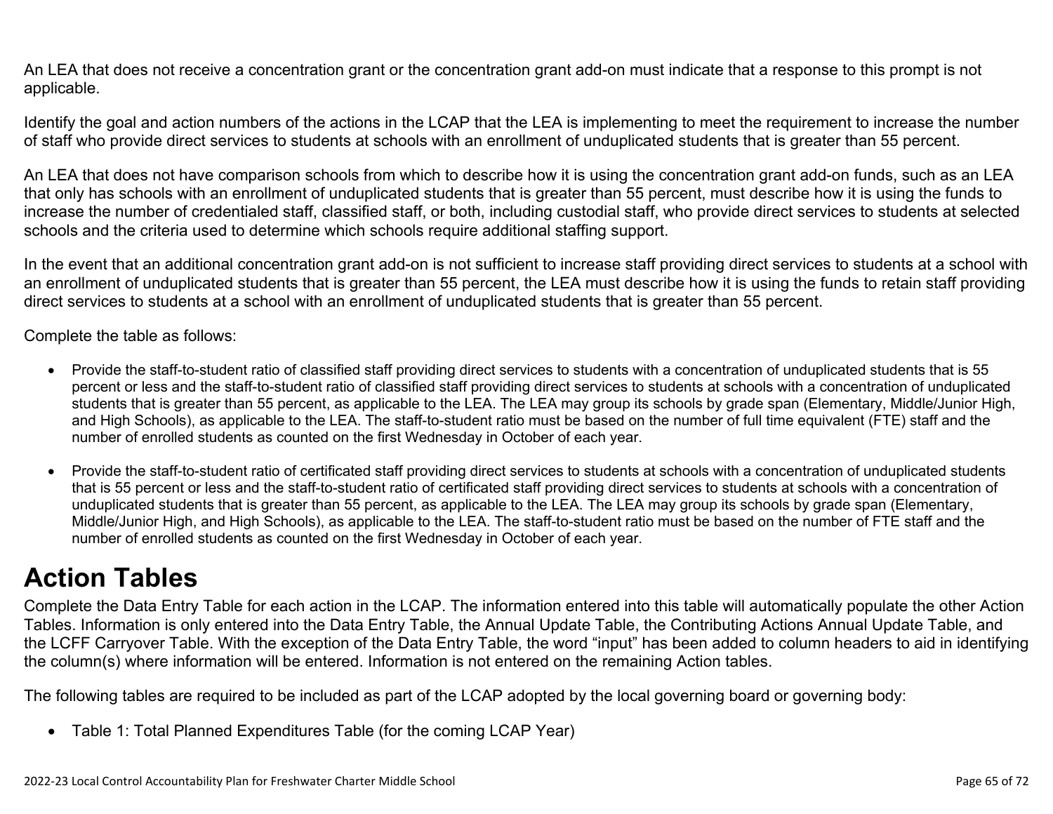An LEA that does not receive a concentration grant or the concentration grant add-on must indicate that a response to this prompt is not applicable.

Identify the goal and action numbers of the actions in the LCAP that the LEA is implementing to meet the requirement to increase the number of staff who provide direct services to students at schools with an enrollment of unduplicated students that is greater than 55 percent.

An LEA that does not have comparison schools from which to describe how it is using the concentration grant add-on funds, such as an LEA that only has schools with an enrollment of unduplicated students that is greater than 55 percent, must describe how it is using the funds to increase the number of credentialed staff, classified staff, or both, including custodial staff, who provide direct services to students at selected schools and the criteria used to determine which schools require additional staffing support.

In the event that an additional concentration grant add-on is not sufficient to increase staff providing direct services to students at a school with an enrollment of unduplicated students that is greater than 55 percent, the LEA must describe how it is using the funds to retain staff providing direct services to students at a school with an enrollment of unduplicated students that is greater than 55 percent.

Complete the table as follows:

- Provide the staff-to-student ratio of classified staff providing direct services to students with a concentration of unduplicated students that is 55 percent or less and the staff-to-student ratio of classified staff providing direct services to students at schools with a concentration of unduplicated students that is greater than 55 percent, as applicable to the LEA. The LEA may group its schools by grade span (Elementary, Middle/Junior High, and High Schools), as applicable to the LEA. The staff-to-student ratio must be based on the number of full time equivalent (FTE) staff and the number of enrolled students as counted on the first Wednesday in October of each year.

- Provide the staff-to-student ratio of certificated staff providing direct services to students at schools with a concentration of unduplicated students that is 55 percent or less and the staff-to-student ratio of certificated staff providing direct services to students at schools with a concentration of unduplicated students that is greater than 55 percent, as applicable to the LEA. The LEA may group its schools by grade span (Elementary, Middle/Junior High, and High Schools), as applicable to the LEA. The staff-to-student ratio must be based on the number of FTE staff and the number of enrolled students as counted on the first Wednesday in October of each year.

# Action Tables

Complete the Data Entry Table for each action in the LCAP. The information entered into this table will automatically populate the other Action Tables. Information is only entered into the Data Entry Table, the Annual Update Table, the Contributing Actions Annual Update Table, and the LCFF Carryover Table. With the exception of the Data Entry Table, the word "input" has been added to column headers to aid in identifying the column(s) where information will be entered. Information is not entered on the remaining Action tables.

The following tables are required to be included as part of the LCAP adopted by the local governing board or governing body:

- Table 1: Total Planned Expenditures Table (for the coming LCAP Year)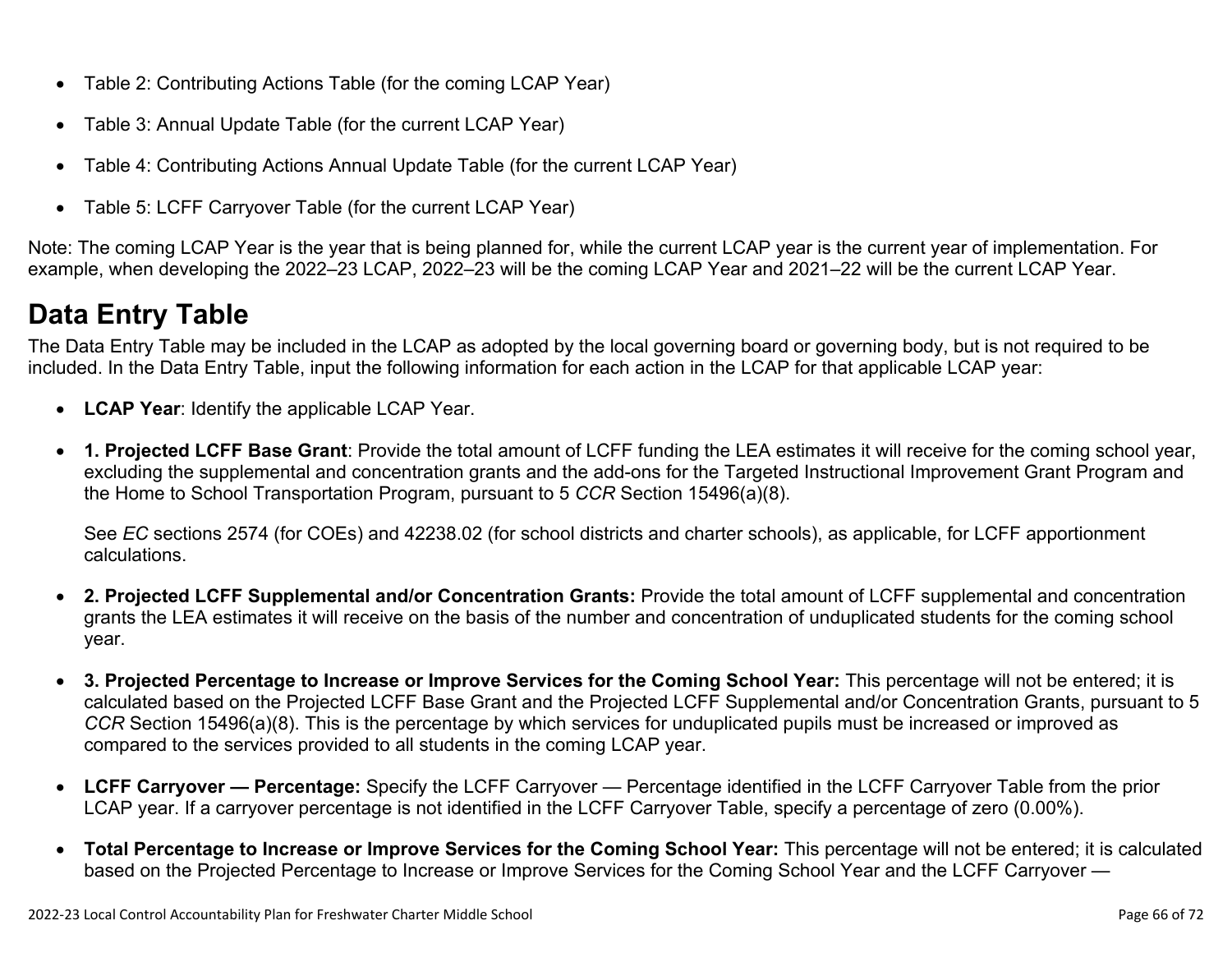- Table 2: Contributing Actions Table (for the coming LCAP Year)
- Table 3: Annual Update Table (for the current LCAP Year)
- Table 4: Contributing Actions Annual Update Table (for the current LCAP Year)
- Table 5: LCFF Carryover Table (for the current LCAP Year)

Note: The coming LCAP Year is the year that is being planned for, while the current LCAP year is the current year of implementation. For example, when developing the 2022–23 LCAP, 2022–23 will be the coming LCAP Year and 2021–22 will be the current LCAP Year.

# Data Entry Table

The Data Entry Table may be included in the LCAP as adopted by the local governing board or governing body, but is not required to be included. In the Data Entry Table, input the following information for each action in the LCAP for that applicable LCAP year:

- **LCAP Year**: Identify the applicable LCAP Year.
- **1. Projected LCFF Base Grant**: Provide the total amount of LCFF funding the LEA estimates it will receive for the coming school year, excluding the supplemental and concentration grants and the add-ons for the Targeted Instructional Improvement Grant Program and the Home to School Transportation Program, pursuant to 5 *CCR* Section 15496(a)(8).

  See *EC* sections 2574 (for COEs) and 42238.02 (for school districts and charter schools), as applicable, for LCFF apportionment calculations.

- **2. Projected LCFF Supplemental and/or Concentration Grants:** Provide the total amount of LCFF supplemental and concentration grants the LEA estimates it will receive on the basis of the number and concentration of unduplicated students for the coming school year.
- **3. Projected Percentage to Increase or Improve Services for the Coming School Year:** This percentage will not be entered; it is calculated based on the Projected LCFF Base Grant and the Projected LCFF Supplemental and/or Concentration Grants, pursuant to 5 *CCR* Section 15496(a)(8). This is the percentage by which services for unduplicated pupils must be increased or improved as compared to the services provided to all students in the coming LCAP year.
- **LCFF Carryover — Percentage:** Specify the LCFF Carryover — Percentage identified in the LCFF Carryover Table from the prior LCAP year. If a carryover percentage is not identified in the LCFF Carryover Table, specify a percentage of zero (0.00%).
- **Total Percentage to Increase or Improve Services for the Coming School Year:** This percentage will not be entered; it is calculated based on the Projected Percentage to Increase or Improve Services for the Coming School Year and the LCFF Carryover —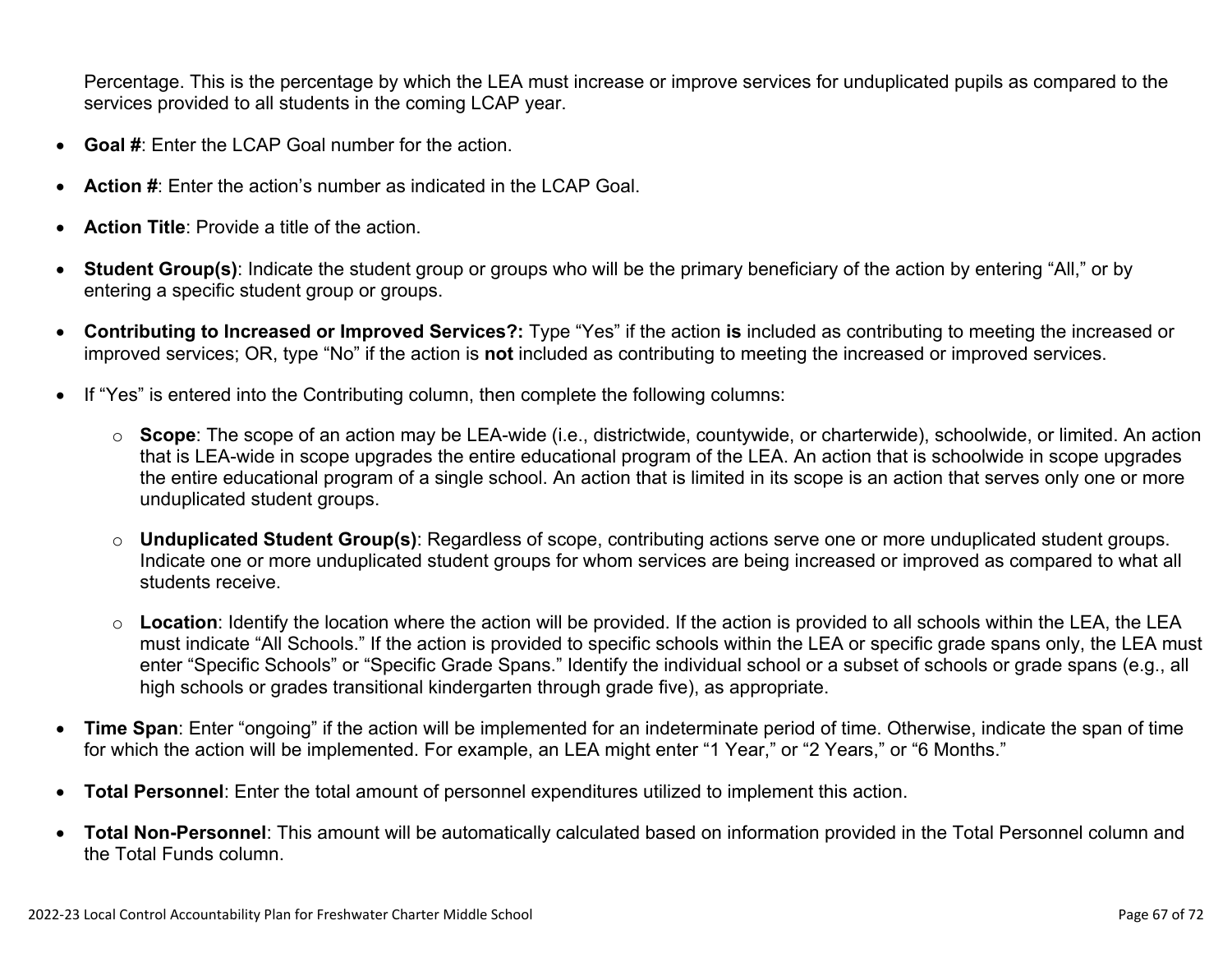Percentage. This is the percentage by which the LEA must increase or improve services for unduplicated pupils as compared to the services provided to all students in the coming LCAP year.

- **Goal #**: Enter the LCAP Goal number for the action.
- **Action #**: Enter the action's number as indicated in the LCAP Goal.
- **Action Title**: Provide a title of the action.
- **Student Group(s)**: Indicate the student group or groups who will be the primary beneficiary of the action by entering "All," or by entering a specific student group or groups.
- **Contributing to Increased or Improved Services?:** Type "Yes" if the action **is** included as contributing to meeting the increased or improved services; OR, type "No" if the action is **not** included as contributing to meeting the increased or improved services.
- If "Yes" is entered into the Contributing column, then complete the following columns:
  - **Scope**: The scope of an action may be LEA-wide (i.e., districtwide, countywide, or charterwide), schoolwide, or limited. An action that is LEA-wide in scope upgrades the entire educational program of the LEA. An action that is schoolwide in scope upgrades the entire educational program of a single school. An action that is limited in its scope is an action that serves only one or more unduplicated student groups.
  - **Unduplicated Student Group(s)**: Regardless of scope, contributing actions serve one or more unduplicated student groups. Indicate one or more unduplicated student groups for whom services are being increased or improved as compared to what all students receive.
  - **Location**: Identify the location where the action will be provided. If the action is provided to all schools within the LEA, the LEA must indicate "All Schools." If the action is provided to specific schools within the LEA or specific grade spans only, the LEA must enter "Specific Schools" or "Specific Grade Spans." Identify the individual school or a subset of schools or grade spans (e.g., all high schools or grades transitional kindergarten through grade five), as appropriate.
- **Time Span**: Enter "ongoing" if the action will be implemented for an indeterminate period of time. Otherwise, indicate the span of time for which the action will be implemented. For example, an LEA might enter "1 Year," or "2 Years," or "6 Months."
- **Total Personnel**: Enter the total amount of personnel expenditures utilized to implement this action.
- **Total Non-Personnel**: This amount will be automatically calculated based on information provided in the Total Personnel column and the Total Funds column.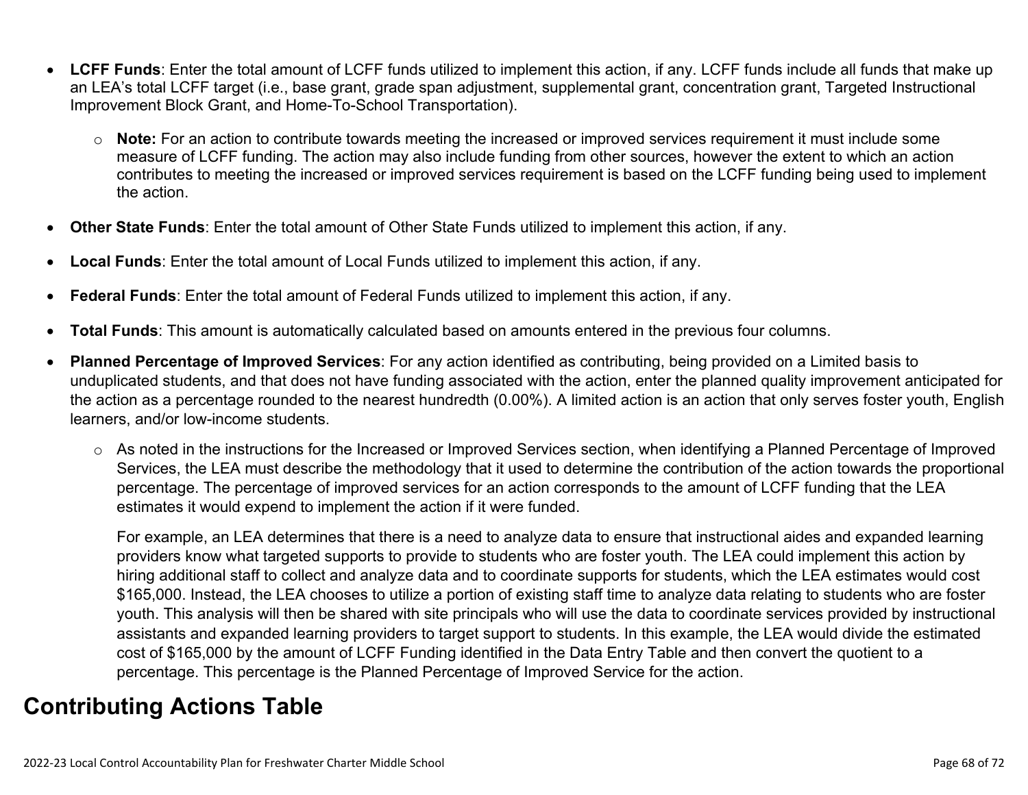- **LCFF Funds**: Enter the total amount of LCFF funds utilized to implement this action, if any. LCFF funds include all funds that make up an LEA's total LCFF target (i.e., base grant, grade span adjustment, supplemental grant, concentration grant, Targeted Instructional Improvement Block Grant, and Home-To-School Transportation).
  - **Note:** For an action to contribute towards meeting the increased or improved services requirement it must include some measure of LCFF funding. The action may also include funding from other sources, however the extent to which an action contributes to meeting the increased or improved services requirement is based on the LCFF funding being used to implement the action.
- **Other State Funds**: Enter the total amount of Other State Funds utilized to implement this action, if any.
- **Local Funds**: Enter the total amount of Local Funds utilized to implement this action, if any.
- **Federal Funds**: Enter the total amount of Federal Funds utilized to implement this action, if any.
- **Total Funds**: This amount is automatically calculated based on amounts entered in the previous four columns.
- **Planned Percentage of Improved Services**: For any action identified as contributing, being provided on a Limited basis to unduplicated students, and that does not have funding associated with the action, enter the planned quality improvement anticipated for the action as a percentage rounded to the nearest hundredth (0.00%). A limited action is an action that only serves foster youth, English learners, and/or low-income students.
  - As noted in the instructions for the Increased or Improved Services section, when identifying a Planned Percentage of Improved Services, the LEA must describe the methodology that it used to determine the contribution of the action towards the proportional percentage. The percentage of improved services for an action corresponds to the amount of LCFF funding that the LEA estimates it would expend to implement the action if it were funded.

    For example, an LEA determines that there is a need to analyze data to ensure that instructional aides and expanded learning providers know what targeted supports to provide to students who are foster youth. The LEA could implement this action by hiring additional staff to collect and analyze data and to coordinate supports for students, which the LEA estimates would cost $165,000. Instead, the LEA chooses to utilize a portion of existing staff time to analyze data relating to students who are foster youth. This analysis will then be shared with site principals who will use the data to coordinate services provided by instructional assistants and expanded learning providers to target support to students. In this example, the LEA would divide the estimated cost of $165,000 by the amount of LCFF Funding identified in the Data Entry Table and then convert the quotient to a percentage. This percentage is the Planned Percentage of Improved Service for the action.

# Contributing Actions Table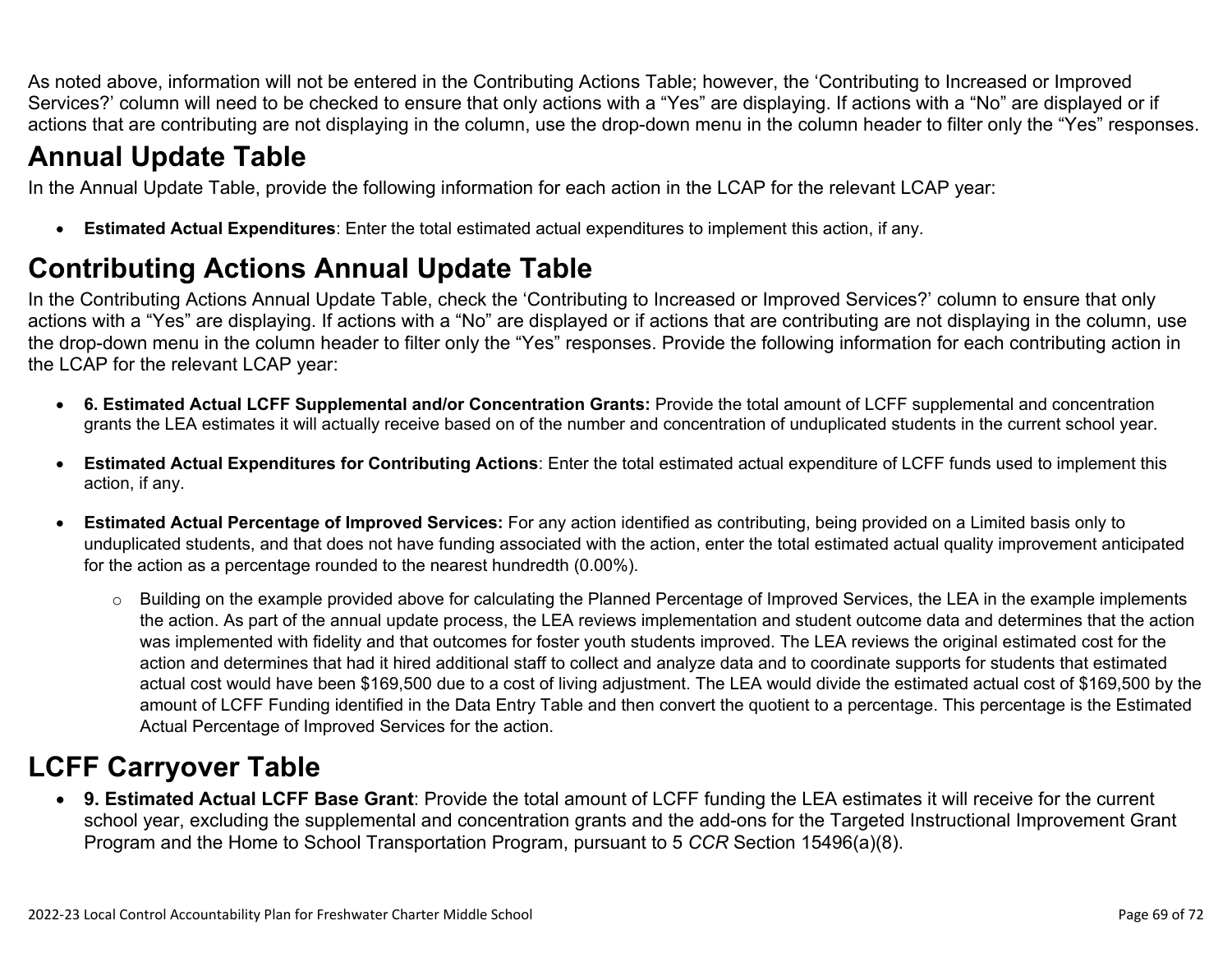As noted above, information will not be entered in the Contributing Actions Table; however, the 'Contributing to Increased or Improved Services?' column will need to be checked to ensure that only actions with a "Yes" are displaying. If actions with a "No" are displayed or if actions that are contributing are not displaying in the column, use the drop-down menu in the column header to filter only the "Yes" responses.

# Annual Update Table

In the Annual Update Table, provide the following information for each action in the LCAP for the relevant LCAP year:

- **Estimated Actual Expenditures**: Enter the total estimated actual expenditures to implement this action, if any.

# Contributing Actions Annual Update Table

In the Contributing Actions Annual Update Table, check the 'Contributing to Increased or Improved Services?' column to ensure that only actions with a "Yes" are displaying. If actions with a "No" are displayed or if actions that are contributing are not displaying in the column, use the drop-down menu in the column header to filter only the "Yes" responses. Provide the following information for each contributing action in the LCAP for the relevant LCAP year:

- **6. Estimated Actual LCFF Supplemental and/or Concentration Grants:** Provide the total amount of LCFF supplemental and concentration grants the LEA estimates it will actually receive based on of the number and concentration of unduplicated students in the current school year.

- **Estimated Actual Expenditures for Contributing Actions**: Enter the total estimated actual expenditure of LCFF funds used to implement this action, if any.

- **Estimated Actual Percentage of Improved Services:** For any action identified as contributing, being provided on a Limited basis only to unduplicated students, and that does not have funding associated with the action, enter the total estimated actual quality improvement anticipated for the action as a percentage rounded to the nearest hundredth (0.00%).

    - Building on the example provided above for calculating the Planned Percentage of Improved Services, the LEA in the example implements the action. As part of the annual update process, the LEA reviews implementation and student outcome data and determines that the action was implemented with fidelity and that outcomes for foster youth students improved. The LEA reviews the original estimated cost for the action and determines that had it hired additional staff to collect and analyze data and to coordinate supports for students that estimated actual cost would have been $169,500 due to a cost of living adjustment. The LEA would divide the estimated actual cost of $169,500 by the amount of LCFF Funding identified in the Data Entry Table and then convert the quotient to a percentage. This percentage is the Estimated Actual Percentage of Improved Services for the action.

# LCFF Carryover Table

- **9. Estimated Actual LCFF Base Grant**: Provide the total amount of LCFF funding the LEA estimates it will receive for the current school year, excluding the supplemental and concentration grants and the add-ons for the Targeted Instructional Improvement Grant Program and the Home to School Transportation Program, pursuant to 5 *CCR* Section 15496(a)(8).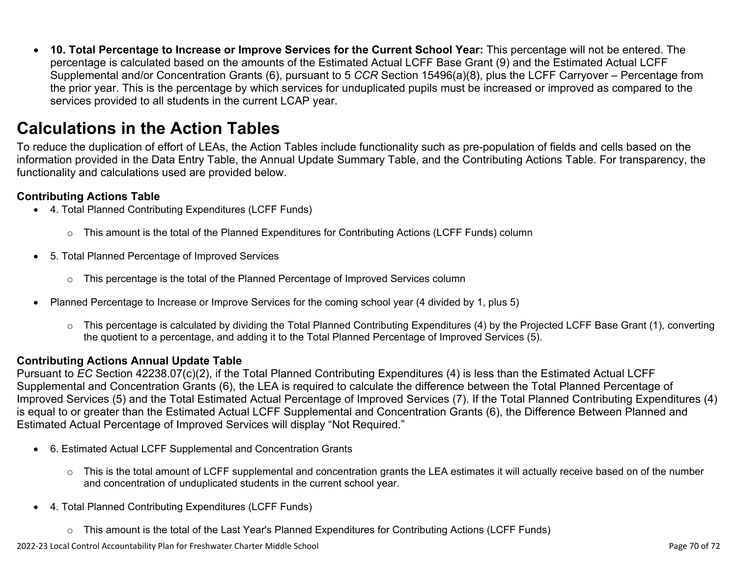- **10. Total Percentage to Increase or Improve Services for the Current School Year:** This percentage will not be entered. The percentage is calculated based on the amounts of the Estimated Actual LCFF Base Grant (9) and the Estimated Actual LCFF Supplemental and/or Concentration Grants (6), pursuant to 5 *CCR* Section 15496(a)(8), plus the LCFF Carryover – Percentage from the prior year. This is the percentage by which services for unduplicated pupils must be increased or improved as compared to the services provided to all students in the current LCAP year.

# Calculations in the Action Tables

To reduce the duplication of effort of LEAs, the Action Tables include functionality such as pre-population of fields and cells based on the information provided in the Data Entry Table, the Annual Update Summary Table, and the Contributing Actions Table. For transparency, the functionality and calculations used are provided below.

### Contributing Actions Table

- 4. Total Planned Contributing Expenditures (LCFF Funds)
  - This amount is the total of the Planned Expenditures for Contributing Actions (LCFF Funds) column
- 5. Total Planned Percentage of Improved Services
  - This percentage is the total of the Planned Percentage of Improved Services column
- Planned Percentage to Increase or Improve Services for the coming school year (4 divided by 1, plus 5)
  - This percentage is calculated by dividing the Total Planned Contributing Expenditures (4) by the Projected LCFF Base Grant (1), converting the quotient to a percentage, and adding it to the Total Planned Percentage of Improved Services (5).

### Contributing Actions Annual Update Table

Pursuant to *EC* Section 42238.07(c)(2), if the Total Planned Contributing Expenditures (4) is less than the Estimated Actual LCFF Supplemental and Concentration Grants (6), the LEA is required to calculate the difference between the Total Planned Percentage of Improved Services (5) and the Total Estimated Actual Percentage of Improved Services (7). If the Total Planned Contributing Expenditures (4) is equal to or greater than the Estimated Actual LCFF Supplemental and Concentration Grants (6), the Difference Between Planned and Estimated Actual Percentage of Improved Services will display "Not Required."

- 6. Estimated Actual LCFF Supplemental and Concentration Grants
  - This is the total amount of LCFF supplemental and concentration grants the LEA estimates it will actually receive based on of the number and concentration of unduplicated students in the current school year.
- 4. Total Planned Contributing Expenditures (LCFF Funds)
  - This amount is the total of the Last Year's Planned Expenditures for Contributing Actions (LCFF Funds)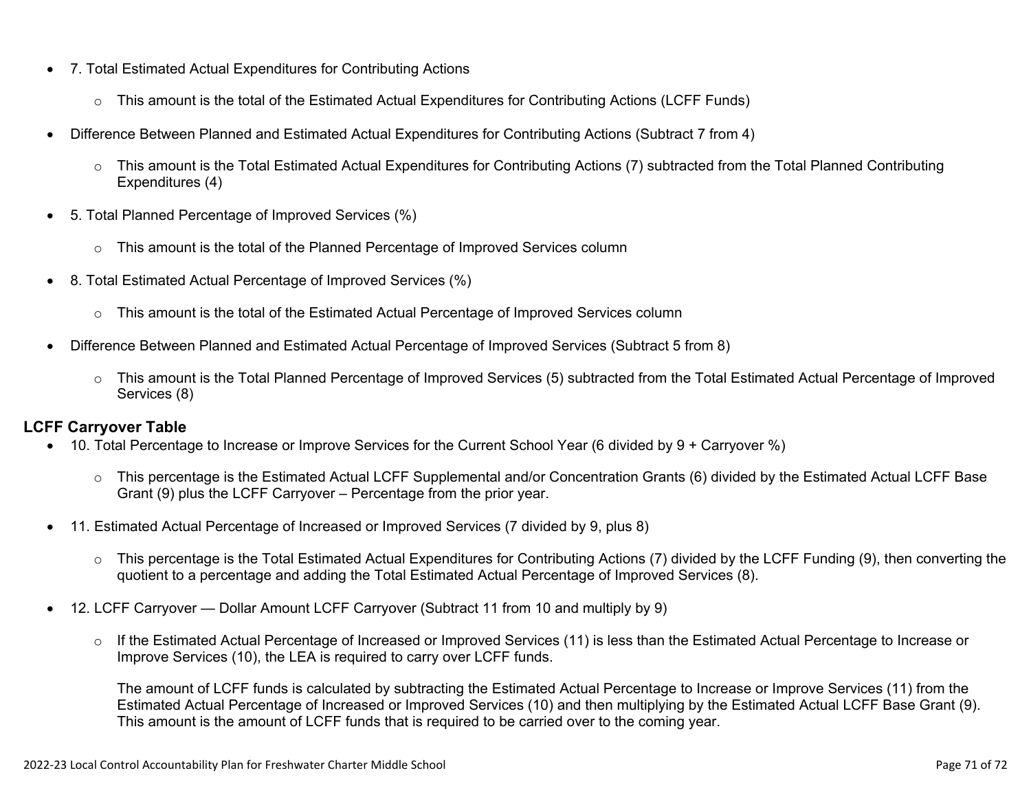- 7. Total Estimated Actual Expenditures for Contributing Actions
  - This amount is the total of the Estimated Actual Expenditures for Contributing Actions (LCFF Funds)
- Difference Between Planned and Estimated Actual Expenditures for Contributing Actions (Subtract 7 from 4)
  - This amount is the Total Estimated Actual Expenditures for Contributing Actions (7) subtracted from the Total Planned Contributing Expenditures (4)
- 5. Total Planned Percentage of Improved Services (%)
  - This amount is the total of the Planned Percentage of Improved Services column
- 8. Total Estimated Actual Percentage of Improved Services (%)
  - This amount is the total of the Estimated Actual Percentage of Improved Services column
- Difference Between Planned and Estimated Actual Percentage of Improved Services (Subtract 5 from 8)
  - This amount is the Total Planned Percentage of Improved Services (5) subtracted from the Total Estimated Actual Percentage of Improved Services (8)

**LCFF Carryover Table**

- 10. Total Percentage to Increase or Improve Services for the Current School Year (6 divided by 9 + Carryover %)
  - This percentage is the Estimated Actual LCFF Supplemental and/or Concentration Grants (6) divided by the Estimated Actual LCFF Base Grant (9) plus the LCFF Carryover – Percentage from the prior year.
- 11. Estimated Actual Percentage of Increased or Improved Services (7 divided by 9, plus 8)
  - This percentage is the Total Estimated Actual Expenditures for Contributing Actions (7) divided by the LCFF Funding (9), then converting the quotient to a percentage and adding the Total Estimated Actual Percentage of Improved Services (8).
- 12. LCFF Carryover — Dollar Amount LCFF Carryover (Subtract 11 from 10 and multiply by 9)
  - If the Estimated Actual Percentage of Increased or Improved Services (11) is less than the Estimated Actual Percentage to Increase or Improve Services (10), the LEA is required to carry over LCFF funds.

    The amount of LCFF funds is calculated by subtracting the Estimated Actual Percentage to Increase or Improve Services (11) from the Estimated Actual Percentage of Increased or Improved Services (10) and then multiplying by the Estimated Actual LCFF Base Grant (9). This amount is the amount of LCFF funds that is required to be carried over to the coming year.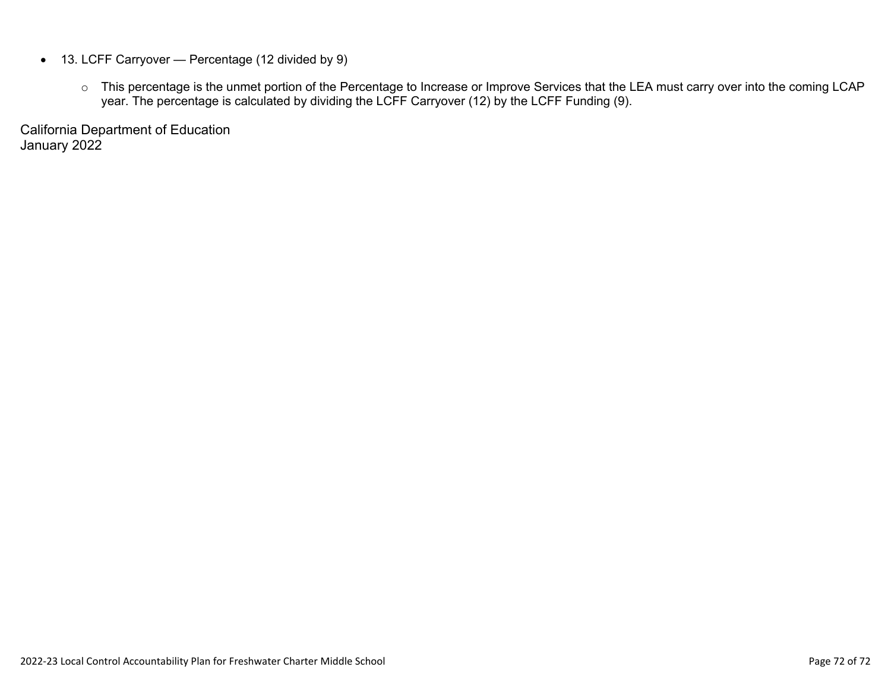- 13. LCFF Carryover — Percentage (12 divided by 9)
  - This percentage is the unmet portion of the Percentage to Increase or Improve Services that the LEA must carry over into the coming LCAP year. The percentage is calculated by dividing the LCFF Carryover (12) by the LCFF Funding (9).

California Department of Education
January 2022